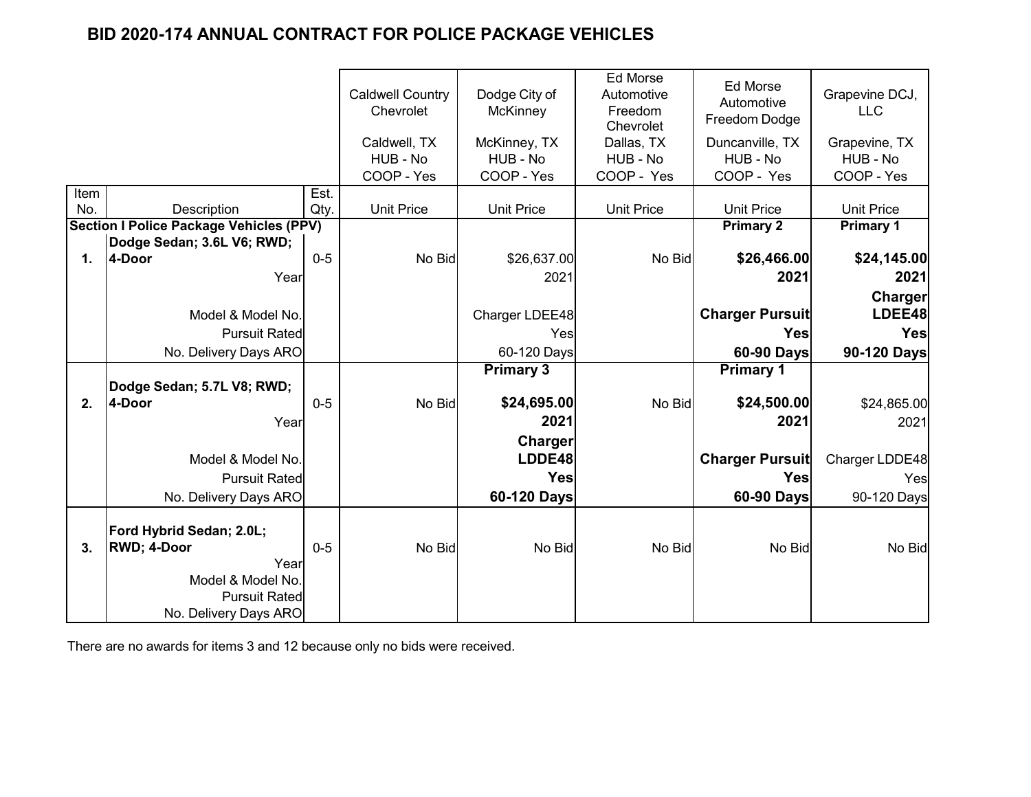# BID 2020-174 ANNUAL CONTRACT FOR POLICE PACKAGE VEHICLES

| Item No. | Description | Est. Qty. | Caldwell Country Chevrolet<br>Caldwell, TX<br>HUB - No<br>COOP - Yes<br>Unit Price | Dodge City of McKinney<br>McKinney, TX<br>HUB - No<br>COOP - Yes<br>Unit Price | Ed Morse Automotive Freedom Chevrolet<br>Dallas, TX<br>HUB - No<br>COOP - Yes<br>Unit Price | Ed Morse Automotive Freedom Dodge<br>Duncanville, TX<br>HUB - No<br>COOP - Yes<br>Unit Price | Grapevine DCJ, LLC<br>Grapevine, TX<br>HUB - No<br>COOP - Yes<br>Unit Price |
|---|---|---|---|---|---|---|---|
| **Section I Police Package Vehicles (PPV)** | | | | | | **Primary 2** | **Primary 1** |
| **1.** | **Dodge Sedan; 3.6L V6; RWD; 4-Door** | 0-5 | No Bid | $26,637.00 | No Bid | **$26,466.00** | **$24,145.00** |
| | Year | | | 2021 | | **2021** | **2021** |
| | Model & Model No. | | | Charger LDEE48 | | **Charger Pursuit** | **Charger LDEE48** |
| | Pursuit Rated | | | Yes | | **Yes** | **Yes** |
| | No. Delivery Days ARO | | | 60-120 Days | | **60-90 Days** | **90-120 Days** |
| | | | | **Primary 3** | | **Primary 1** | |
| **2.** | **Dodge Sedan; 5.7L V8; RWD; 4-Door** | 0-5 | No Bid | **$24,695.00** | No Bid | **$24,500.00** | $24,865.00 |
| | Year | | | **2021** | | **2021** | 2021 |
| | Model & Model No. | | | **Charger LDDE48** | | **Charger Pursuit** | Charger LDDE48 |
| | Pursuit Rated | | | **Yes** | | **Yes** | Yes |
| | No. Delivery Days ARO | | | **60-120 Days** | | **60-90 Days** | 90-120 Days |
| **3.** | **Ford Hybrid Sedan; 2.0L; RWD; 4-Door** | 0-5 | No Bid | No Bid | No Bid | No Bid | No Bid |
| | Year | | | | | | |
| | Model & Model No. | | | | | | |
| | Pursuit Rated | | | | | | |
| | No. Delivery Days ARO | | | | | | |

There are no awards for items 3 and 12 because only no bids were received.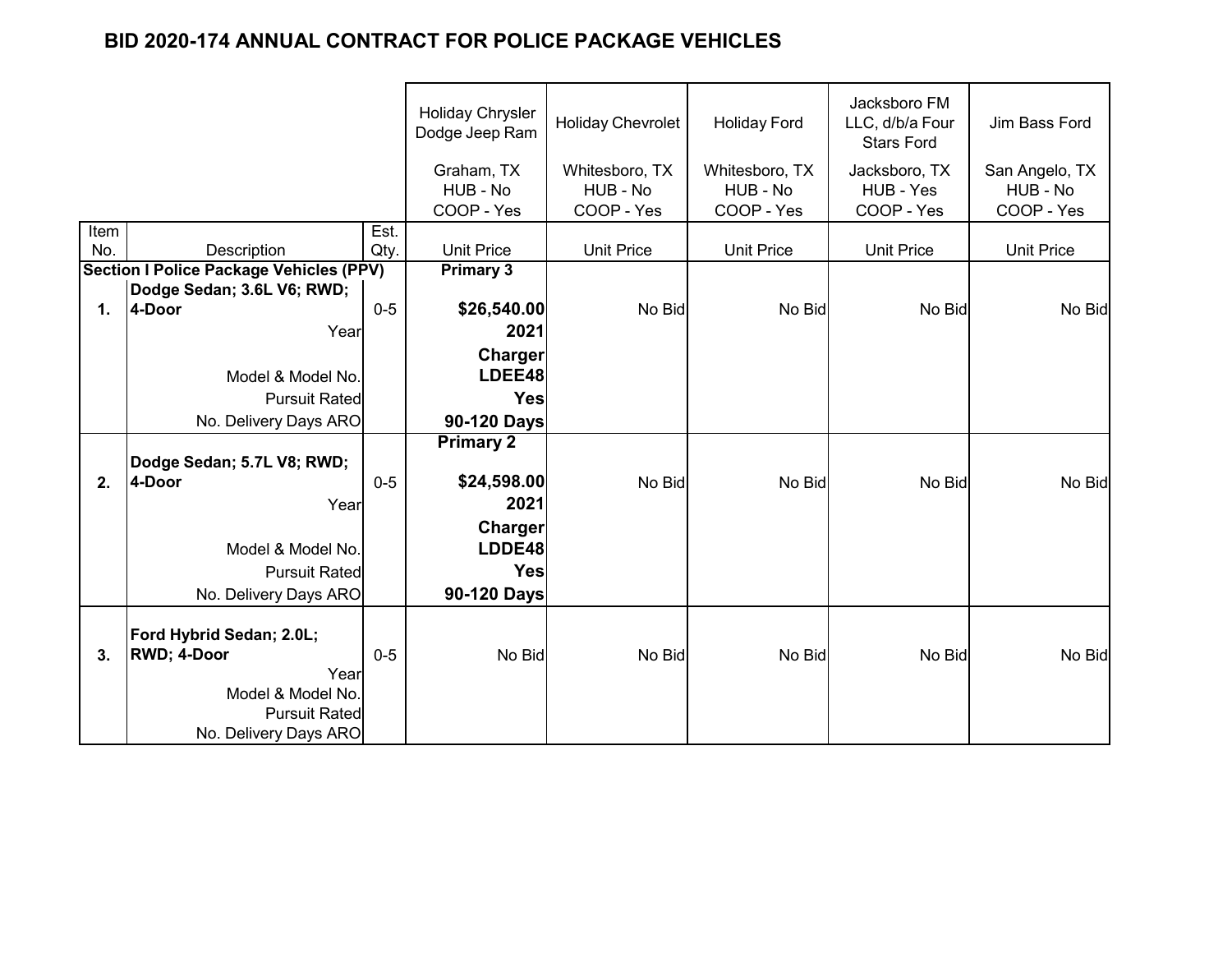# BID 2020-174 ANNUAL CONTRACT FOR POLICE PACKAGE VEHICLES

| Item No. | Description | Est. Qty. | Holiday Chrysler Dodge Jeep Ram<br>Graham, TX<br>HUB - No<br>COOP - Yes<br>Unit Price | Holiday Chevrolet<br>Whitesboro, TX<br>HUB - No<br>COOP - Yes<br>Unit Price | Holiday Ford<br>Whitesboro, TX<br>HUB - No<br>COOP - Yes<br>Unit Price | Jacksboro FM LLC, d/b/a Four Stars Ford<br>Jacksboro, TX<br>HUB - Yes<br>COOP - Yes<br>Unit Price | Jim Bass Ford<br>San Angelo, TX<br>HUB - No<br>COOP - Yes<br>Unit Price |
|---|---|---|---|---|---|---|---|
| **Section I Police Package Vehicles (PPV)** | | | **Primary 3** | | | | |
| **1.** | **Dodge Sedan; 3.6L V6; RWD; 4-Door** | 0-5 | **$26,540.00** | No Bid | No Bid | No Bid | No Bid |
| | Year | | **2021** | | | | |
| | Model & Model No. | | **Charger LDEE48** | | | | |
| | Pursuit Rated | | **Yes** | | | | |
| | No. Delivery Days ARO | | **90-120 Days** | | | | |
| | | | **Primary 2** | | | | |
| **2.** | **Dodge Sedan; 5.7L V8; RWD; 4-Door** | 0-5 | **$24,598.00** | No Bid | No Bid | No Bid | No Bid |
| | Year | | **2021** | | | | |
| | Model & Model No. | | **Charger LDDE48** | | | | |
| | Pursuit Rated | | **Yes** | | | | |
| | No. Delivery Days ARO | | **90-120 Days** | | | | |
| **3.** | **Ford Hybrid Sedan; 2.0L; RWD; 4-Door** | 0-5 | No Bid | No Bid | No Bid | No Bid | No Bid |
| | Year | | | | | | |
| | Model & Model No. | | | | | | |
| | Pursuit Rated | | | | | | |
| | No. Delivery Days ARO | | | | | | |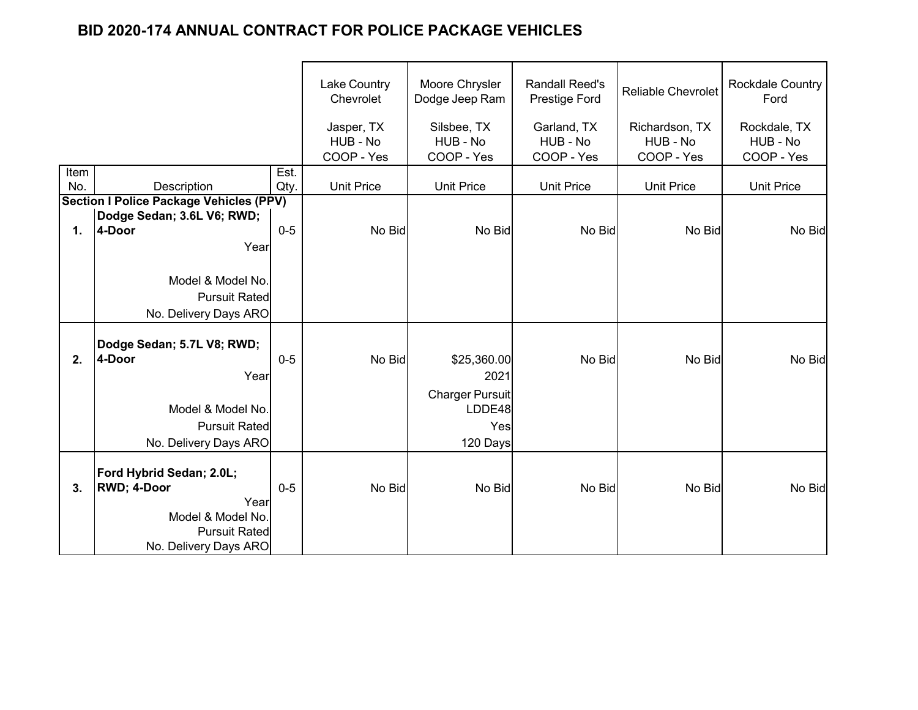# BID 2020-174 ANNUAL CONTRACT FOR POLICE PACKAGE VEHICLES

| Item No. | Description | Est. Qty. | Lake Country Chevrolet<br>Jasper, TX<br>HUB - No<br>COOP - Yes<br>Unit Price | Moore Chrysler Dodge Jeep Ram<br>Silsbee, TX<br>HUB - No<br>COOP - Yes<br>Unit Price | Randall Reed's Prestige Ford<br>Garland, TX<br>HUB - No<br>COOP - Yes<br>Unit Price | Reliable Chevrolet<br>Richardson, TX<br>HUB - No<br>COOP - Yes<br>Unit Price | Rockdale Country Ford<br>Rockdale, TX<br>HUB - No<br>COOP - Yes<br>Unit Price |
|---|---|---|---|---|---|---|---|
| **Section I Police Package Vehicles (PPV)** | | | | | | | |
| **1.** | **Dodge Sedan; 3.6L V6; RWD; 4-Door** | 0-5 | No Bid | No Bid | No Bid | No Bid | No Bid |
| | Year | | | | | | |
| | Model & Model No. | | | | | | |
| | Pursuit Rated | | | | | | |
| | No. Delivery Days ARO | | | | | | |
| **2.** | **Dodge Sedan; 5.7L V8; RWD; 4-Door** | 0-5 | No Bid | $25,360.00 | No Bid | No Bid | No Bid |
| | Year | | | 2021 | | | |
| | Model & Model No. | | | Charger Pursuit LDDE48 | | | |
| | Pursuit Rated | | | Yes | | | |
| | No. Delivery Days ARO | | | 120 Days | | | |
| **3.** | **Ford Hybrid Sedan; 2.0L; RWD; 4-Door** | 0-5 | No Bid | No Bid | No Bid | No Bid | No Bid |
| | Year | | | | | | |
| | Model & Model No. | | | | | | |
| | Pursuit Rated | | | | | | |
| | No. Delivery Days ARO | | | | | | |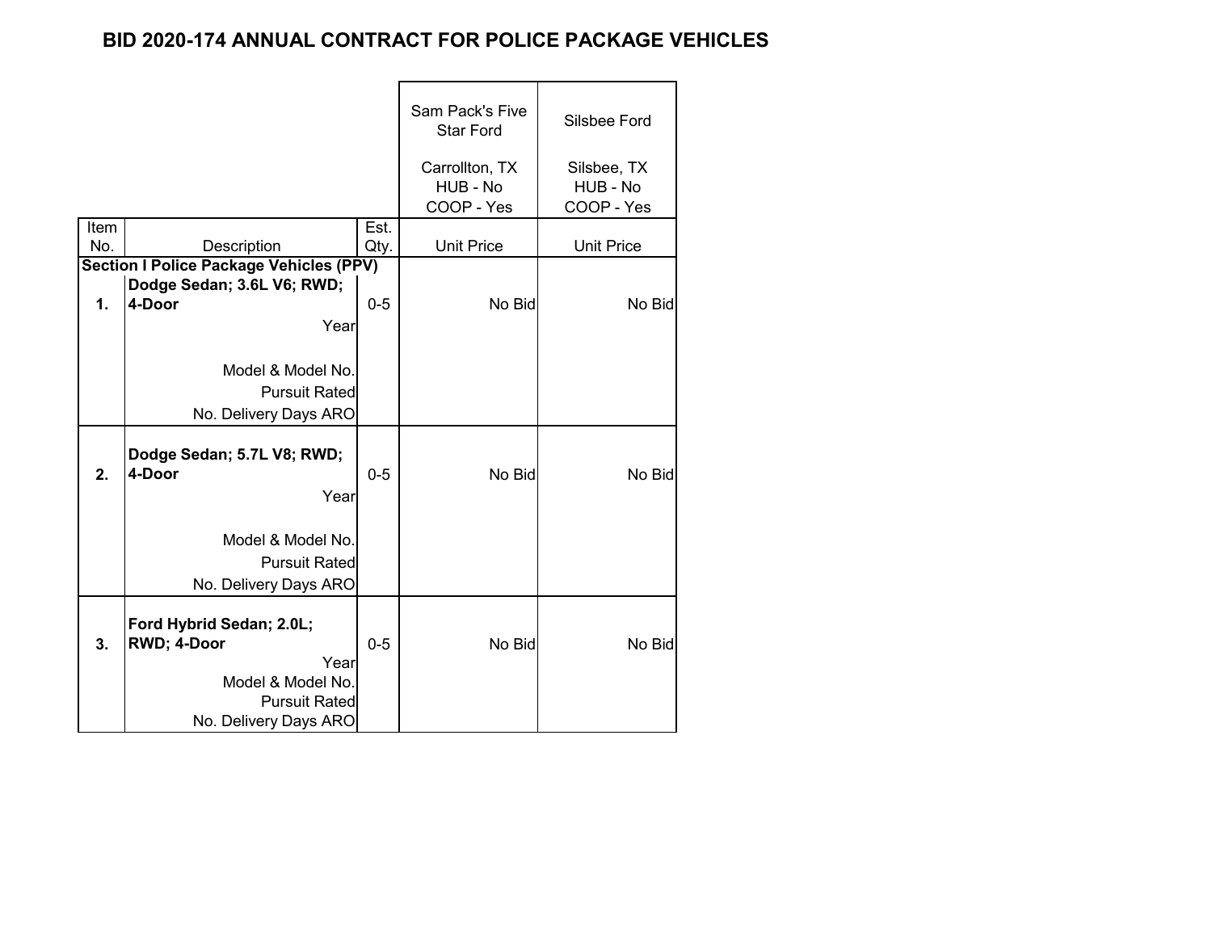# BID 2020-174 ANNUAL CONTRACT FOR POLICE PACKAGE VEHICLES

| Item No. | Description | Est. Qty. | Sam Pack's Five Star Ford<br>Carrollton, TX<br>HUB - No<br>COOP - Yes<br>Unit Price | Silsbee Ford<br>Silsbee, TX<br>HUB - No<br>COOP - Yes<br>Unit Price |
|---|---|---|---|---|
| **Section I Police Package Vehicles (PPV)** | | | | |
| **1.** | **Dodge Sedan; 3.6L V6; RWD; 4-Door**<br>Year<br>Model & Model No.<br>Pursuit Rated<br>No. Delivery Days ARO | 0-5 | No Bid | No Bid |
| **2.** | **Dodge Sedan; 5.7L V8; RWD; 4-Door**<br>Year<br>Model & Model No.<br>Pursuit Rated<br>No. Delivery Days ARO | 0-5 | No Bid | No Bid |
| **3.** | **Ford Hybrid Sedan; 2.0L; RWD; 4-Door**<br>Year<br>Model & Model No.<br>Pursuit Rated<br>No. Delivery Days ARO | 0-5 | No Bid | No Bid |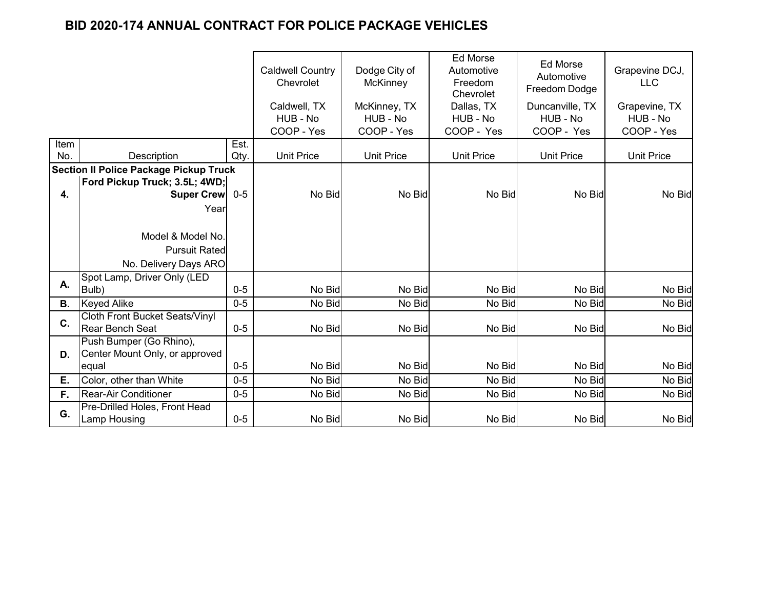# BID 2020-174 ANNUAL CONTRACT FOR POLICE PACKAGE VEHICLES

| | | | Caldwell Country Chevrolet<br>Caldwell, TX<br>HUB - No<br>COOP - Yes | Dodge City of McKinney<br>McKinney, TX<br>HUB - No<br>COOP - Yes | Ed Morse Automotive Freedom Chevrolet<br>Dallas, TX<br>HUB - No<br>COOP - Yes | Ed Morse Automotive Freedom Dodge<br>Duncanville, TX<br>HUB - No<br>COOP - Yes | Grapevine DCJ, LLC<br>Grapevine, TX<br>HUB - No<br>COOP - Yes |
|---|---|---|---|---|---|---|---|
| Item No. | Description | Est. Qty. | Unit Price | Unit Price | Unit Price | Unit Price | Unit Price |
| **Section II Police Package Pickup Truck** | | | | | | | |
| **4.** | **Ford Pickup Truck; 3.5L; 4WD; Super Crew**<br>Year<br>Model & Model No.<br>Pursuit Rated<br>No. Delivery Days ARO | 0-5 | No Bid | No Bid | No Bid | No Bid | No Bid |
| **A.** | Spot Lamp, Driver Only (LED Bulb) | 0-5 | No Bid | No Bid | No Bid | No Bid | No Bid |
| **B.** | Keyed Alike | 0-5 | No Bid | No Bid | No Bid | No Bid | No Bid |
| **C.** | Cloth Front Bucket Seats/Vinyl Rear Bench Seat | 0-5 | No Bid | No Bid | No Bid | No Bid | No Bid |
| **D.** | Push Bumper (Go Rhino), Center Mount Only, or approved equal | 0-5 | No Bid | No Bid | No Bid | No Bid | No Bid |
| **E.** | Color, other than White | 0-5 | No Bid | No Bid | No Bid | No Bid | No Bid |
| **F.** | Rear-Air Conditioner | 0-5 | No Bid | No Bid | No Bid | No Bid | No Bid |
| **G.** | Pre-Drilled Holes, Front Head Lamp Housing | 0-5 | No Bid | No Bid | No Bid | No Bid | No Bid |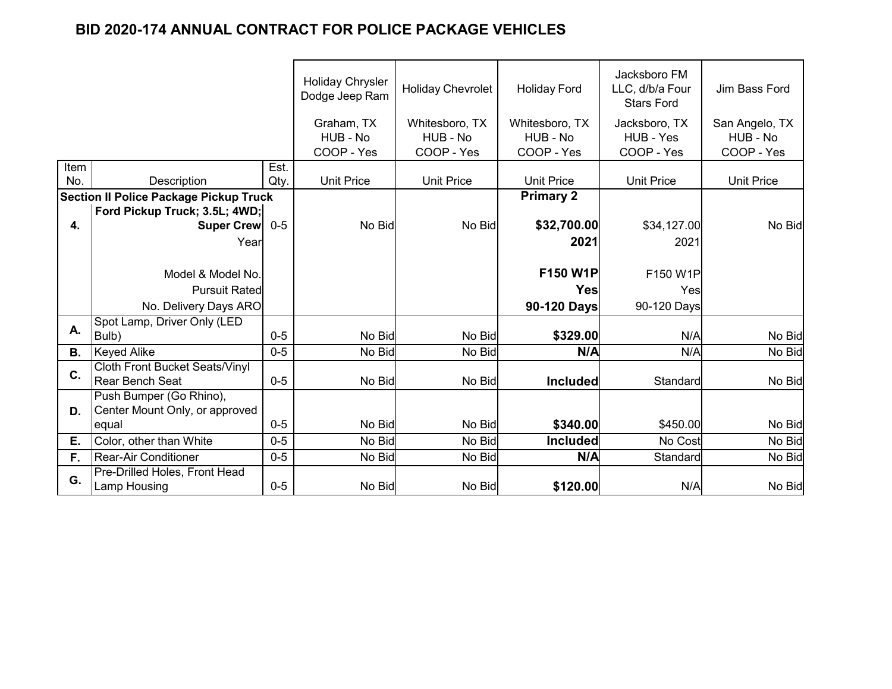# BID 2020-174 ANNUAL CONTRACT FOR POLICE PACKAGE VEHICLES

| Item No. | Description | Est. Qty. | Holiday Chrysler Dodge Jeep Ram<br>Graham, TX<br>HUB - No<br>COOP - Yes<br>Unit Price | Holiday Chevrolet<br>Whitesboro, TX<br>HUB - No<br>COOP - Yes<br>Unit Price | Holiday Ford<br>Whitesboro, TX<br>HUB - No<br>COOP - Yes<br>Unit Price | Jacksboro FM LLC, d/b/a Four Stars Ford<br>Jacksboro, TX<br>HUB - Yes<br>COOP - Yes<br>Unit Price | Jim Bass Ford<br>San Angelo, TX<br>HUB - No<br>COOP - Yes<br>Unit Price |
|---|---|---|---|---|---|---|---|
| **Section II Police Package Pickup Truck** | | | | | **Primary 2** | | |
| **4.** | **Ford Pickup Truck; 3.5L; 4WD; Super Crew** | 0-5 | No Bid | No Bid | **$32,700.00** | $34,127.00 | No Bid |
| | Year | | | | **2021** | 2021 | |
| | Model & Model No. | | | | **F150 W1P** | F150 W1P | |
| | Pursuit Rated | | | | **Yes** | Yes | |
| | No. Delivery Days ARO | | | | **90-120 Days** | 90-120 Days | |
| **A.** | Spot Lamp, Driver Only (LED Bulb) | 0-5 | No Bid | No Bid | **$329.00** | N/A | No Bid |
| **B.** | Keyed Alike | 0-5 | No Bid | No Bid | **N/A** | N/A | No Bid |
| **C.** | Cloth Front Bucket Seats/Vinyl Rear Bench Seat | 0-5 | No Bid | No Bid | **Included** | Standard | No Bid |
| **D.** | Push Bumper (Go Rhino), Center Mount Only, or approved equal | 0-5 | No Bid | No Bid | **$340.00** | $450.00 | No Bid |
| **E.** | Color, other than White | 0-5 | No Bid | No Bid | **Included** | No Cost | No Bid |
| **F.** | Rear-Air Conditioner | 0-5 | No Bid | No Bid | **N/A** | Standard | No Bid |
| **G.** | Pre-Drilled Holes, Front Head Lamp Housing | 0-5 | No Bid | No Bid | **$120.00** | N/A | No Bid |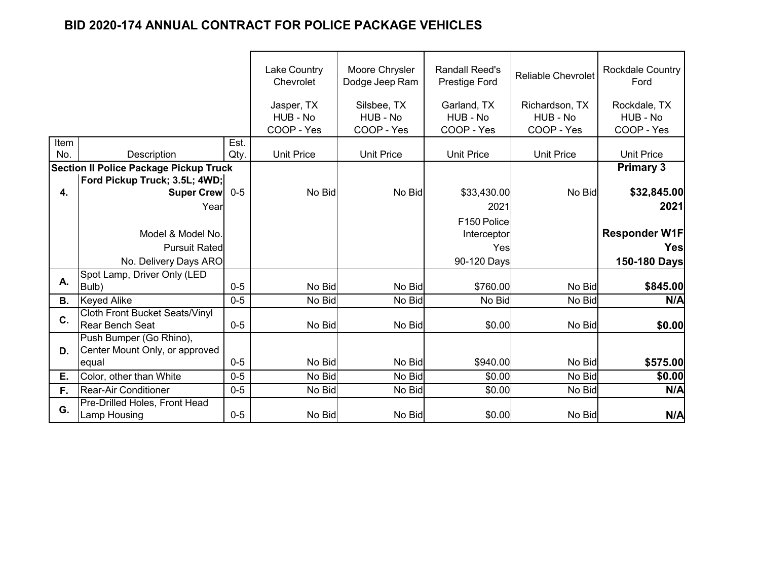# BID 2020-174 ANNUAL CONTRACT FOR POLICE PACKAGE VEHICLES

| Item No. | Description | Est. Qty. | Lake Country Chevrolet<br>Jasper, TX<br>HUB - No<br>COOP - Yes<br>Unit Price | Moore Chrysler Dodge Jeep Ram<br>Silsbee, TX<br>HUB - No<br>COOP - Yes<br>Unit Price | Randall Reed's Prestige Ford<br>Garland, TX<br>HUB - No<br>COOP - Yes<br>Unit Price | Reliable Chevrolet<br>Richardson, TX<br>HUB - No<br>COOP - Yes<br>Unit Price | Rockdale Country Ford<br>Rockdale, TX<br>HUB - No<br>COOP - Yes<br>Unit Price |
|---|---|---|---|---|---|---|---|
| **Section II Police Package Pickup Truck** | | | | | | | **Primary 3** |
| **4.** | **Ford Pickup Truck; 3.5L; 4WD; Super Crew** | 0-5 | No Bid | No Bid | $33,430.00 | No Bid | **$32,845.00** |
| | Year | | | | 2021 | | **2021** |
| | Model & Model No. | | | | F150 Police Interceptor | | **Responder W1F** |
| | Pursuit Rated | | | | Yes | | **Yes** |
| | No. Delivery Days ARO | | | | 90-120 Days | | **150-180 Days** |
| **A.** | Spot Lamp, Driver Only (LED Bulb) | 0-5 | No Bid | No Bid | $760.00 | No Bid | **$845.00** |
| **B.** | Keyed Alike | 0-5 | No Bid | No Bid | No Bid | No Bid | **N/A** |
| **C.** | Cloth Front Bucket Seats/Vinyl Rear Bench Seat | 0-5 | No Bid | No Bid | $0.00 | No Bid | **$0.00** |
| **D.** | Push Bumper (Go Rhino), Center Mount Only, or approved equal | 0-5 | No Bid | No Bid | $940.00 | No Bid | **$575.00** |
| **E.** | Color, other than White | 0-5 | No Bid | No Bid | $0.00 | No Bid | **$0.00** |
| **F.** | Rear-Air Conditioner | 0-5 | No Bid | No Bid | $0.00 | No Bid | **N/A** |
| **G.** | Pre-Drilled Holes, Front Head Lamp Housing | 0-5 | No Bid | No Bid | $0.00 | No Bid | **N/A** |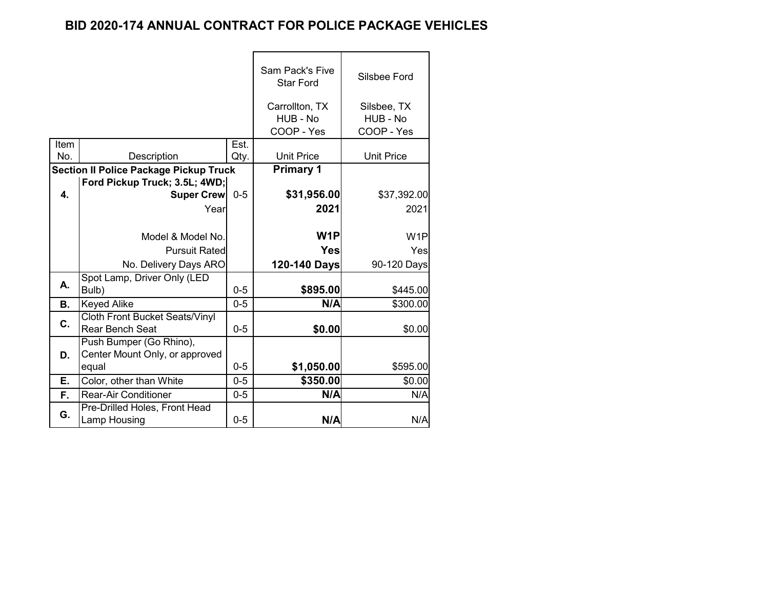# BID 2020-174 ANNUAL CONTRACT FOR POLICE PACKAGE VEHICLES

| | | | Sam Pack's Five Star Ford<br>Carrollton, TX<br>HUB - No<br>COOP - Yes | Silsbee Ford<br>Silsbee, TX<br>HUB - No<br>COOP - Yes |
|---|---|---|---|---|
| **Item No.** | **Description** | **Est. Qty.** | **Unit Price** | **Unit Price** |
| **Section II Police Package Pickup Truck** | | | **Primary 1** | |
| **4.** | **Ford Pickup Truck; 3.5L; 4WD; Super Crew** | 0-5 | **$31,956.00** | $37,392.00 |
| | Year | | **2021** | 2021 |
| | Model & Model No. | | **W1P** | W1P |
| | Pursuit Rated | | **Yes** | Yes |
| | No. Delivery Days ARO | | **120-140 Days** | 90-120 Days |
| **A.** | Spot Lamp, Driver Only (LED Bulb) | 0-5 | **$895.00** | $445.00 |
| **B.** | Keyed Alike | 0-5 | **N/A** | $300.00 |
| **C.** | Cloth Front Bucket Seats/Vinyl Rear Bench Seat | 0-5 | **$0.00** | $0.00 |
| **D.** | Push Bumper (Go Rhino), Center Mount Only, or approved equal | 0-5 | **$1,050.00** | $595.00 |
| **E.** | Color, other than White | 0-5 | **$350.00** | $0.00 |
| **F.** | Rear-Air Conditioner | 0-5 | **N/A** | N/A |
| **G.** | Pre-Drilled Holes, Front Head Lamp Housing | 0-5 | **N/A** | N/A |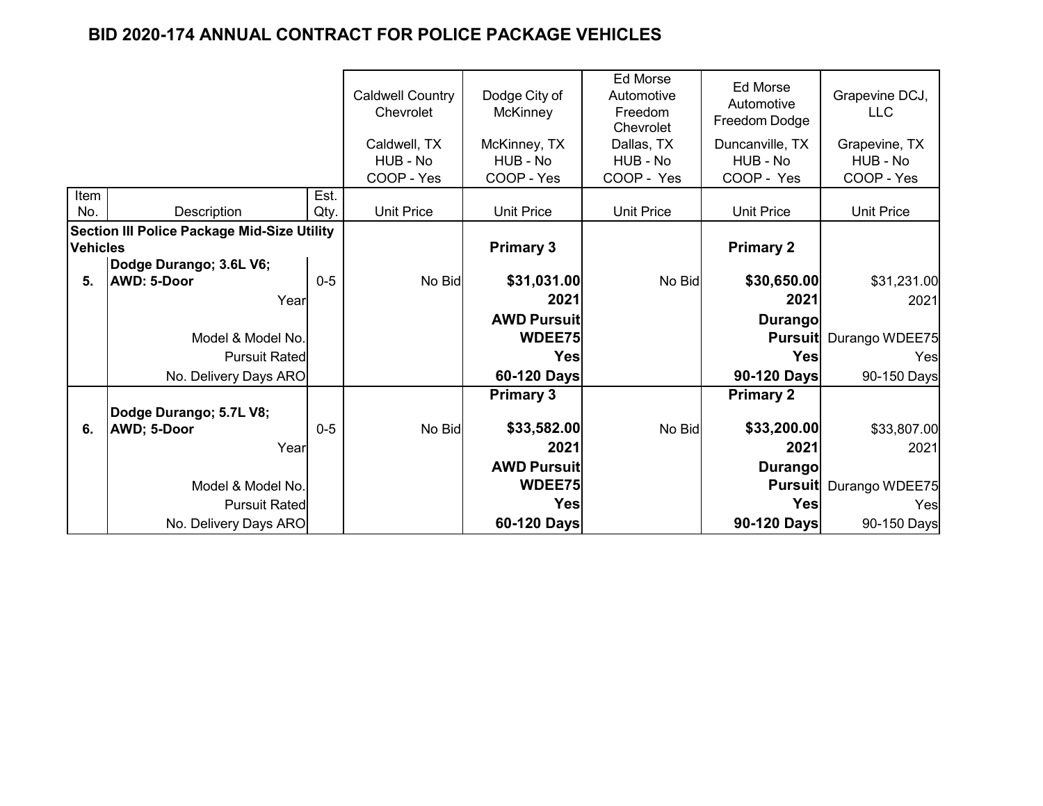# BID 2020-174 ANNUAL CONTRACT FOR POLICE PACKAGE VEHICLES

| Item No. | Description | Est. Qty. | Caldwell Country Chevrolet<br>Caldwell, TX<br>HUB - No<br>COOP - Yes<br>Unit Price | Dodge City of McKinney<br>McKinney, TX<br>HUB - No<br>COOP - Yes<br>Unit Price | Ed Morse Automotive Freedom Chevrolet<br>Dallas, TX<br>HUB - No<br>COOP - Yes<br>Unit Price | Ed Morse Automotive Freedom Dodge<br>Duncanville, TX<br>HUB - No<br>COOP - Yes<br>Unit Price | Grapevine DCJ, LLC<br>Grapevine, TX<br>HUB - No<br>COOP - Yes<br>Unit Price |
|---|---|---|---|---|---|---|---|
| **Section III Police Package Mid-Size Utility Vehicles** | | | | **Primary 3** | | **Primary 2** | |
| **5.** | **Dodge Durango; 3.6L V6; AWD: 5-Door** | 0-5 | No Bid | **$31,031.00** | No Bid | **$30,650.00** | $31,231.00 |
| | Year | | | **2021** | | **2021** | 2021 |
| | Model & Model No. | | | **AWD Pursuit WDEE75** | | **Durango Pursuit** | Durango WDEE75 |
| | Pursuit Rated | | | **Yes** | | **Yes** | Yes |
| | No. Delivery Days ARO | | | **60-120 Days** | | **90-120 Days** | 90-150 Days |
| | | | | **Primary 3** | | **Primary 2** | |
| **6.** | **Dodge Durango; 5.7L V8; AWD; 5-Door** | 0-5 | No Bid | **$33,582.00** | No Bid | **$33,200.00** | $33,807.00 |
| | Year | | | **2021** | | **2021** | 2021 |
| | Model & Model No. | | | **AWD Pursuit WDEE75** | | **Durango Pursuit** | Durango WDEE75 |
| | Pursuit Rated | | | **Yes** | | **Yes** | Yes |
| | No. Delivery Days ARO | | | **60-120 Days** | | **90-120 Days** | 90-150 Days |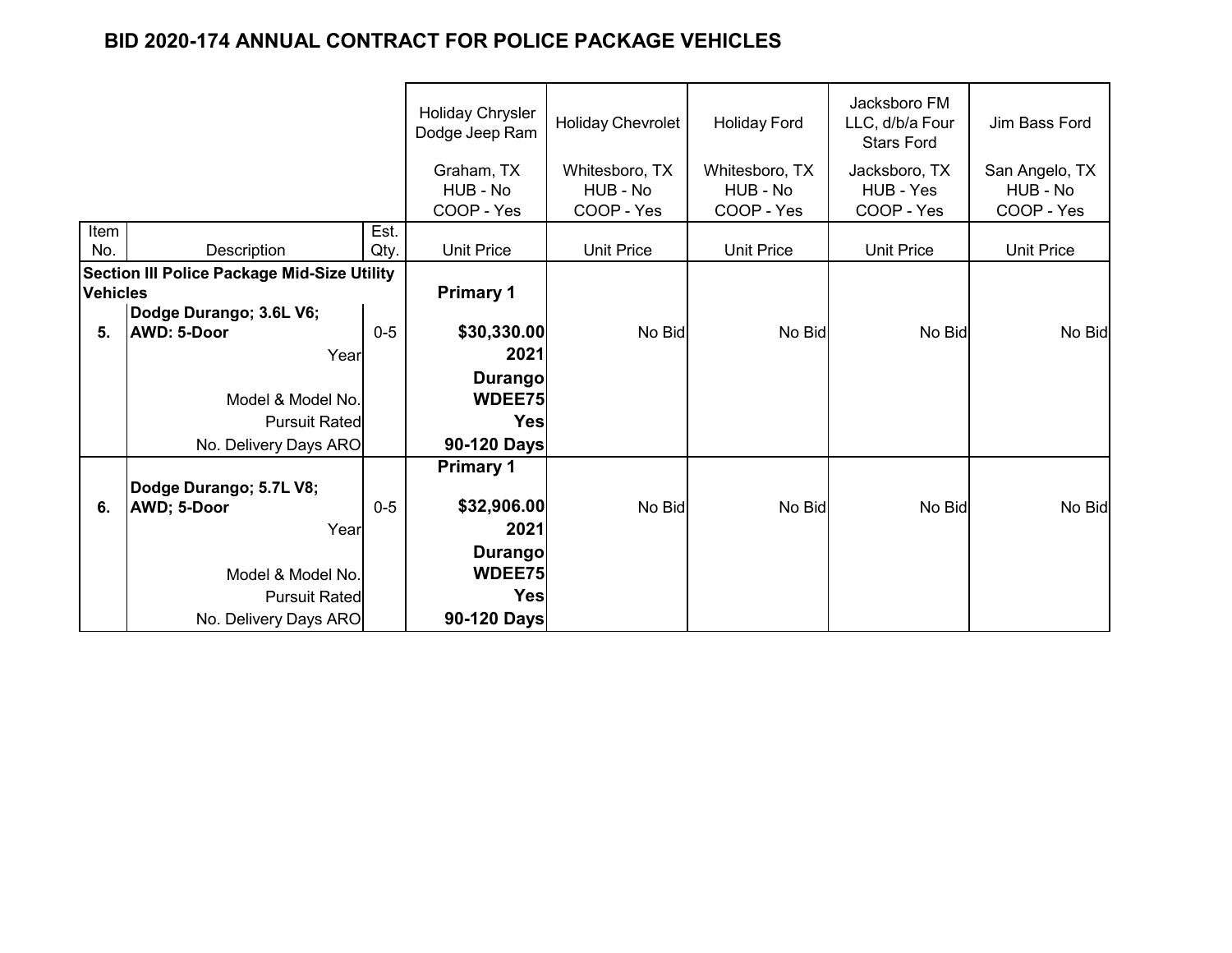# BID 2020-174 ANNUAL CONTRACT FOR POLICE PACKAGE VEHICLES

| | | | Holiday Chrysler Dodge Jeep Ram | Holiday Chevrolet | Holiday Ford | Jacksboro FM LLC, d/b/a Four Stars Ford | Jim Bass Ford |
|---|---|---|---|---|---|---|---|
| | | | Graham, TX<br>HUB - No<br>COOP - Yes | Whitesboro, TX<br>HUB - No<br>COOP - Yes | Whitesboro, TX<br>HUB - No<br>COOP - Yes | Jacksboro, TX<br>HUB - Yes<br>COOP - Yes | San Angelo, TX<br>HUB - No<br>COOP - Yes |
| **Item No.** | **Description** | **Est. Qty.** | **Unit Price** | **Unit Price** | **Unit Price** | **Unit Price** | **Unit Price** |
| **Section III Police Package Mid-Size Utility Vehicles** | | | **Primary 1** | | | | |
| **5.** | **Dodge Durango; 3.6L V6; AWD: 5-Door** | 0-5 | **$30,330.00** | No Bid | No Bid | No Bid | No Bid |
| | Year | | **2021** | | | | |
| | Model & Model No. | | **Durango WDEE75** | | | | |
| | Pursuit Rated | | **Yes** | | | | |
| | No. Delivery Days ARO | | **90-120 Days** | | | | |
| | | | **Primary 1** | | | | |
| **6.** | **Dodge Durango; 5.7L V8; AWD; 5-Door** | 0-5 | **$32,906.00** | No Bid | No Bid | No Bid | No Bid |
| | Year | | **2021** | | | | |
| | Model & Model No. | | **Durango WDEE75** | | | | |
| | Pursuit Rated | | **Yes** | | | | |
| | No. Delivery Days ARO | | **90-120 Days** | | | | |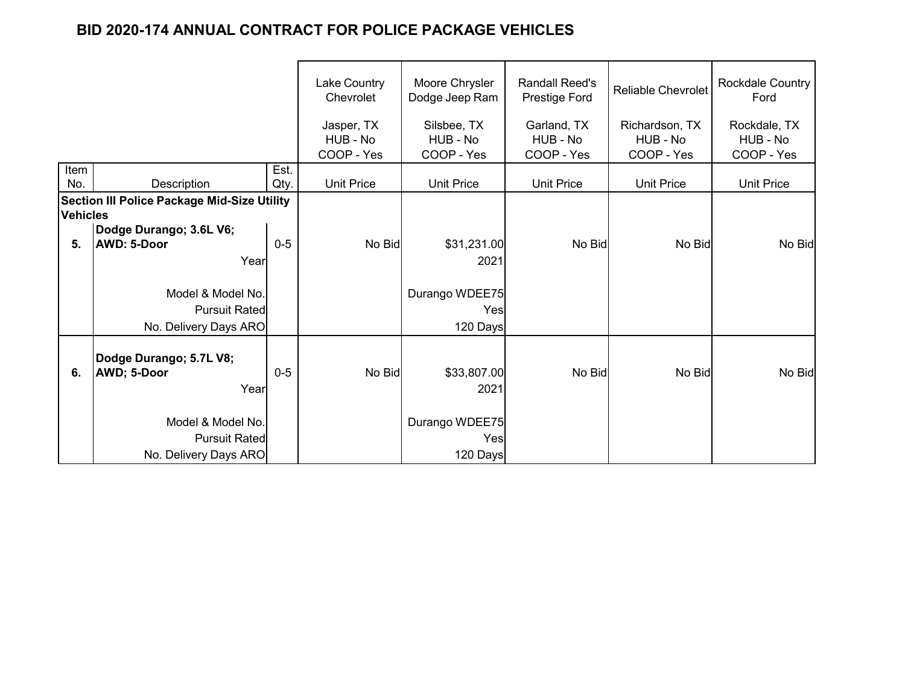## BID 2020-174 ANNUAL CONTRACT FOR POLICE PACKAGE VEHICLES

| Item No. | Description | Est. Qty. | Lake Country Chevrolet<br>Jasper, TX<br>HUB - No<br>COOP - Yes<br>Unit Price | Moore Chrysler Dodge Jeep Ram<br>Silsbee, TX<br>HUB - No<br>COOP - Yes<br>Unit Price | Randall Reed's Prestige Ford<br>Garland, TX<br>HUB - No<br>COOP - Yes<br>Unit Price | Reliable Chevrolet<br>Richardson, TX<br>HUB - No<br>COOP - Yes<br>Unit Price | Rockdale Country Ford<br>Rockdale, TX<br>HUB - No<br>COOP - Yes<br>Unit Price |
|---|---|---|---|---|---|---|---|
| **Section III Police Package Mid-Size Utility Vehicles** | | | | | | | |
| **5.** | **Dodge Durango; 3.6L V6; AWD: 5-Door** | 0-5 | No Bid | $31,231.00 | No Bid | No Bid | No Bid |
| | Year | | | 2021 | | | |
| | Model & Model No. | | | Durango WDEE75 | | | |
| | Pursuit Rated | | | Yes | | | |
| | No. Delivery Days ARO | | | 120 Days | | | |
| **6.** | **Dodge Durango; 5.7L V8; AWD; 5-Door** | 0-5 | No Bid | $33,807.00 | No Bid | No Bid | No Bid |
| | Year | | | 2021 | | | |
| | Model & Model No. | | | Durango WDEE75 | | | |
| | Pursuit Rated | | | Yes | | | |
| | No. Delivery Days ARO | | | 120 Days | | | |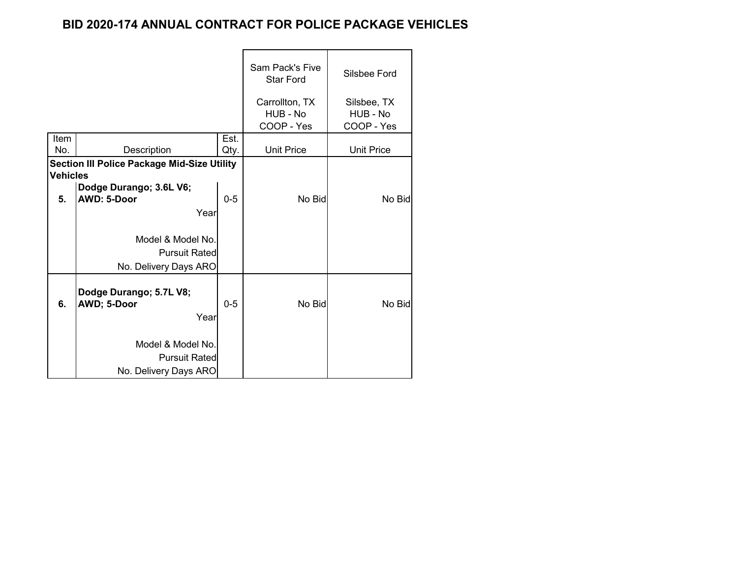# BID 2020-174 ANNUAL CONTRACT FOR POLICE PACKAGE VEHICLES

| Item No. | Description | Est. Qty. | Sam Pack's Five Star Ford<br>Carrollton, TX<br>HUB - No<br>COOP - Yes<br>Unit Price | Silsbee Ford<br>Silsbee, TX<br>HUB - No<br>COOP - Yes<br>Unit Price |
|---|---|---|---|---|
| **Section III Police Package Mid-Size Utility Vehicles** | | | | |
| **5.** | **Dodge Durango; 3.6L V6; AWD: 5-Door** | 0-5 | No Bid | No Bid |
| | Year | | | |
| | Model & Model No. | | | |
| | Pursuit Rated | | | |
| | No. Delivery Days ARO | | | |
| **6.** | **Dodge Durango; 5.7L V8; AWD; 5-Door** | 0-5 | No Bid | No Bid |
| | Year | | | |
| | Model & Model No. | | | |
| | Pursuit Rated | | | |
| | No. Delivery Days ARO | | | |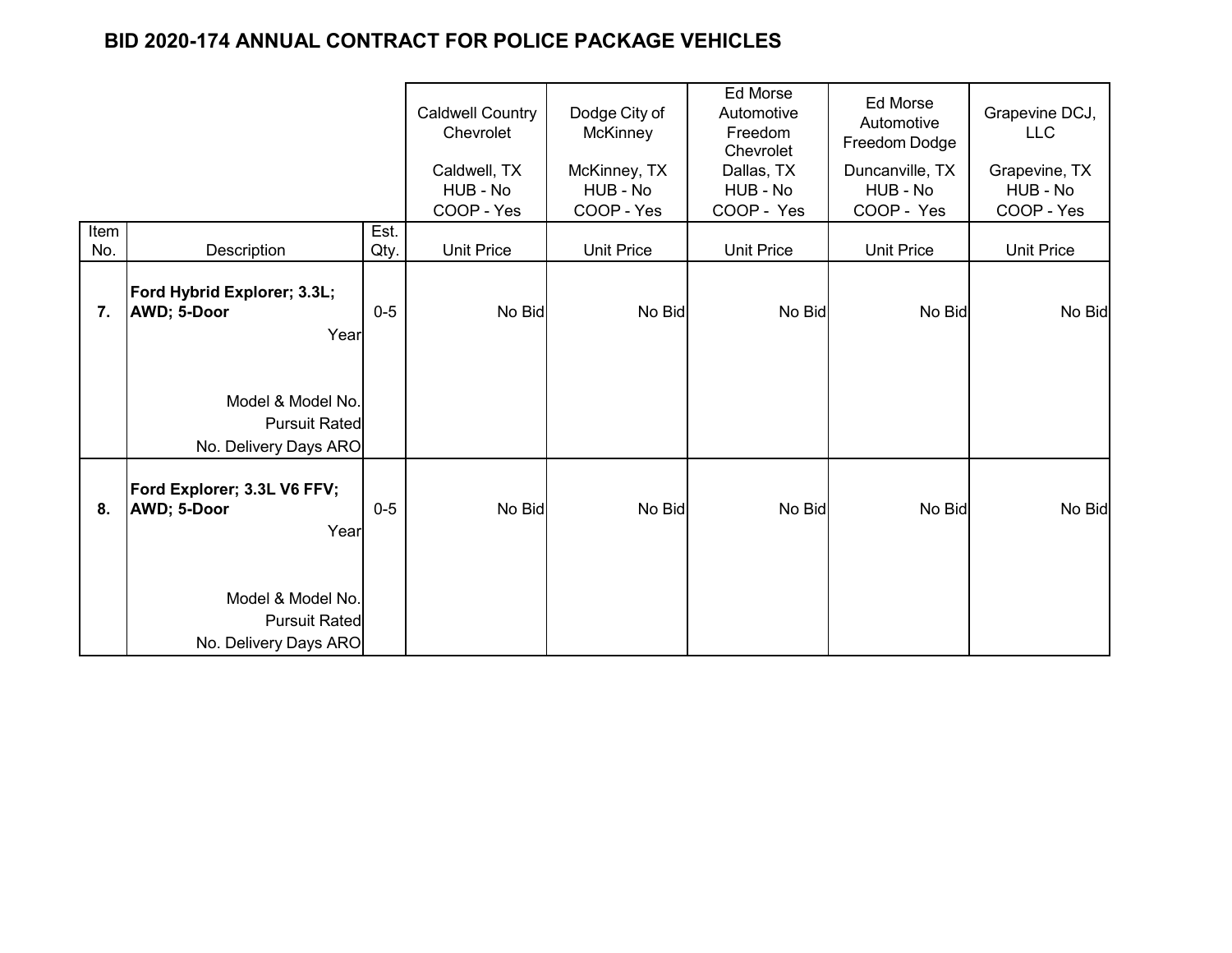## BID 2020-174 ANNUAL CONTRACT FOR POLICE PACKAGE VEHICLES

| Item No. | Description | Est. Qty. | Caldwell Country Chevrolet<br>Caldwell, TX<br>HUB - No<br>COOP - Yes<br>Unit Price | Dodge City of McKinney<br>McKinney, TX<br>HUB - No<br>COOP - Yes<br>Unit Price | Ed Morse Automotive Freedom Chevrolet<br>Dallas, TX<br>HUB - No<br>COOP - Yes<br>Unit Price | Ed Morse Automotive Freedom Dodge<br>Duncanville, TX<br>HUB - No<br>COOP - Yes<br>Unit Price | Grapevine DCJ, LLC<br>Grapevine, TX<br>HUB - No<br>COOP - Yes<br>Unit Price |
|---|---|---|---|---|---|---|---|
| **7.** | **Ford Hybrid Explorer; 3.3L; AWD; 5-Door** | 0-5 | No Bid | No Bid | No Bid | No Bid | No Bid |
| | Year | | | | | | |
| | Model & Model No. | | | | | | |
| | Pursuit Rated | | | | | | |
| | No. Delivery Days ARO | | | | | | |
| **8.** | **Ford Explorer; 3.3L V6 FFV; AWD; 5-Door** | 0-5 | No Bid | No Bid | No Bid | No Bid | No Bid |
| | Year | | | | | | |
| | Model & Model No. | | | | | | |
| | Pursuit Rated | | | | | | |
| | No. Delivery Days ARO | | | | | | |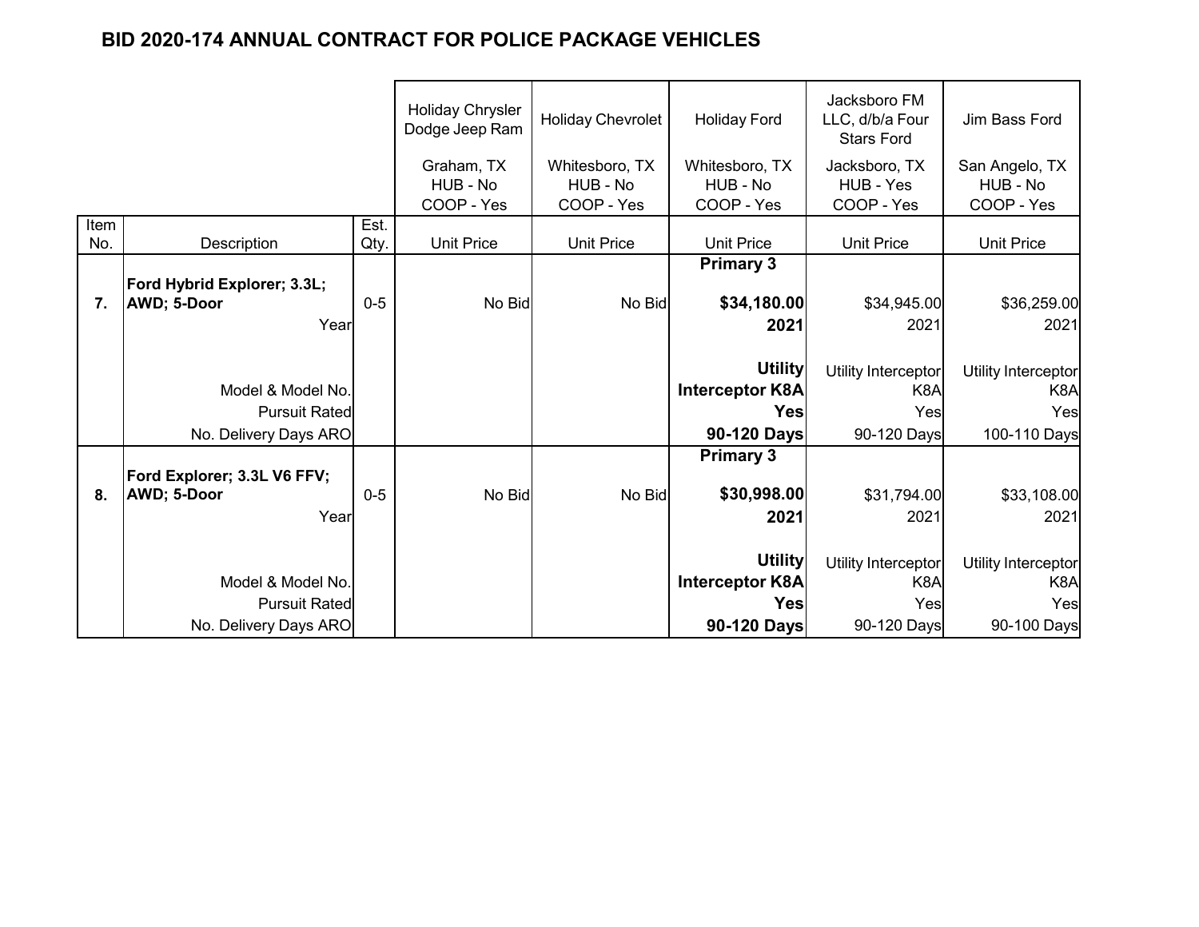# BID 2020-174 ANNUAL CONTRACT FOR POLICE PACKAGE VEHICLES

| Item No. | Description | Est. Qty. | Holiday Chrysler Dodge Jeep Ram<br>Graham, TX<br>HUB - No<br>COOP - Yes<br>Unit Price | Holiday Chevrolet<br>Whitesboro, TX<br>HUB - No<br>COOP - Yes<br>Unit Price | Holiday Ford<br>Whitesboro, TX<br>HUB - No<br>COOP - Yes<br>Unit Price | Jacksboro FM LLC, d/b/a Four Stars Ford<br>Jacksboro, TX<br>HUB - Yes<br>COOP - Yes<br>Unit Price | Jim Bass Ford<br>San Angelo, TX<br>HUB - No<br>COOP - Yes<br>Unit Price |
|---|---|---|---|---|---|---|---|
| | | | | | **Primary 3** | | |
| **7.** | **Ford Hybrid Explorer; 3.3L; AWD; 5-Door** | 0-5 | No Bid | No Bid | **$34,180.00** | $34,945.00 | $36,259.00 |
| | Year | | | | **2021** | 2021 | 2021 |
| | Model & Model No. | | | | **Utility Interceptor K8A** | Utility Interceptor K8A | Utility Interceptor K8A |
| | Pursuit Rated | | | | **Yes** | Yes | Yes |
| | No. Delivery Days ARO | | | | **90-120 Days** | 90-120 Days | 100-110 Days |
| | | | | | **Primary 3** | | |
| **8.** | **Ford Explorer; 3.3L V6 FFV; AWD; 5-Door** | 0-5 | No Bid | No Bid | **$30,998.00** | $31,794.00 | $33,108.00 |
| | Year | | | | **2021** | 2021 | 2021 |
| | Model & Model No. | | | | **Utility Interceptor K8A** | Utility Interceptor K8A | Utility Interceptor K8A |
| | Pursuit Rated | | | | **Yes** | Yes | Yes |
| | No. Delivery Days ARO | | | | **90-120 Days** | 90-120 Days | 90-100 Days |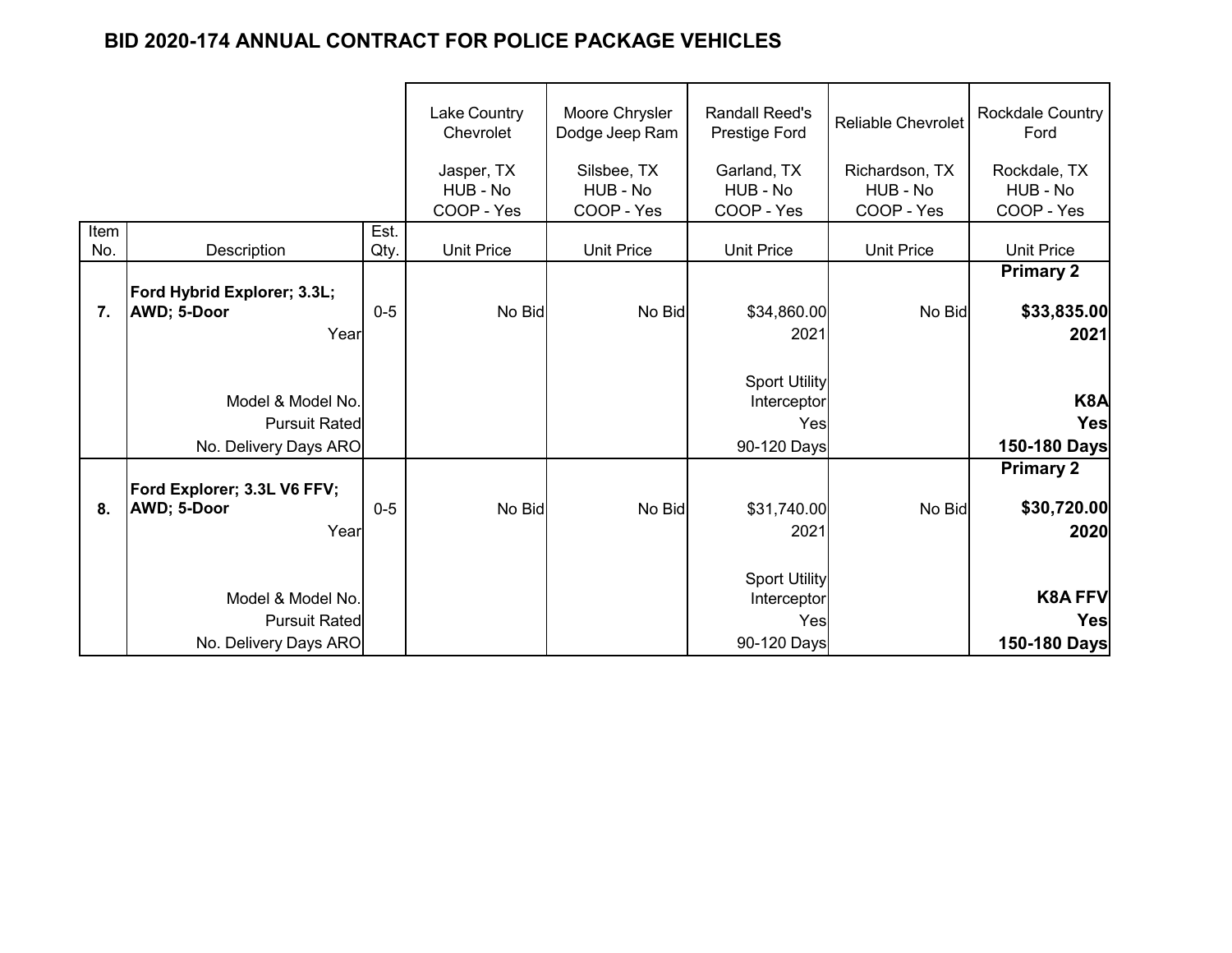# BID 2020-174 ANNUAL CONTRACT FOR POLICE PACKAGE VEHICLES

| Item No. | Description | Est. Qty. | Lake Country Chevrolet<br>Jasper, TX<br>HUB - No<br>COOP - Yes<br>Unit Price | Moore Chrysler Dodge Jeep Ram<br>Silsbee, TX<br>HUB - No<br>COOP - Yes<br>Unit Price | Randall Reed's Prestige Ford<br>Garland, TX<br>HUB - No<br>COOP - Yes<br>Unit Price | Reliable Chevrolet<br>Richardson, TX<br>HUB - No<br>COOP - Yes<br>Unit Price | Rockdale Country Ford<br>Rockdale, TX<br>HUB - No<br>COOP - Yes<br>Unit Price |
|---|---|---|---|---|---|---|---|
| **7.** | **Ford Hybrid Explorer; 3.3L; AWD; 5-Door** | 0-5 | No Bid | No Bid | $34,860.00 | No Bid | **Primary 2**<br>**$33,835.00** |
| | Year | | | | 2021 | | **2021** |
| | Model & Model No. | | | | Sport Utility Interceptor | | **K8A** |
| | Pursuit Rated | | | | Yes | | **Yes** |
| | No. Delivery Days ARO | | | | 90-120 Days | | **150-180 Days** |
| **8.** | **Ford Explorer; 3.3L V6 FFV; AWD; 5-Door** | 0-5 | No Bid | No Bid | $31,740.00 | No Bid | **Primary 2**<br>**$30,720.00** |
| | Year | | | | 2021 | | **2020** |
| | Model & Model No. | | | | Sport Utility Interceptor | | **K8A FFV** |
| | Pursuit Rated | | | | Yes | | **Yes** |
| | No. Delivery Days ARO | | | | 90-120 Days | | **150-180 Days** |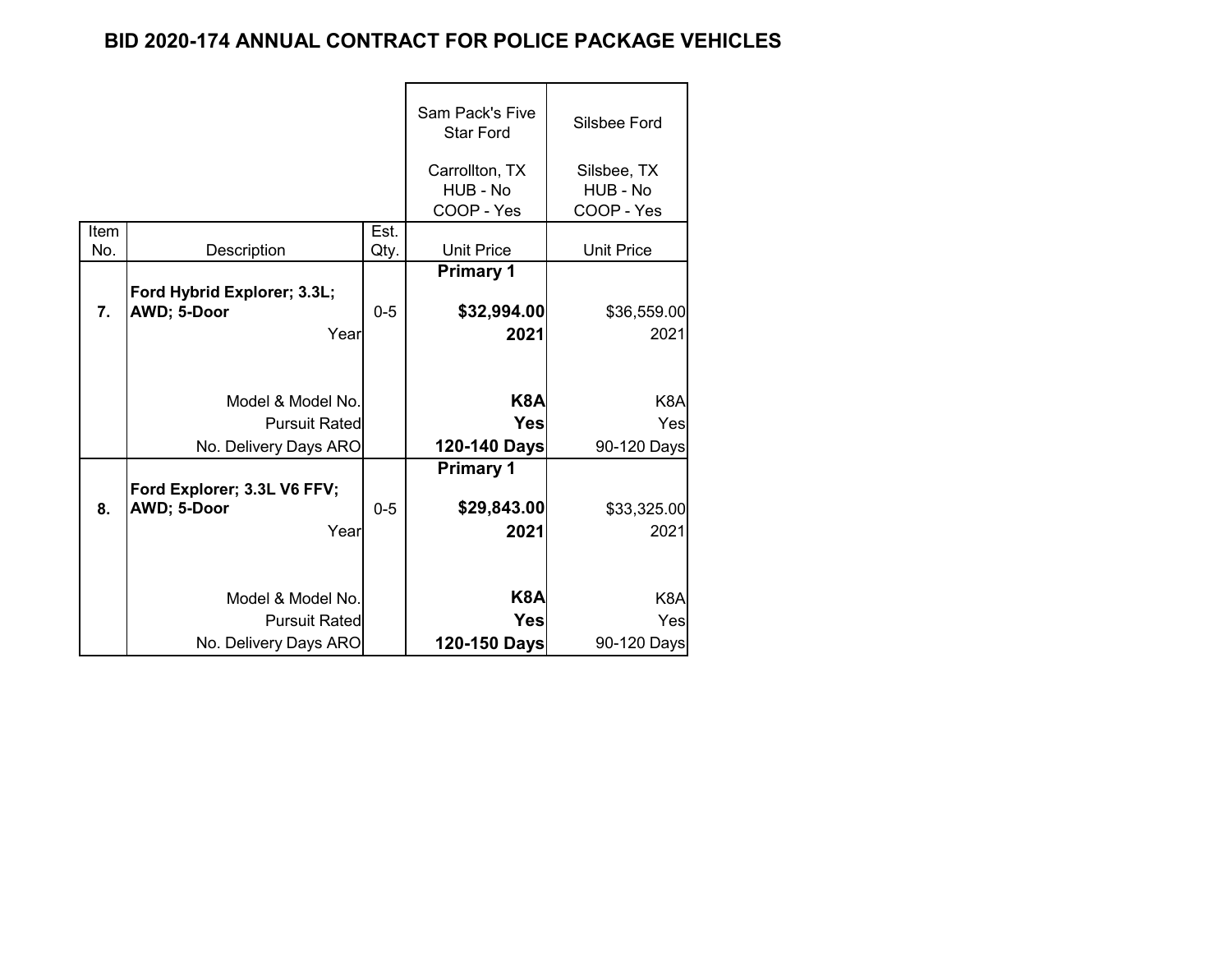# BID 2020-174 ANNUAL CONTRACT FOR POLICE PACKAGE VEHICLES

| Item No. | Description | Est. Qty. | Sam Pack's Five Star Ford<br>Carrollton, TX<br>HUB - No<br>COOP - Yes<br>Unit Price | Silsbee Ford<br>Silsbee, TX<br>HUB - No<br>COOP - Yes<br>Unit Price |
|---|---|---|---|---|
| | | | **Primary 1** | |
| **7.** | **Ford Hybrid Explorer; 3.3L; AWD; 5-Door** | 0-5 | **$32,994.00** | $36,559.00 |
| | Year | | **2021** | 2021 |
| | Model & Model No. | | **K8A** | K8A |
| | Pursuit Rated | | **Yes** | Yes |
| | No. Delivery Days ARO | | **120-140 Days** | 90-120 Days |
| | | | **Primary 1** | |
| **8.** | **Ford Explorer; 3.3L V6 FFV; AWD; 5-Door** | 0-5 | **$29,843.00** | $33,325.00 |
| | Year | | **2021** | 2021 |
| | Model & Model No. | | **K8A** | K8A |
| | Pursuit Rated | | **Yes** | Yes |
| | No. Delivery Days ARO | | **120-150 Days** | 90-120 Days |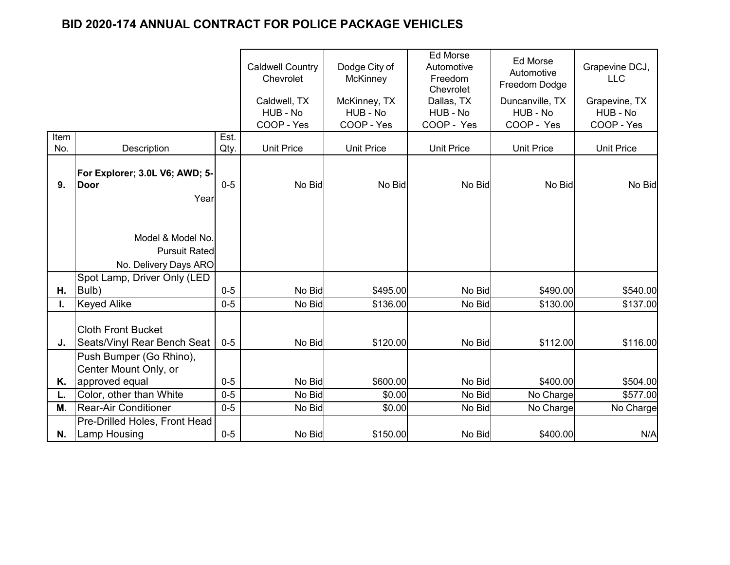# BID 2020-174 ANNUAL CONTRACT FOR POLICE PACKAGE VEHICLES

| Item No. | Description | Est. Qty. | Caldwell Country Chevrolet<br>Caldwell, TX<br>HUB - No<br>COOP - Yes<br>Unit Price | Dodge City of McKinney<br>McKinney, TX<br>HUB - No<br>COOP - Yes<br>Unit Price | Ed Morse Automotive Freedom Chevrolet<br>Dallas, TX<br>HUB - No<br>COOP - Yes<br>Unit Price | Ed Morse Automotive Freedom Dodge<br>Duncanville, TX<br>HUB - No<br>COOP - Yes<br>Unit Price | Grapevine DCJ, LLC<br>Grapevine, TX<br>HUB - No<br>COOP - Yes<br>Unit Price |
|---|---|---|---|---|---|---|---|
| **9.** | **For Explorer; 3.0L V6; AWD; 5-Door**<br>Year<br>Model & Model No.<br>Pursuit Rated<br>No. Delivery Days ARO | 0-5 | No Bid | No Bid | No Bid | No Bid | No Bid |
| **H.** | Spot Lamp, Driver Only (LED Bulb) | 0-5 | No Bid | $495.00 | No Bid | $490.00 | $540.00 |
| **I.** | Keyed Alike | 0-5 | No Bid | $136.00 | No Bid | $130.00 | $137.00 |
| **J.** | Cloth Front Bucket Seats/Vinyl Rear Bench Seat | 0-5 | No Bid | $120.00 | No Bid | $112.00 | $116.00 |
| **K.** | Push Bumper (Go Rhino), Center Mount Only, or approved equal | 0-5 | No Bid | $600.00 | No Bid | $400.00 | $504.00 |
| **L.** | Color, other than White | 0-5 | No Bid | $0.00 | No Bid | No Charge | $577.00 |
| **M.** | Rear-Air Conditioner | 0-5 | No Bid | $0.00 | No Bid | No Charge | No Charge |
| **N.** | Pre-Drilled Holes, Front Head Lamp Housing | 0-5 | No Bid | $150.00 | No Bid | $400.00 | N/A |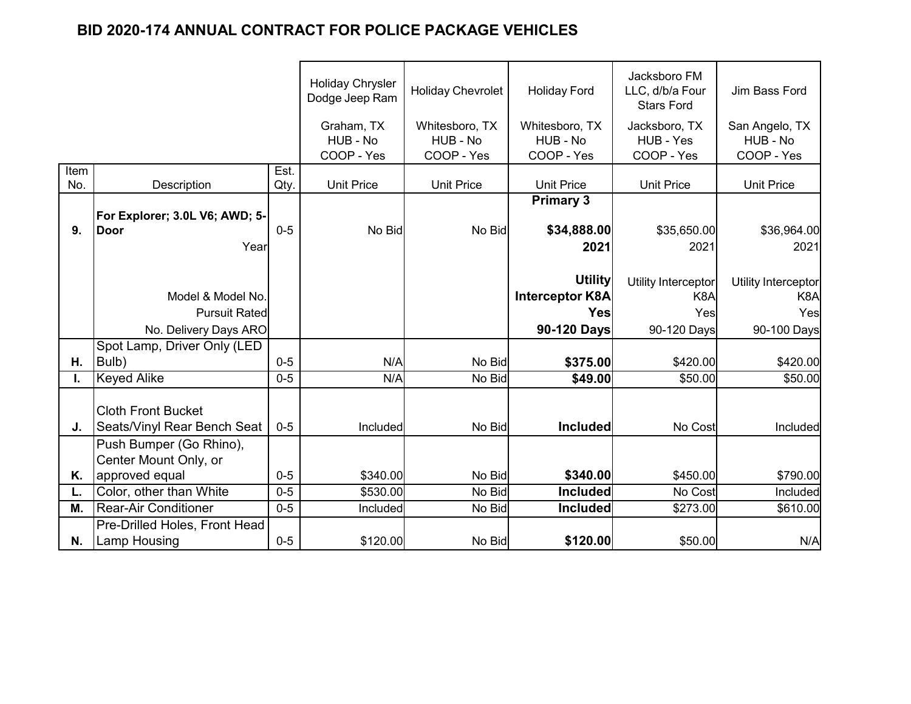## BID 2020-174 ANNUAL CONTRACT FOR POLICE PACKAGE VEHICLES

| | | | Holiday Chrysler Dodge Jeep Ram | Holiday Chevrolet | Holiday Ford | Jacksboro FM LLC, d/b/a Four Stars Ford | Jim Bass Ford |
|---|---|---|---|---|---|---|---|
| | | | Graham, TX<br>HUB - No<br>COOP - Yes | Whitesboro, TX<br>HUB - No<br>COOP - Yes | Whitesboro, TX<br>HUB - No<br>COOP - Yes | Jacksboro, TX<br>HUB - Yes<br>COOP - Yes | San Angelo, TX<br>HUB - No<br>COOP - Yes |
| **Item No.** | **Description** | **Est. Qty.** | **Unit Price** | **Unit Price** | **Unit Price** | **Unit Price** | **Unit Price** |
| | | | | | **Primary 3** | | |
| **9.** | **For Explorer; 3.0L V6; AWD; 5-Door** | 0-5 | No Bid | No Bid | **$34,888.00** | $35,650.00 | $36,964.00 |
| | Year | | | | **2021** | 2021 | 2021 |
| | Model & Model No. | | | | **Utility Interceptor K8A** | Utility Interceptor K8A | Utility Interceptor K8A |
| | Pursuit Rated | | | | **Yes** | Yes | Yes |
| | No. Delivery Days ARO | | | | **90-120 Days** | 90-120 Days | 90-100 Days |
| **H.** | Spot Lamp, Driver Only (LED Bulb) | 0-5 | N/A | No Bid | **$375.00** | $420.00 | $420.00 |
| **I.** | Keyed Alike | 0-5 | N/A | No Bid | **$49.00** | $50.00 | $50.00 |
| **J.** | Cloth Front Bucket Seats/Vinyl Rear Bench Seat | 0-5 | Included | No Bid | **Included** | No Cost | Included |
| **K.** | Push Bumper (Go Rhino), Center Mount Only, or approved equal | 0-5 | $340.00 | No Bid | **$340.00** | $450.00 | $790.00 |
| **L.** | Color, other than White | 0-5 | $530.00 | No Bid | **Included** | No Cost | Included |
| **M.** | Rear-Air Conditioner | 0-5 | Included | No Bid | **Included** | $273.00 | $610.00 |
| **N.** | Pre-Drilled Holes, Front Head Lamp Housing | 0-5 | $120.00 | No Bid | **$120.00** | $50.00 | N/A |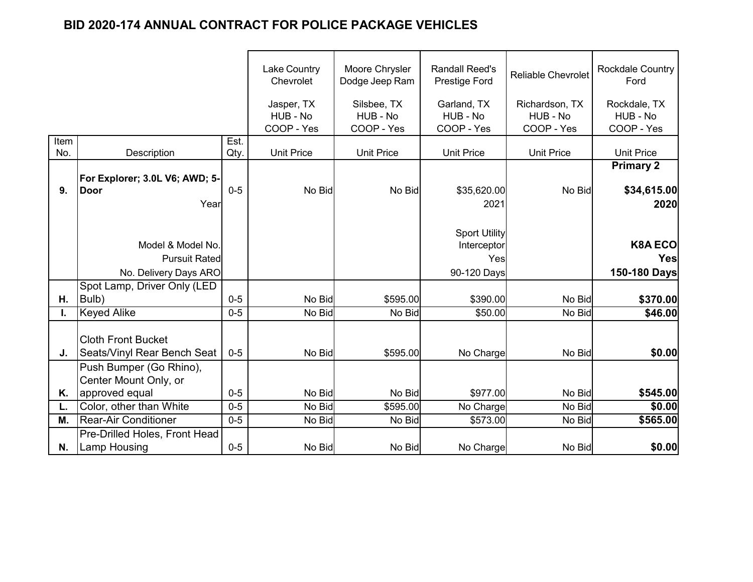# BID 2020-174 ANNUAL CONTRACT FOR POLICE PACKAGE VEHICLES

| Item No. | Description | Est. Qty. | Lake Country Chevrolet<br>Jasper, TX<br>HUB - No<br>COOP - Yes<br>Unit Price | Moore Chrysler Dodge Jeep Ram<br>Silsbee, TX<br>HUB - No<br>COOP - Yes<br>Unit Price | Randall Reed's Prestige Ford<br>Garland, TX<br>HUB - No<br>COOP - Yes<br>Unit Price | Reliable Chevrolet<br>Richardson, TX<br>HUB - No<br>COOP - Yes<br>Unit Price | Rockdale Country Ford<br>Rockdale, TX<br>HUB - No<br>COOP - Yes<br>Unit Price |
|---|---|---|---|---|---|---|---|
| | | | | | | | **Primary 2** |
| **9.** | **For Explorer; 3.0L V6; AWD; 5-Door** | 0-5 | No Bid | No Bid | $35,620.00 | No Bid | **$34,615.00** |
| | Year | | | | 2021 | | **2020** |
| | Model & Model No. | | | | Sport Utility Interceptor | | **K8A ECO** |
| | Pursuit Rated | | | | Yes | | **Yes** |
| | No. Delivery Days ARO | | | | 90-120 Days | | **150-180 Days** |
| **H.** | Spot Lamp, Driver Only (LED Bulb) | 0-5 | No Bid | $595.00 | $390.00 | No Bid | **$370.00** |
| **I.** | Keyed Alike | 0-5 | No Bid | No Bid | $50.00 | No Bid | **$46.00** |
| **J.** | Cloth Front Bucket Seats/Vinyl Rear Bench Seat | 0-5 | No Bid | $595.00 | No Charge | No Bid | **$0.00** |
| **K.** | Push Bumper (Go Rhino), Center Mount Only, or approved equal | 0-5 | No Bid | No Bid | $977.00 | No Bid | **$545.00** |
| **L.** | Color, other than White | 0-5 | No Bid | $595.00 | No Charge | No Bid | **$0.00** |
| **M.** | Rear-Air Conditioner | 0-5 | No Bid | No Bid | $573.00 | No Bid | **$565.00** |
| **N.** | Pre-Drilled Holes, Front Head Lamp Housing | 0-5 | No Bid | No Bid | No Charge | No Bid | **$0.00** |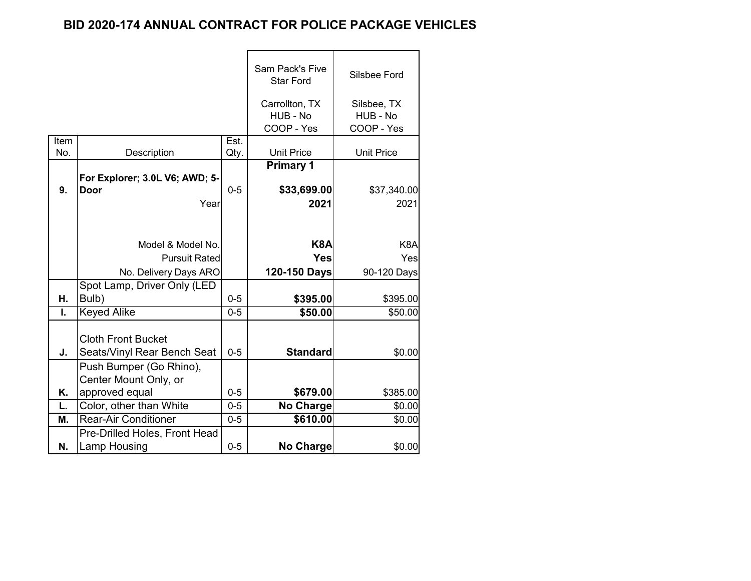# BID 2020-174 ANNUAL CONTRACT FOR POLICE PACKAGE VEHICLES

| Item No. | Description | Est. Qty. | Sam Pack's Five Star Ford<br>Carrollton, TX<br>HUB - No<br>COOP - Yes<br>Unit Price | Silsbee Ford<br>Silsbee, TX<br>HUB - No<br>COOP - Yes<br>Unit Price |
|---|---|---|---|---|
| | | | **Primary 1** | |
| **9.** | **For Explorer; 3.0L V6; AWD; 5-Door** | 0-5 | **$33,699.00** | $37,340.00 |
| | Year | | **2021** | 2021 |
| | Model & Model No. | | **K8A** | K8A |
| | Pursuit Rated | | **Yes** | Yes |
| | No. Delivery Days ARO | | **120-150 Days** | 90-120 Days |
| **H.** | Spot Lamp, Driver Only (LED Bulb) | 0-5 | **$395.00** | $395.00 |
| **I.** | Keyed Alike | 0-5 | **$50.00** | $50.00 |
| **J.** | Cloth Front Bucket Seats/Vinyl Rear Bench Seat | 0-5 | **Standard** | $0.00 |
| **K.** | Push Bumper (Go Rhino), Center Mount Only, or approved equal | 0-5 | **$679.00** | $385.00 |
| **L.** | Color, other than White | 0-5 | **No Charge** | $0.00 |
| **M.** | Rear-Air Conditioner | 0-5 | **$610.00** | $0.00 |
| **N.** | Pre-Drilled Holes, Front Head Lamp Housing | 0-5 | **No Charge** | $0.00 |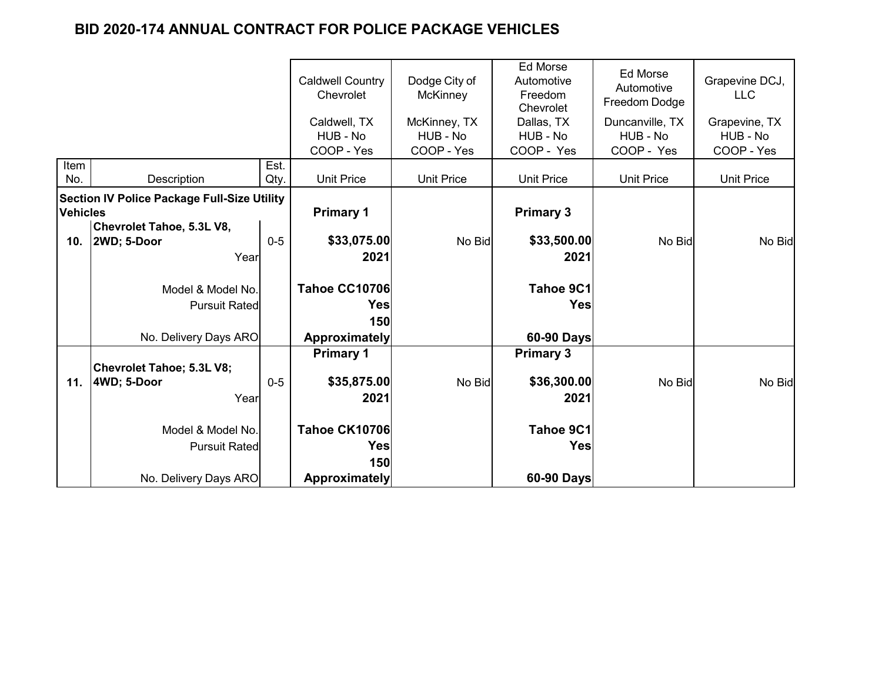## BID 2020-174 ANNUAL CONTRACT FOR POLICE PACKAGE VEHICLES

| Item No. | Description | Est. Qty. | Caldwell Country Chevrolet<br>Caldwell, TX<br>HUB - No<br>COOP - Yes<br>Unit Price | Dodge City of McKinney<br>McKinney, TX<br>HUB - No<br>COOP - Yes<br>Unit Price | Ed Morse Automotive Freedom Chevrolet<br>Dallas, TX<br>HUB - No<br>COOP - Yes<br>Unit Price | Ed Morse Automotive Freedom Dodge<br>Duncanville, TX<br>HUB - No<br>COOP - Yes<br>Unit Price | Grapevine DCJ, LLC<br>Grapevine, TX<br>HUB - No<br>COOP - Yes<br>Unit Price |
|---|---|---|---|---|---|---|---|
| **Section IV Police Package Full-Size Utility Vehicles** | | | **Primary 1** | | **Primary 3** | | |
| **10.** | **Chevrolet Tahoe, 5.3L V8, 2WD; 5-Door** | 0-5 | **$33,075.00** | No Bid | **$33,500.00** | No Bid | No Bid |
| | Year | | **2021** | | **2021** | | |
| | Model & Model No. | | **Tahoe CC10706** | | **Tahoe 9C1** | | |
| | Pursuit Rated | | **Yes** | | **Yes** | | |
| | No. Delivery Days ARO | | **150 Approximately** | | **60-90 Days** | | |
| | | | **Primary 1** | | **Primary 3** | | |
| **11.** | **Chevrolet Tahoe; 5.3L V8; 4WD; 5-Door** | 0-5 | **$35,875.00** | No Bid | **$36,300.00** | No Bid | No Bid |
| | Year | | **2021** | | **2021** | | |
| | Model & Model No. | | **Tahoe CK10706** | | **Tahoe 9C1** | | |
| | Pursuit Rated | | **Yes** | | **Yes** | | |
| | No. Delivery Days ARO | | **150 Approximately** | | **60-90 Days** | | |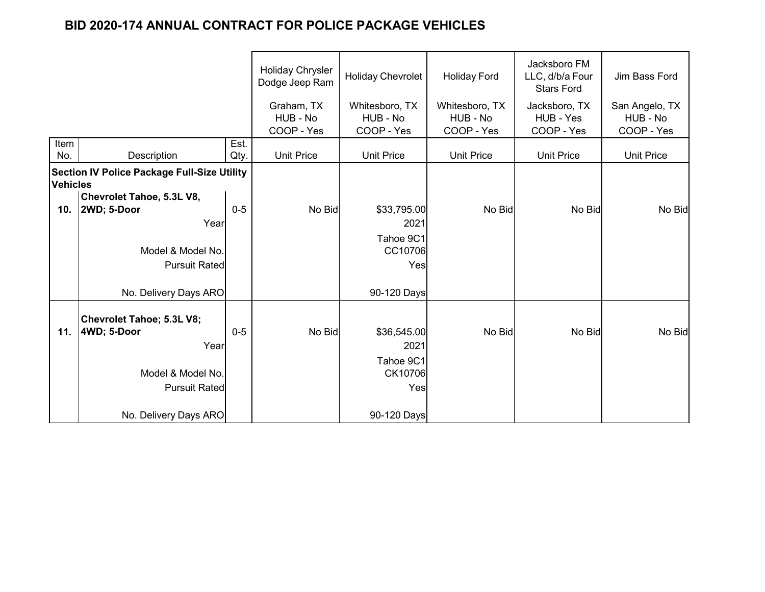## BID 2020-174 ANNUAL CONTRACT FOR POLICE PACKAGE VEHICLES

| Item No. | Description | Est. Qty. | Holiday Chrysler Dodge Jeep Ram<br>Graham, TX<br>HUB - No<br>COOP - Yes<br>Unit Price | Holiday Chevrolet<br>Whitesboro, TX<br>HUB - No<br>COOP - Yes<br>Unit Price | Holiday Ford<br>Whitesboro, TX<br>HUB - No<br>COOP - Yes<br>Unit Price | Jacksboro FM LLC, d/b/a Four Stars Ford<br>Jacksboro, TX<br>HUB - Yes<br>COOP - Yes<br>Unit Price | Jim Bass Ford<br>San Angelo, TX<br>HUB - No<br>COOP - Yes<br>Unit Price |
|---|---|---|---|---|---|---|---|
| **Section IV Police Package Full-Size Utility Vehicles** | | | | | | | |
| **10.** | **Chevrolet Tahoe, 5.3L V8, 2WD; 5-Door** | 0-5 | No Bid | $33,795.00 | No Bid | No Bid | No Bid |
| | Year | | | 2021 | | | |
| | Model & Model No. | | | Tahoe 9C1 CC10706 | | | |
| | Pursuit Rated | | | Yes | | | |
| | No. Delivery Days ARO | | | 90-120 Days | | | |
| **11.** | **Chevrolet Tahoe; 5.3L V8; 4WD; 5-Door** | 0-5 | No Bid | $36,545.00 | No Bid | No Bid | No Bid |
| | Year | | | 2021 | | | |
| | Model & Model No. | | | Tahoe 9C1 CK10706 | | | |
| | Pursuit Rated | | | Yes | | | |
| | No. Delivery Days ARO | | | 90-120 Days | | | |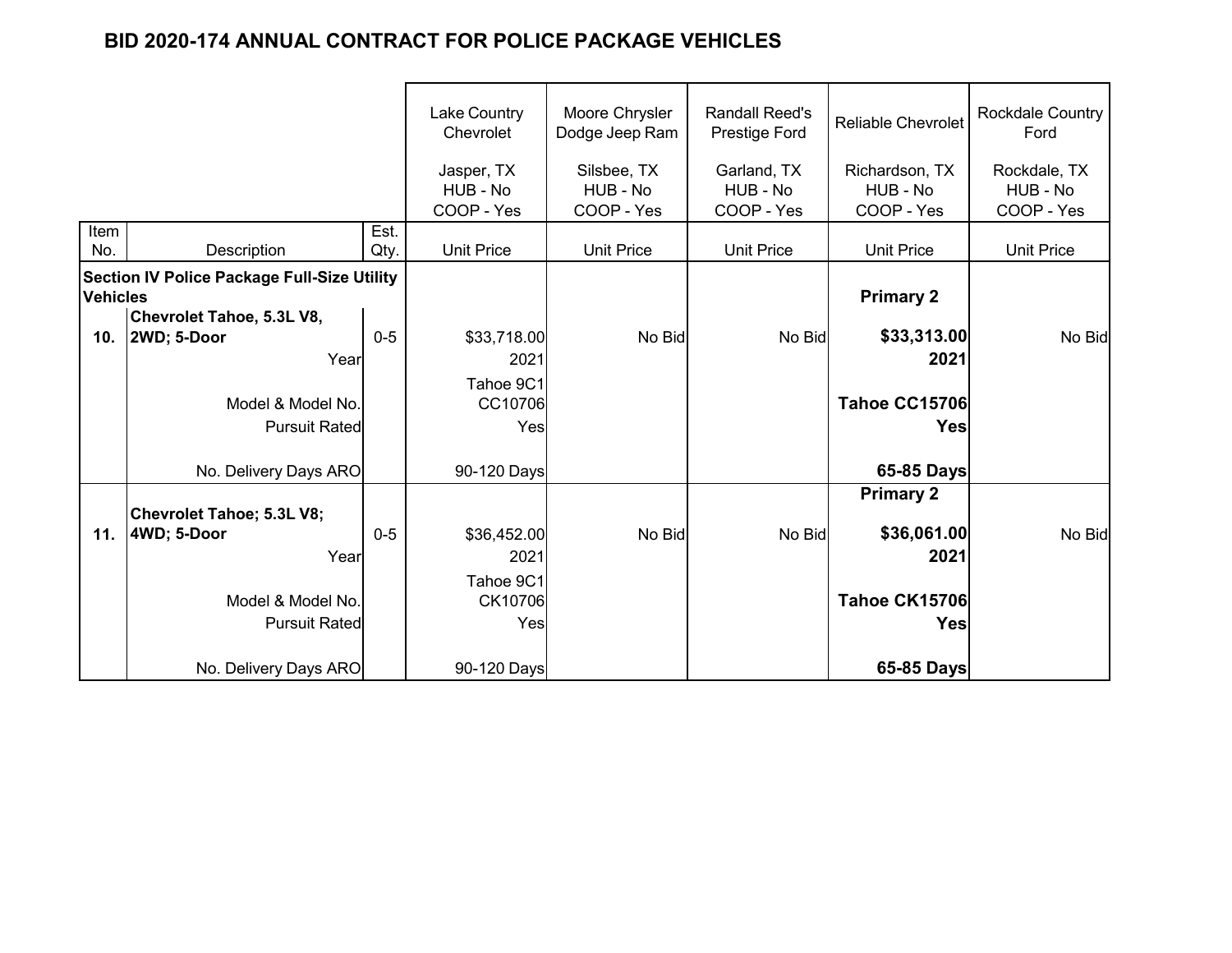# BID 2020-174 ANNUAL CONTRACT FOR POLICE PACKAGE VEHICLES

| Item No. | Description | Est. Qty. | Lake Country Chevrolet<br>Jasper, TX<br>HUB - No<br>COOP - Yes<br>Unit Price | Moore Chrysler Dodge Jeep Ram<br>Silsbee, TX<br>HUB - No<br>COOP - Yes<br>Unit Price | Randall Reed's Prestige Ford<br>Garland, TX<br>HUB - No<br>COOP - Yes<br>Unit Price | Reliable Chevrolet<br>Richardson, TX<br>HUB - No<br>COOP - Yes<br>Unit Price | Rockdale Country Ford<br>Rockdale, TX<br>HUB - No<br>COOP - Yes<br>Unit Price |
|---|---|---|---|---|---|---|---|
| | **Section IV Police Package Full-Size Utility Vehicles** | | | | | **Primary 2** | |
| **10.** | **Chevrolet Tahoe, 5.3L V8, 2WD; 5-Door** | 0-5 | $33,718.00 | No Bid | No Bid | **$33,313.00** | No Bid |
| | Year | | 2021 | | | **2021** | |
| | Model & Model No. | | Tahoe 9C1 CC10706 | | | **Tahoe CC15706** | |
| | Pursuit Rated | | Yes | | | **Yes** | |
| | No. Delivery Days ARO | | 90-120 Days | | | **65-85 Days** | |
| | | | | | | **Primary 2** | |
| **11.** | **Chevrolet Tahoe; 5.3L V8; 4WD; 5-Door** | 0-5 | $36,452.00 | No Bid | No Bid | **$36,061.00** | No Bid |
| | Year | | 2021 | | | **2021** | |
| | Model & Model No. | | Tahoe 9C1 CK10706 | | | **Tahoe CK15706** | |
| | Pursuit Rated | | Yes | | | **Yes** | |
| | No. Delivery Days ARO | | 90-120 Days | | | **65-85 Days** | |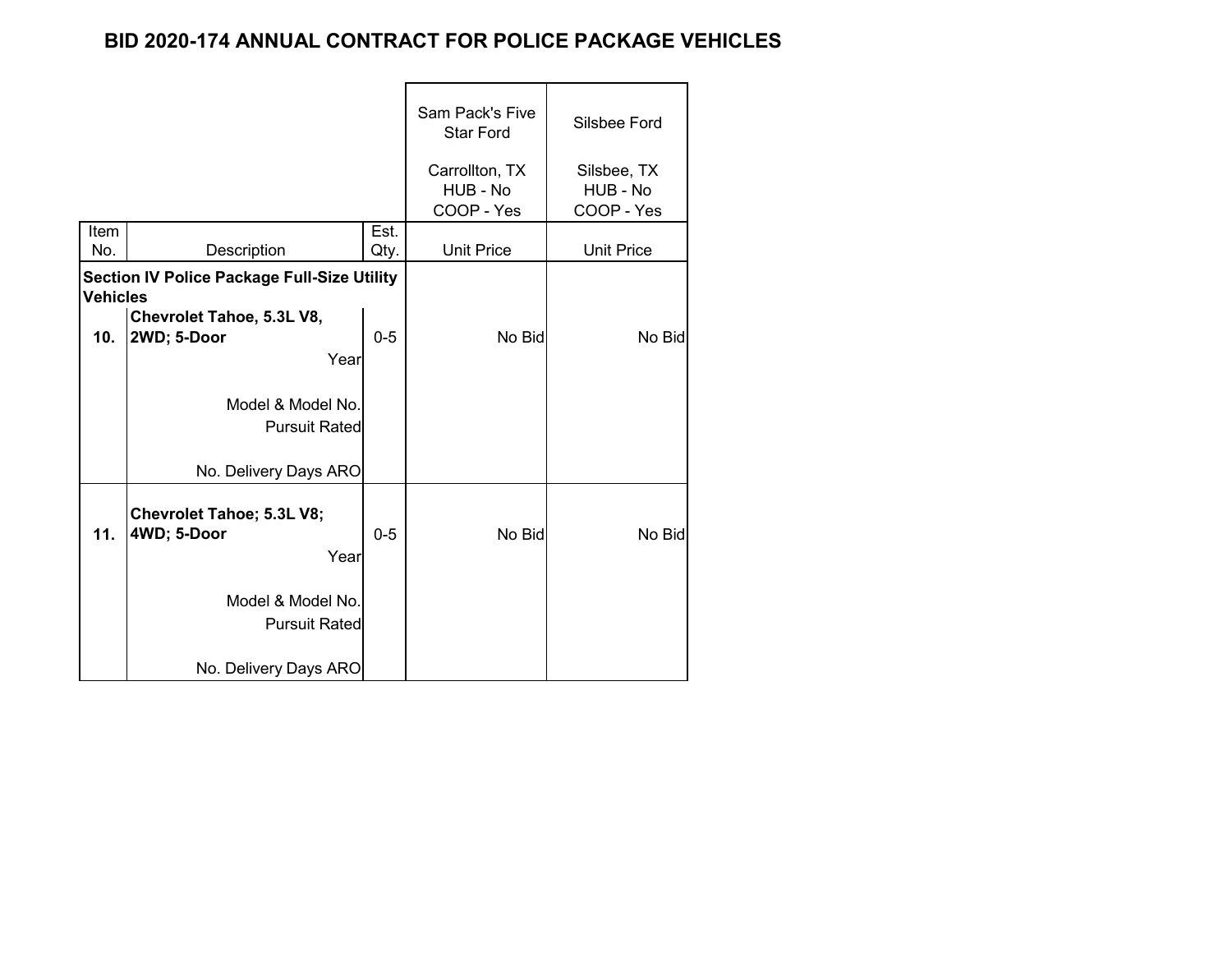# BID 2020-174 ANNUAL CONTRACT FOR POLICE PACKAGE VEHICLES

| Item No. | Description | Est. Qty. | Sam Pack's Five Star Ford<br>Carrollton, TX<br>HUB - No<br>COOP - Yes<br>Unit Price | Silsbee Ford<br>Silsbee, TX<br>HUB - No<br>COOP - Yes<br>Unit Price |
|---|---|---|---|---|
| **Section IV Police Package Full-Size Utility Vehicles** | | | | |
| **10.** | **Chevrolet Tahoe, 5.3L V8, 2WD; 5-Door** | 0-5 | No Bid | No Bid |
| | Year | | | |
| | Model & Model No. | | | |
| | Pursuit Rated | | | |
| | No. Delivery Days ARO | | | |
| **11.** | **Chevrolet Tahoe; 5.3L V8; 4WD; 5-Door** | 0-5 | No Bid | No Bid |
| | Year | | | |
| | Model & Model No. | | | |
| | Pursuit Rated | | | |
| | No. Delivery Days ARO | | | |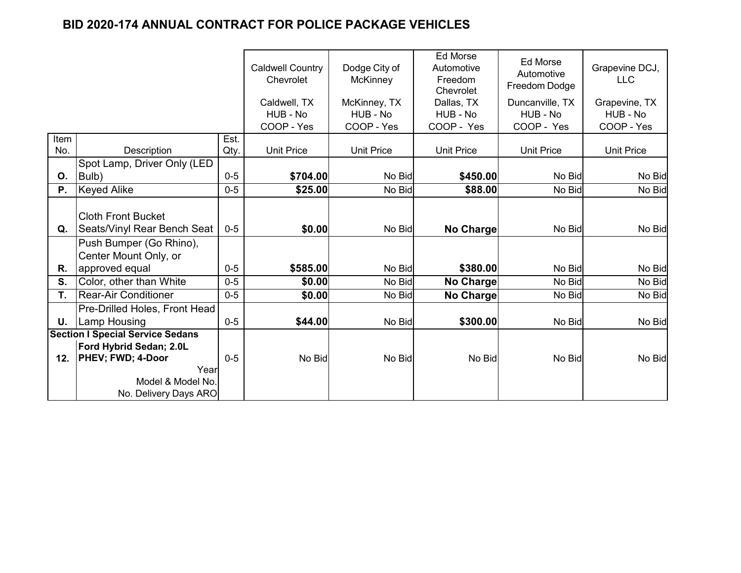# BID 2020-174 ANNUAL CONTRACT FOR POLICE PACKAGE VEHICLES

| | | | Caldwell Country Chevrolet<br>Caldwell, TX<br>HUB - No<br>COOP - Yes | Dodge City of McKinney<br>McKinney, TX<br>HUB - No<br>COOP - Yes | Ed Morse Automotive Freedom Chevrolet<br>Dallas, TX<br>HUB - No<br>COOP - Yes | Ed Morse Automotive Freedom Dodge<br>Duncanville, TX<br>HUB - No<br>COOP - Yes | Grapevine DCJ, LLC<br>Grapevine, TX<br>HUB - No<br>COOP - Yes |
|---|---|---|---|---|---|---|---|
| Item No. | Description | Est. Qty. | Unit Price | Unit Price | Unit Price | Unit Price | Unit Price |
| **O.** | Spot Lamp, Driver Only (LED Bulb) | 0-5 | **$704.00** | No Bid | **$450.00** | No Bid | No Bid |
| **P.** | Keyed Alike | 0-5 | **$25.00** | No Bid | **$88.00** | No Bid | No Bid |
| **Q.** | Cloth Front Bucket Seats/Vinyl Rear Bench Seat | 0-5 | **$0.00** | No Bid | **No Charge** | No Bid | No Bid |
| **R.** | Push Bumper (Go Rhino), Center Mount Only, or approved equal | 0-5 | **$585.00** | No Bid | **$380.00** | No Bid | No Bid |
| **S.** | Color, other than White | 0-5 | **$0.00** | No Bid | **No Charge** | No Bid | No Bid |
| **T.** | Rear-Air Conditioner | 0-5 | **$0.00** | No Bid | **No Charge** | No Bid | No Bid |
| **U.** | Pre-Drilled Holes, Front Head Lamp Housing | 0-5 | **$44.00** | No Bid | **$300.00** | No Bid | No Bid |
| **Section I Special Service Sedans** | | | | | | | |
| **12.** | **Ford Hybrid Sedan; 2.0L PHEV; FWD; 4-Door**<br>Year<br>Model & Model No.<br>No. Delivery Days ARO | 0-5 | No Bid | No Bid | No Bid | No Bid | No Bid |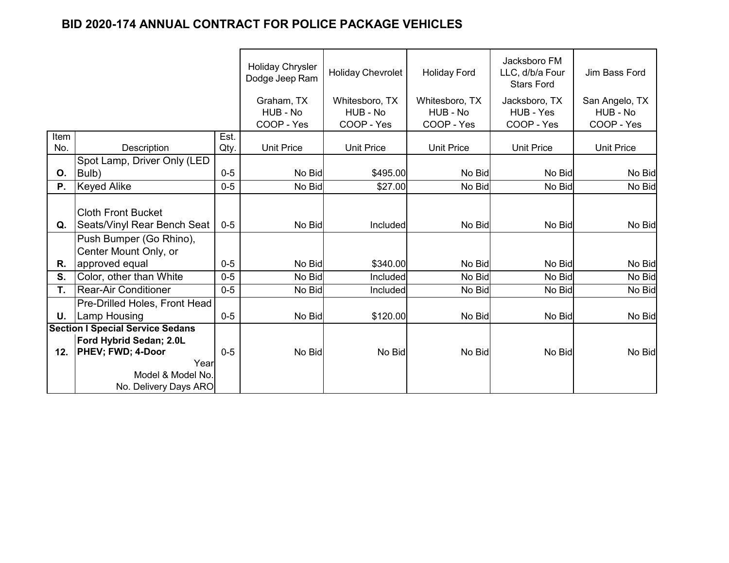# BID 2020-174 ANNUAL CONTRACT FOR POLICE PACKAGE VEHICLES

| | | | Holiday Chrysler Dodge Jeep Ram<br>Graham, TX<br>HUB - No<br>COOP - Yes | Holiday Chevrolet<br>Whitesboro, TX<br>HUB - No<br>COOP - Yes | Holiday Ford<br>Whitesboro, TX<br>HUB - No<br>COOP - Yes | Jacksboro FM LLC, d/b/a Four Stars Ford<br>Jacksboro, TX<br>HUB - Yes<br>COOP - Yes | Jim Bass Ford<br>San Angelo, TX<br>HUB - No<br>COOP - Yes |
|---|---|---|---|---|---|---|---|
| **Item No.** | **Description** | **Est. Qty.** | **Unit Price** | **Unit Price** | **Unit Price** | **Unit Price** | **Unit Price** |
| **O.** | Spot Lamp, Driver Only (LED Bulb) | 0-5 | No Bid | $495.00 | No Bid | No Bid | No Bid |
| **P.** | Keyed Alike | 0-5 | No Bid | $27.00 | No Bid | No Bid | No Bid |
| **Q.** | Cloth Front Bucket Seats/Vinyl Rear Bench Seat | 0-5 | No Bid | Included | No Bid | No Bid | No Bid |
| **R.** | Push Bumper (Go Rhino), Center Mount Only, or approved equal | 0-5 | No Bid | $340.00 | No Bid | No Bid | No Bid |
| **S.** | Color, other than White | 0-5 | No Bid | Included | No Bid | No Bid | No Bid |
| **T.** | Rear-Air Conditioner | 0-5 | No Bid | Included | No Bid | No Bid | No Bid |
| **U.** | Pre-Drilled Holes, Front Head Lamp Housing | 0-5 | No Bid | $120.00 | No Bid | No Bid | No Bid |
| **Section I Special Service Sedans** | | | | | | | |
| **12.** | **Ford Hybrid Sedan; 2.0L PHEV; FWD; 4-Door**<br>Year<br>Model & Model No.<br>No. Delivery Days ARO | 0-5 | No Bid | No Bid | No Bid | No Bid | No Bid |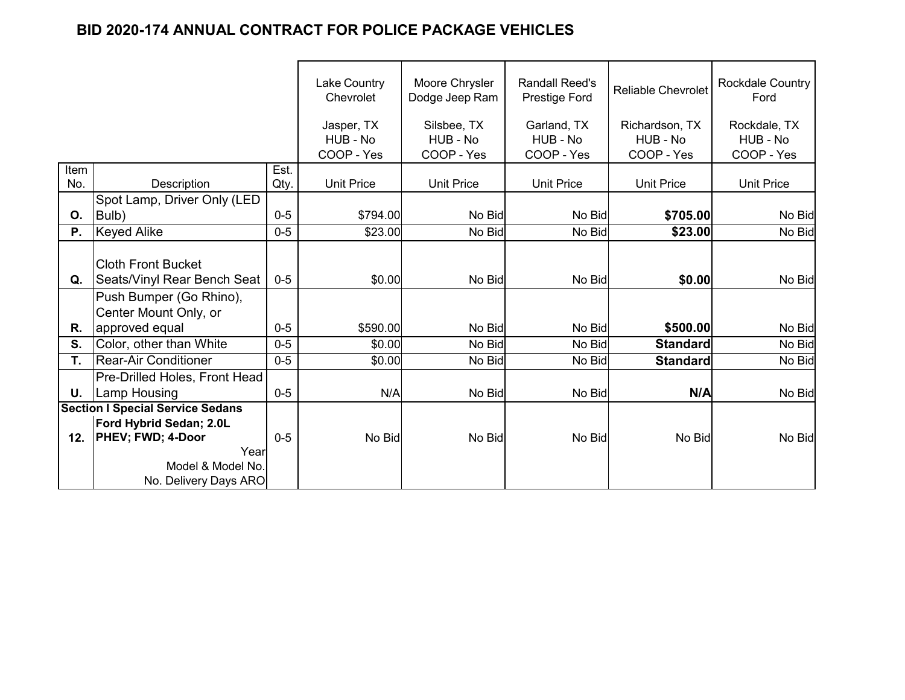# BID 2020-174 ANNUAL CONTRACT FOR POLICE PACKAGE VEHICLES

| | | | Lake Country Chevrolet<br><br>Jasper, TX<br>HUB - No<br>COOP - Yes | Moore Chrysler Dodge Jeep Ram<br><br>Silsbee, TX<br>HUB - No<br>COOP - Yes | Randall Reed's Prestige Ford<br><br>Garland, TX<br>HUB - No<br>COOP - Yes | Reliable Chevrolet<br><br>Richardson, TX<br>HUB - No<br>COOP - Yes | Rockdale Country Ford<br><br>Rockdale, TX<br>HUB - No<br>COOP - Yes |
|---|---|---|---|---|---|---|---|
| Item No. | Description | Est. Qty. | Unit Price | Unit Price | Unit Price | Unit Price | Unit Price |
| **O.** | Spot Lamp, Driver Only (LED Bulb) | 0-5 | $794.00 | No Bid | No Bid | **$705.00** | No Bid |
| **P.** | Keyed Alike | 0-5 | $23.00 | No Bid | No Bid | **$23.00** | No Bid |
| **Q.** | Cloth Front Bucket Seats/Vinyl Rear Bench Seat | 0-5 | $0.00 | No Bid | No Bid | **$0.00** | No Bid |
| **R.** | Push Bumper (Go Rhino), Center Mount Only, or approved equal | 0-5 | $590.00 | No Bid | No Bid | **$500.00** | No Bid |
| **S.** | Color, other than White | 0-5 | $0.00 | No Bid | No Bid | **Standard** | No Bid |
| **T.** | Rear-Air Conditioner | 0-5 | $0.00 | No Bid | No Bid | **Standard** | No Bid |
| **U.** | Pre-Drilled Holes, Front Head Lamp Housing | 0-5 | N/A | No Bid | No Bid | **N/A** | No Bid |
| **Section I Special Service Sedans** | | | | | | | |
| **12.** | **Ford Hybrid Sedan; 2.0L PHEV; FWD; 4-Door**<br>Year<br>Model & Model No.<br>No. Delivery Days ARO | 0-5 | No Bid | No Bid | No Bid | No Bid | No Bid |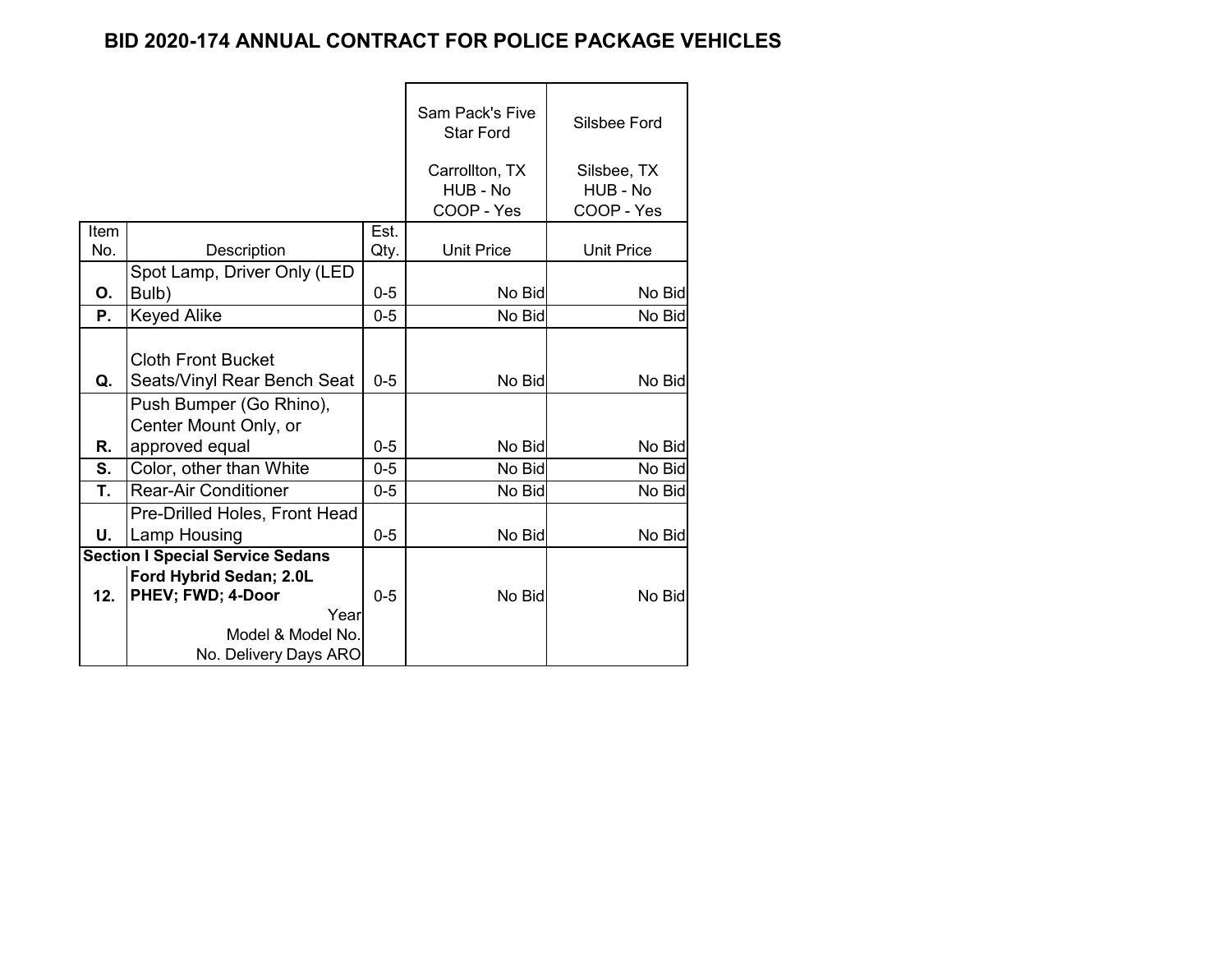# BID 2020-174 ANNUAL CONTRACT FOR POLICE PACKAGE VEHICLES

| Item No. | Description | Est. Qty. | Sam Pack's Five Star Ford<br>Carrollton, TX<br>HUB - No<br>COOP - Yes<br>Unit Price | Silsbee Ford<br>Silsbee, TX<br>HUB - No<br>COOP - Yes<br>Unit Price |
|---|---|---|---|---|
| **O.** | Spot Lamp, Driver Only (LED Bulb) | 0-5 | No Bid | No Bid |
| **P.** | Keyed Alike | 0-5 | No Bid | No Bid |
| **Q.** | Cloth Front Bucket Seats/Vinyl Rear Bench Seat | 0-5 | No Bid | No Bid |
| **R.** | Push Bumper (Go Rhino), Center Mount Only, or approved equal | 0-5 | No Bid | No Bid |
| **S.** | Color, other than White | 0-5 | No Bid | No Bid |
| **T.** | Rear-Air Conditioner | 0-5 | No Bid | No Bid |
| **U.** | Pre-Drilled Holes, Front Head Lamp Housing | 0-5 | No Bid | No Bid |
| **Section I Special Service Sedans** | | | | |
| **12.** | **Ford Hybrid Sedan; 2.0L PHEV; FWD; 4-Door** | 0-5 | No Bid | No Bid |
| | Year | | | |
| | Model & Model No. | | | |
| | No. Delivery Days ARO | | | |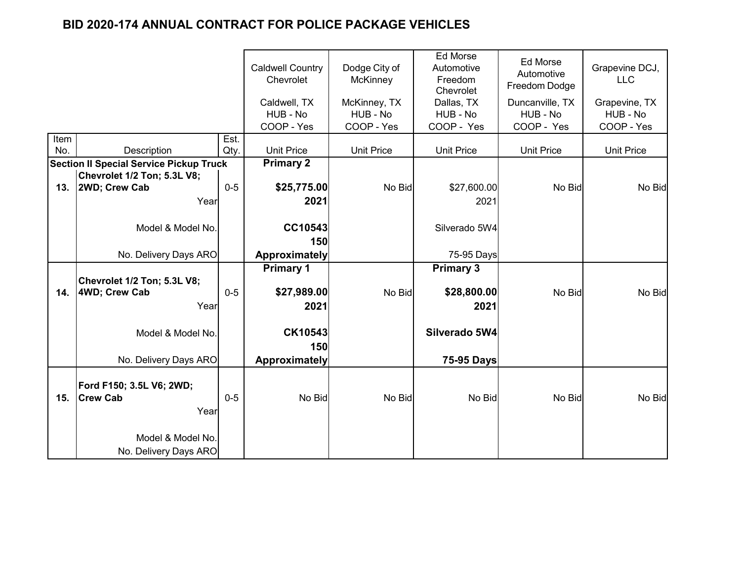# BID 2020-174 ANNUAL CONTRACT FOR POLICE PACKAGE VEHICLES

| Item No. | Description | Est. Qty. | Caldwell Country Chevrolet<br>Caldwell, TX<br>HUB - No<br>COOP - Yes<br>Unit Price | Dodge City of McKinney<br>McKinney, TX<br>HUB - No<br>COOP - Yes<br>Unit Price | Ed Morse Automotive Freedom Chevrolet<br>Dallas, TX<br>HUB - No<br>COOP - Yes<br>Unit Price | Ed Morse Automotive Freedom Dodge<br>Duncanville, TX<br>HUB - No<br>COOP - Yes<br>Unit Price | Grapevine DCJ, LLC<br>Grapevine, TX<br>HUB - No<br>COOP - Yes<br>Unit Price |
|---|---|---|---|---|---|---|---|
| **Section II Special Service Pickup Truck** | | | **Primary 2** | | | | |
| **13.** | **Chevrolet 1/2 Ton; 5.3L V8; 2WD; Crew Cab** | 0-5 | **$25,775.00** | No Bid | $27,600.00 | No Bid | No Bid |
| | Year | | **2021** | | 2021 | | |
| | Model & Model No. | | **CC10543** | | Silverado 5W4 | | |
| | No. Delivery Days ARO | | **150 Approximately** | | 75-95 Days | | |
| | | | **Primary 1** | | **Primary 3** | | |
| **14.** | **Chevrolet 1/2 Ton; 5.3L V8; 4WD; Crew Cab** | 0-5 | **$27,989.00** | No Bid | **$28,800.00** | No Bid | No Bid |
| | Year | | **2021** | | **2021** | | |
| | Model & Model No. | | **CK10543** | | **Silverado 5W4** | | |
| | No. Delivery Days ARO | | **150 Approximately** | | **75-95 Days** | | |
| **15.** | **Ford F150; 3.5L V6; 2WD; Crew Cab** | 0-5 | No Bid | No Bid | No Bid | No Bid | No Bid |
| | Year | | | | | | |
| | Model & Model No. | | | | | | |
| | No. Delivery Days ARO | | | | | | |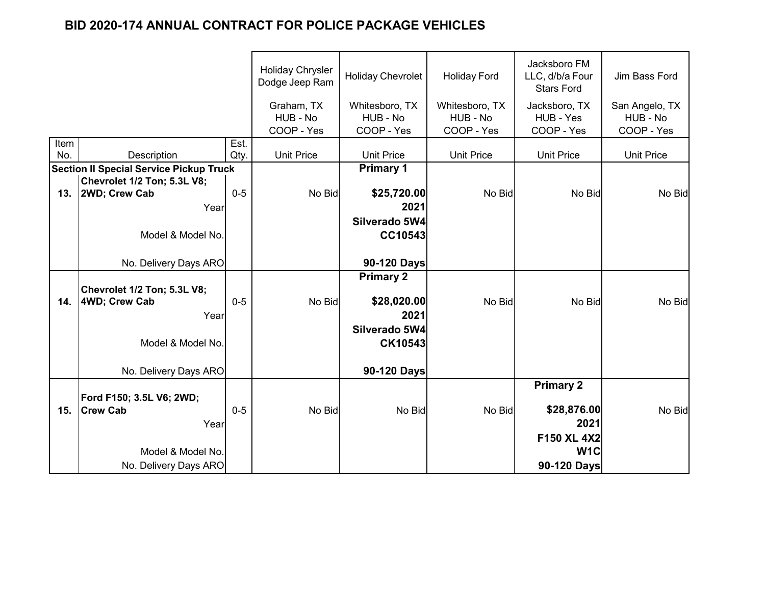## BID 2020-174 ANNUAL CONTRACT FOR POLICE PACKAGE VEHICLES

| Item No. | Description | Est. Qty. | Holiday Chrysler Dodge Jeep Ram<br>Graham, TX<br>HUB - No<br>COOP - Yes<br>Unit Price | Holiday Chevrolet<br>Whitesboro, TX<br>HUB - No<br>COOP - Yes<br>Unit Price | Holiday Ford<br>Whitesboro, TX<br>HUB - No<br>COOP - Yes<br>Unit Price | Jacksboro FM LLC, d/b/a Four Stars Ford<br>Jacksboro, TX<br>HUB - Yes<br>COOP - Yes<br>Unit Price | Jim Bass Ford<br>San Angelo, TX<br>HUB - No<br>COOP - Yes<br>Unit Price |
|---|---|---|---|---|---|---|---|
| **Section II Special Service Pickup Truck** | | | | **Primary 1** | | | |
| **13.** | **Chevrolet 1/2 Ton; 5.3L V8; 2WD; Crew Cab** | 0-5 | No Bid | **$25,720.00** | No Bid | No Bid | No Bid |
| | Year | | | **2021** | | | |
| | Model & Model No. | | | **Silverado 5W4 CC10543** | | | |
| | No. Delivery Days ARO | | | **90-120 Days** | | | |
| | | | | **Primary 2** | | | |
| **14.** | **Chevrolet 1/2 Ton; 5.3L V8; 4WD; Crew Cab** | 0-5 | No Bid | **$28,020.00** | No Bid | No Bid | No Bid |
| | Year | | | **2021** | | | |
| | Model & Model No. | | | **Silverado 5W4 CK10543** | | | |
| | No. Delivery Days ARO | | | **90-120 Days** | | | |
| | | | | | | **Primary 2** | |
| **15.** | **Ford F150; 3.5L V6; 2WD; Crew Cab** | 0-5 | No Bid | No Bid | No Bid | **$28,876.00** | No Bid |
| | Year | | | | | **2021** | |
| | Model & Model No. | | | | | **F150 XL 4X2 W1C** | |
| | No. Delivery Days ARO | | | | | **90-120 Days** | |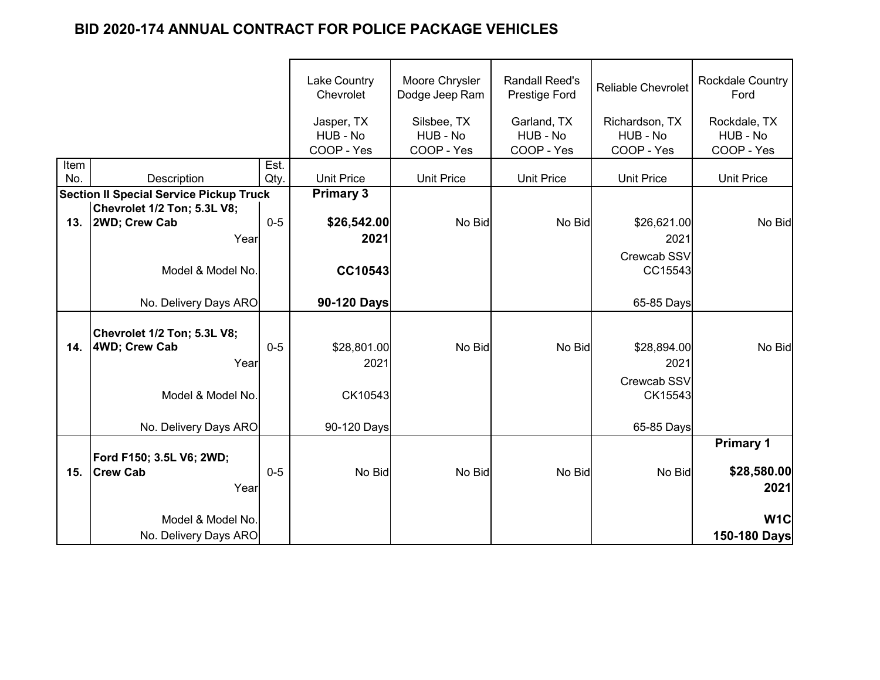# BID 2020-174 ANNUAL CONTRACT FOR POLICE PACKAGE VEHICLES

| Item No. | Description | Est. Qty. | Lake Country Chevrolet<br>Jasper, TX<br>HUB - No<br>COOP - Yes<br>Unit Price | Moore Chrysler Dodge Jeep Ram<br>Silsbee, TX<br>HUB - No<br>COOP - Yes<br>Unit Price | Randall Reed's Prestige Ford<br>Garland, TX<br>HUB - No<br>COOP - Yes<br>Unit Price | Reliable Chevrolet<br>Richardson, TX<br>HUB - No<br>COOP - Yes<br>Unit Price | Rockdale Country Ford<br>Rockdale, TX<br>HUB - No<br>COOP - Yes<br>Unit Price |
|---|---|---|---|---|---|---|---|
| **Section II Special Service Pickup Truck** | | | **Primary 3** | | | | |
| **13.** | **Chevrolet 1/2 Ton; 5.3L V8; 2WD; Crew Cab** | 0-5 | **$26,542.00** | No Bid | No Bid | $26,621.00 | No Bid |
| | Year | | **2021** | | | 2021 | |
| | Model & Model No. | | **CC10543** | | | Crewcab SSV CC15543 | |
| | No. Delivery Days ARO | | **90-120 Days** | | | 65-85 Days | |
| **14.** | **Chevrolet 1/2 Ton; 5.3L V8; 4WD; Crew Cab** | 0-5 | $28,801.00 | No Bid | No Bid | $28,894.00 | No Bid |
| | Year | | 2021 | | | 2021 | |
| | Model & Model No. | | CK10543 | | | Crewcab SSV CK15543 | |
| | No. Delivery Days ARO | | 90-120 Days | | | 65-85 Days | |
| | | | | | | | **Primary 1** |
| **15.** | **Ford F150; 3.5L V6; 2WD; Crew Cab** | 0-5 | No Bid | No Bid | No Bid | No Bid | **$28,580.00** |
| | Year | | | | | | **2021** |
| | Model & Model No. | | | | | | **W1C** |
| | No. Delivery Days ARO | | | | | | **150-180 Days** |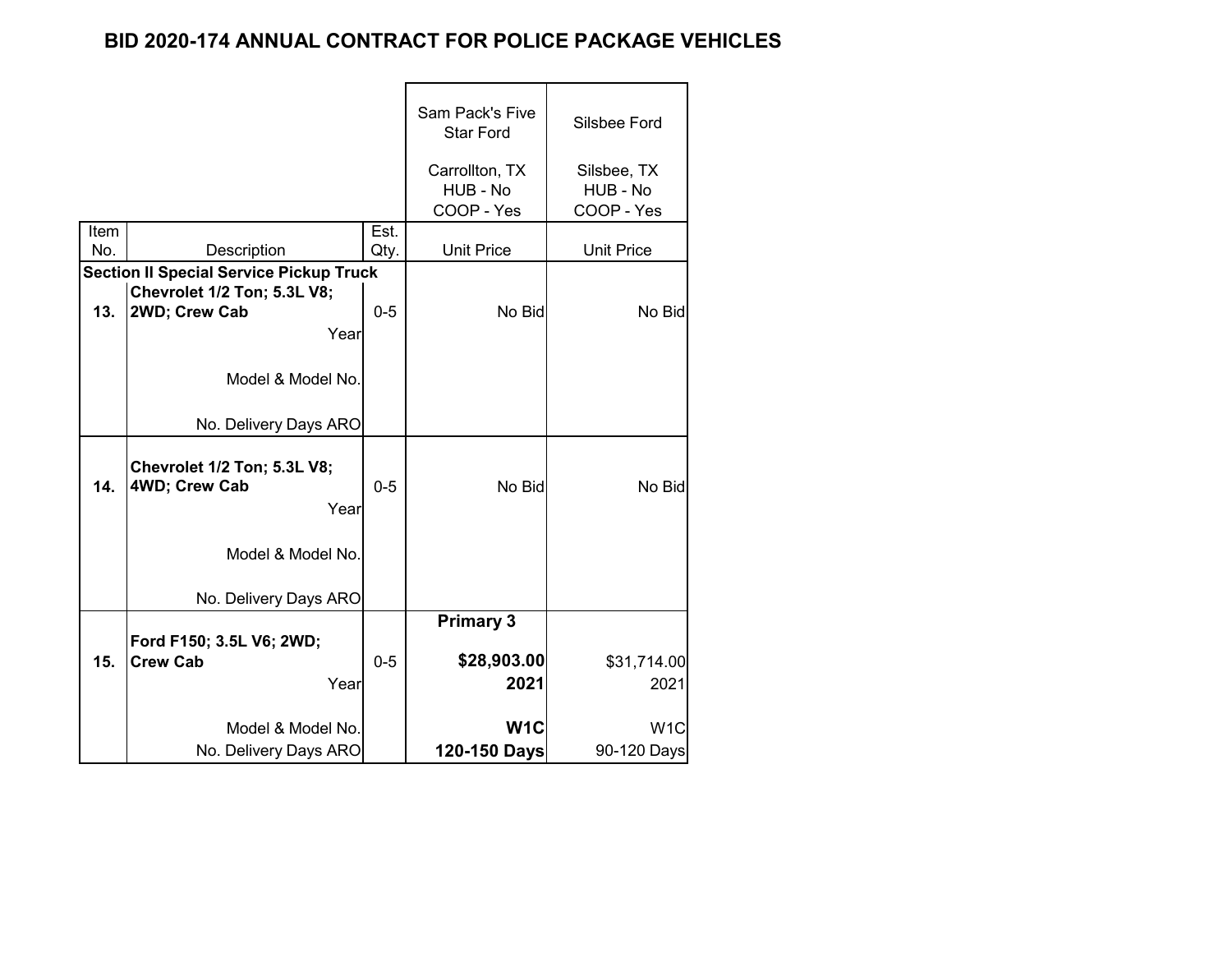# BID 2020-174 ANNUAL CONTRACT FOR POLICE PACKAGE VEHICLES

| Item No. | Description | Est. Qty. | Sam Pack's Five Star Ford<br>Carrollton, TX<br>HUB - No<br>COOP - Yes<br>Unit Price | Silsbee Ford<br>Silsbee, TX<br>HUB - No<br>COOP - Yes<br>Unit Price |
|---|---|---|---|---|
| **Section II Special Service Pickup Truck** | | | | |
| **13.** | **Chevrolet 1/2 Ton; 5.3L V8; 2WD; Crew Cab** | 0-5 | No Bid | No Bid |
| | Year | | | |
| | Model & Model No. | | | |
| | No. Delivery Days ARO | | | |
| **14.** | **Chevrolet 1/2 Ton; 5.3L V8; 4WD; Crew Cab** | 0-5 | No Bid | No Bid |
| | Year | | | |
| | Model & Model No. | | | |
| | No. Delivery Days ARO | | | |
| | | | **Primary 3** | |
| **15.** | **Ford F150; 3.5L V6; 2WD; Crew Cab** | 0-5 | **$28,903.00** | $31,714.00 |
| | Year | | **2021** | 2021 |
| | Model & Model No. | | **W1C** | W1C |
| | No. Delivery Days ARO | | **120-150 Days** | 90-120 Days |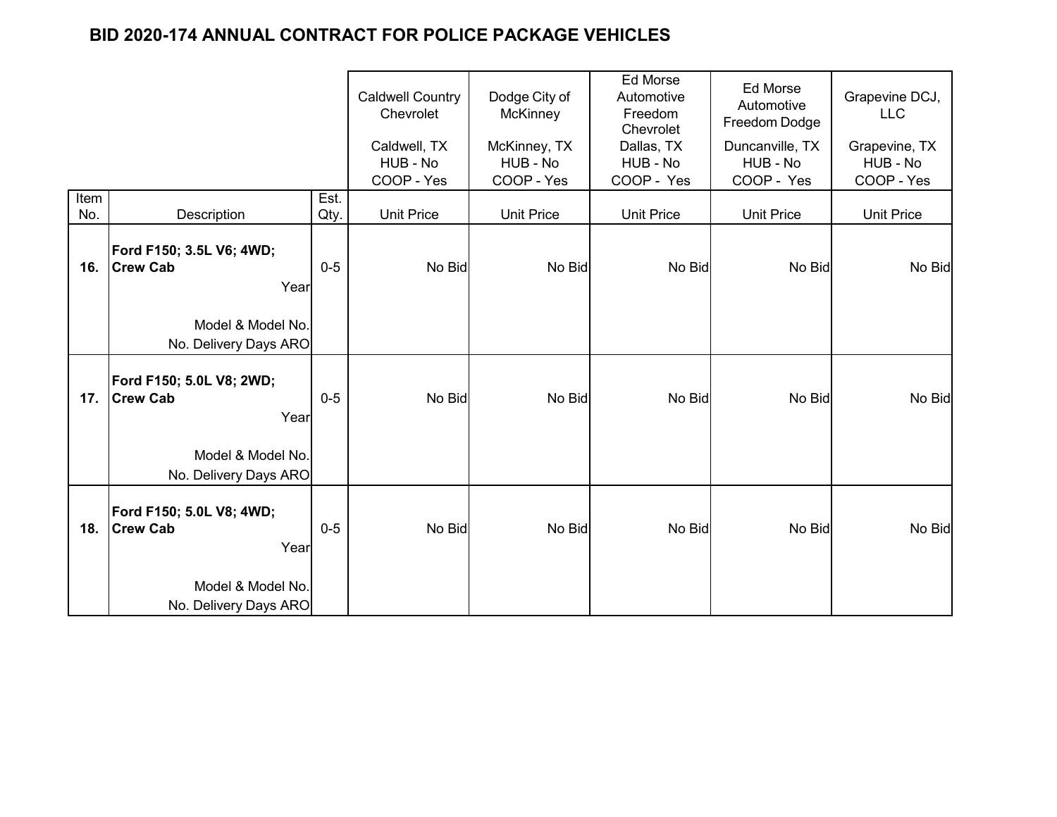# BID 2020-174 ANNUAL CONTRACT FOR POLICE PACKAGE VEHICLES

| Item No. | Description | Est. Qty. | Caldwell Country Chevrolet<br>Caldwell, TX<br>HUB - No<br>COOP - Yes<br>Unit Price | Dodge City of McKinney<br>McKinney, TX<br>HUB - No<br>COOP - Yes<br>Unit Price | Ed Morse Automotive Freedom Chevrolet<br>Dallas, TX<br>HUB - No<br>COOP - Yes<br>Unit Price | Ed Morse Automotive Freedom Dodge<br>Duncanville, TX<br>HUB - No<br>COOP - Yes<br>Unit Price | Grapevine DCJ, LLC<br>Grapevine, TX<br>HUB - No<br>COOP - Yes<br>Unit Price |
|---|---|---|---|---|---|---|---|
| **16.** | **Ford F150; 3.5L V6; 4WD; Crew Cab**<br>Year<br>Model & Model No.<br>No. Delivery Days ARO | 0-5 | No Bid | No Bid | No Bid | No Bid | No Bid |
| **17.** | **Ford F150; 5.0L V8; 2WD; Crew Cab**<br>Year<br>Model & Model No.<br>No. Delivery Days ARO | 0-5 | No Bid | No Bid | No Bid | No Bid | No Bid |
| **18.** | **Ford F150; 5.0L V8; 4WD; Crew Cab**<br>Year<br>Model & Model No.<br>No. Delivery Days ARO | 0-5 | No Bid | No Bid | No Bid | No Bid | No Bid |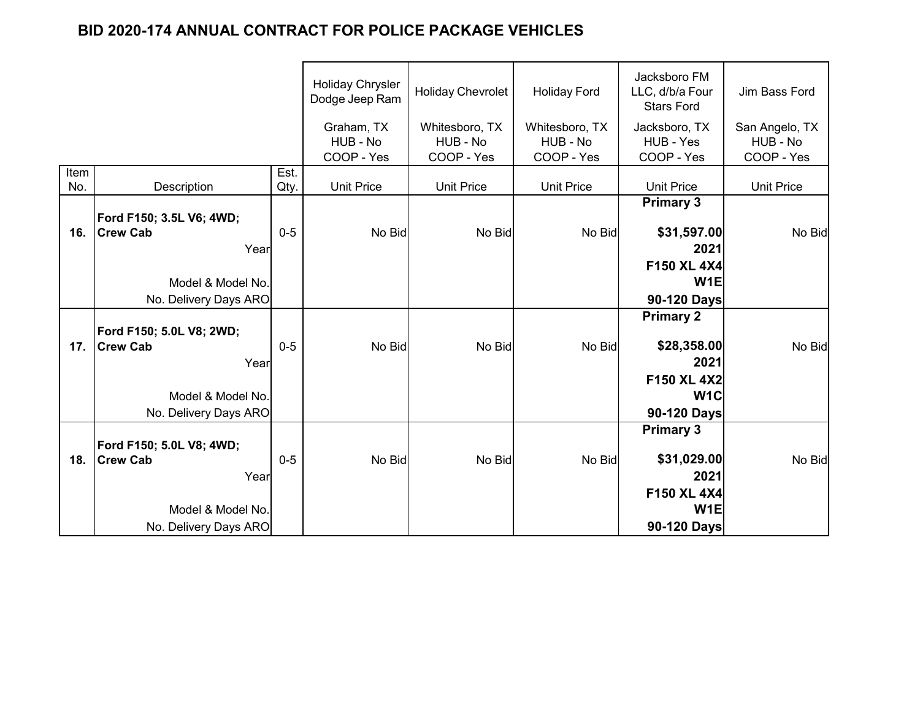# BID 2020-174 ANNUAL CONTRACT FOR POLICE PACKAGE VEHICLES

| | | | Holiday Chrysler Dodge Jeep Ram | Holiday Chevrolet | Holiday Ford | Jacksboro FM LLC, d/b/a Four Stars Ford | Jim Bass Ford |
|---|---|---|---|---|---|---|---|
| | | | Graham, TX<br>HUB - No<br>COOP - Yes | Whitesboro, TX<br>HUB - No<br>COOP - Yes | Whitesboro, TX<br>HUB - No<br>COOP - Yes | Jacksboro, TX<br>HUB - Yes<br>COOP - Yes | San Angelo, TX<br>HUB - No<br>COOP - Yes |
| Item No. | Description | Est. Qty. | Unit Price | Unit Price | Unit Price | Unit Price | Unit Price |
| | | | | | | **Primary 3** | |
| **16.** | **Ford F150; 3.5L V6; 4WD; Crew Cab** | 0-5 | No Bid | No Bid | No Bid | **$31,597.00** | No Bid |
| | Year | | | | | **2021** | |
| | Model & Model No. | | | | | **F150 XL 4X4 W1E** | |
| | No. Delivery Days ARO | | | | | **90-120 Days** | |
| | | | | | | **Primary 2** | |
| **17.** | **Ford F150; 5.0L V8; 2WD; Crew Cab** | 0-5 | No Bid | No Bid | No Bid | **$28,358.00** | No Bid |
| | Year | | | | | **2021** | |
| | Model & Model No. | | | | | **F150 XL 4X2 W1C** | |
| | No. Delivery Days ARO | | | | | **90-120 Days** | |
| | | | | | | **Primary 3** | |
| **18.** | **Ford F150; 5.0L V8; 4WD; Crew Cab** | 0-5 | No Bid | No Bid | No Bid | **$31,029.00** | No Bid |
| | Year | | | | | **2021** | |
| | Model & Model No. | | | | | **F150 XL 4X4 W1E** | |
| | No. Delivery Days ARO | | | | | **90-120 Days** | |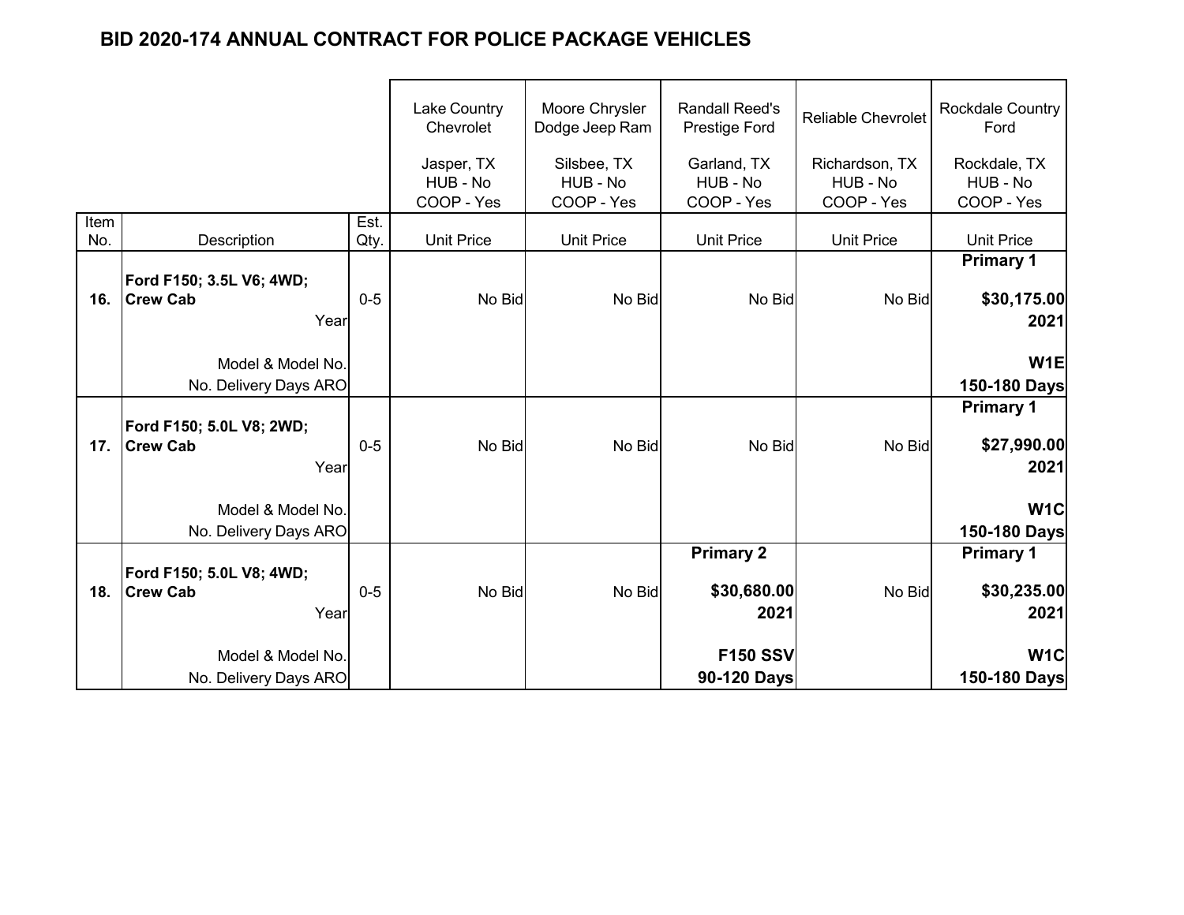# BID 2020-174 ANNUAL CONTRACT FOR POLICE PACKAGE VEHICLES

| | | | Lake Country Chevrolet<br><br>Jasper, TX<br>HUB - No<br>COOP - Yes | Moore Chrysler Dodge Jeep Ram<br><br>Silsbee, TX<br>HUB - No<br>COOP - Yes | Randall Reed's Prestige Ford<br><br>Garland, TX<br>HUB - No<br>COOP - Yes | Reliable Chevrolet<br><br>Richardson, TX<br>HUB - No<br>COOP - Yes | Rockdale Country Ford<br><br>Rockdale, TX<br>HUB - No<br>COOP - Yes |
|---|---|---|---|---|---|---|---|
| Item No. | Description | Est. Qty. | Unit Price | Unit Price | Unit Price | Unit Price | Unit Price |
| | | | | | | | **Primary 1** |
| **16.** | **Ford F150; 3.5L V6; 4WD; Crew Cab** | 0-5 | No Bid | No Bid | No Bid | No Bid | **$30,175.00** |
| | Year | | | | | | **2021** |
| | Model & Model No. | | | | | | **W1E** |
| | No. Delivery Days ARO | | | | | | **150-180 Days** |
| | | | | | | | **Primary 1** |
| **17.** | **Ford F150; 5.0L V8; 2WD; Crew Cab** | 0-5 | No Bid | No Bid | No Bid | No Bid | **$27,990.00** |
| | Year | | | | | | **2021** |
| | Model & Model No. | | | | | | **W1C** |
| | No. Delivery Days ARO | | | | | | **150-180 Days** |
| | | | | | **Primary 2** | | **Primary 1** |
| **18.** | **Ford F150; 5.0L V8; 4WD; Crew Cab** | 0-5 | No Bid | No Bid | **$30,680.00** | No Bid | **$30,235.00** |
| | Year | | | | **2021** | | **2021** |
| | Model & Model No. | | | | **F150 SSV** | | **W1C** |
| | No. Delivery Days ARO | | | | **90-120 Days** | | **150-180 Days** |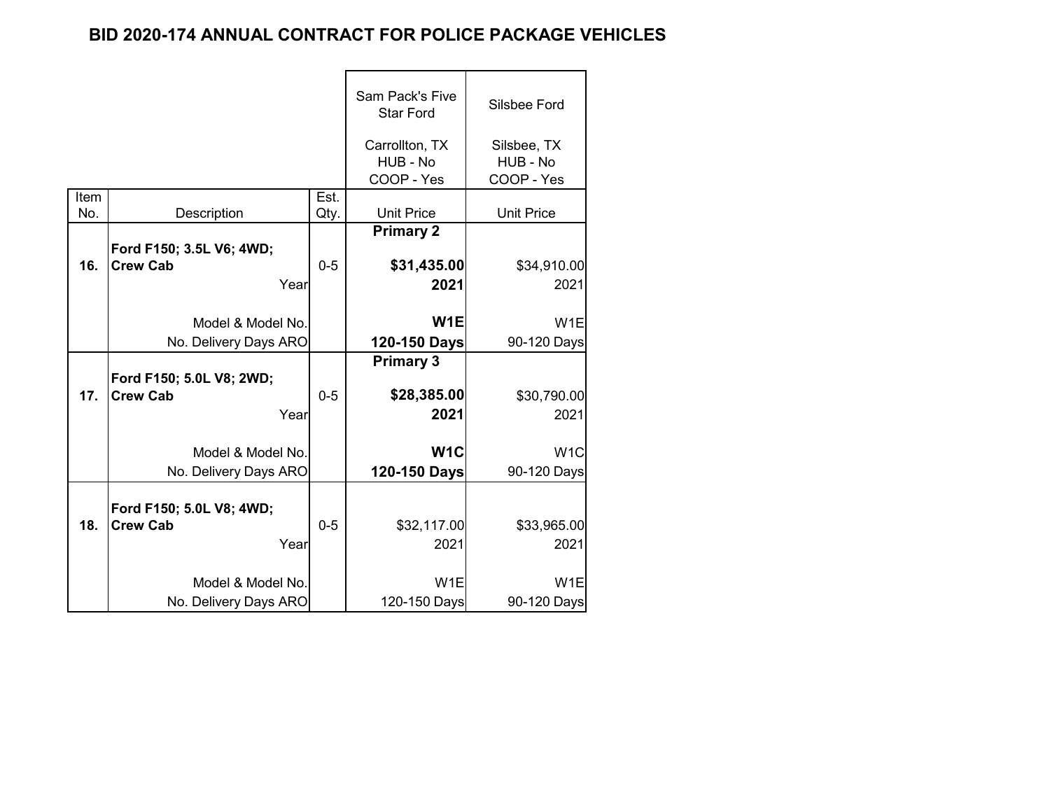# BID 2020-174 ANNUAL CONTRACT FOR POLICE PACKAGE VEHICLES

| Item No. | Description | Est. Qty. | Sam Pack's Five Star Ford<br>Carrollton, TX<br>HUB - No<br>COOP - Yes<br>Unit Price | Silsbee Ford<br>Silsbee, TX<br>HUB - No<br>COOP - Yes<br>Unit Price |
|---|---|---|---|---|
| | | | **Primary 2** | |
| **16.** | **Ford F150; 3.5L V6; 4WD; Crew Cab** | 0-5 | **$31,435.00** | $34,910.00 |
| | Year | | **2021** | 2021 |
| | Model & Model No. | | **W1E** | W1E |
| | No. Delivery Days ARO | | **120-150 Days** | 90-120 Days |
| | | | **Primary 3** | |
| **17.** | **Ford F150; 5.0L V8; 2WD; Crew Cab** | 0-5 | **$28,385.00** | $30,790.00 |
| | Year | | **2021** | 2021 |
| | Model & Model No. | | **W1C** | W1C |
| | No. Delivery Days ARO | | **120-150 Days** | 90-120 Days |
| **18.** | **Ford F150; 5.0L V8; 4WD; Crew Cab** | 0-5 | $32,117.00 | $33,965.00 |
| | Year | | 2021 | 2021 |
| | Model & Model No. | | W1E | W1E |
| | No. Delivery Days ARO | | 120-150 Days | 90-120 Days |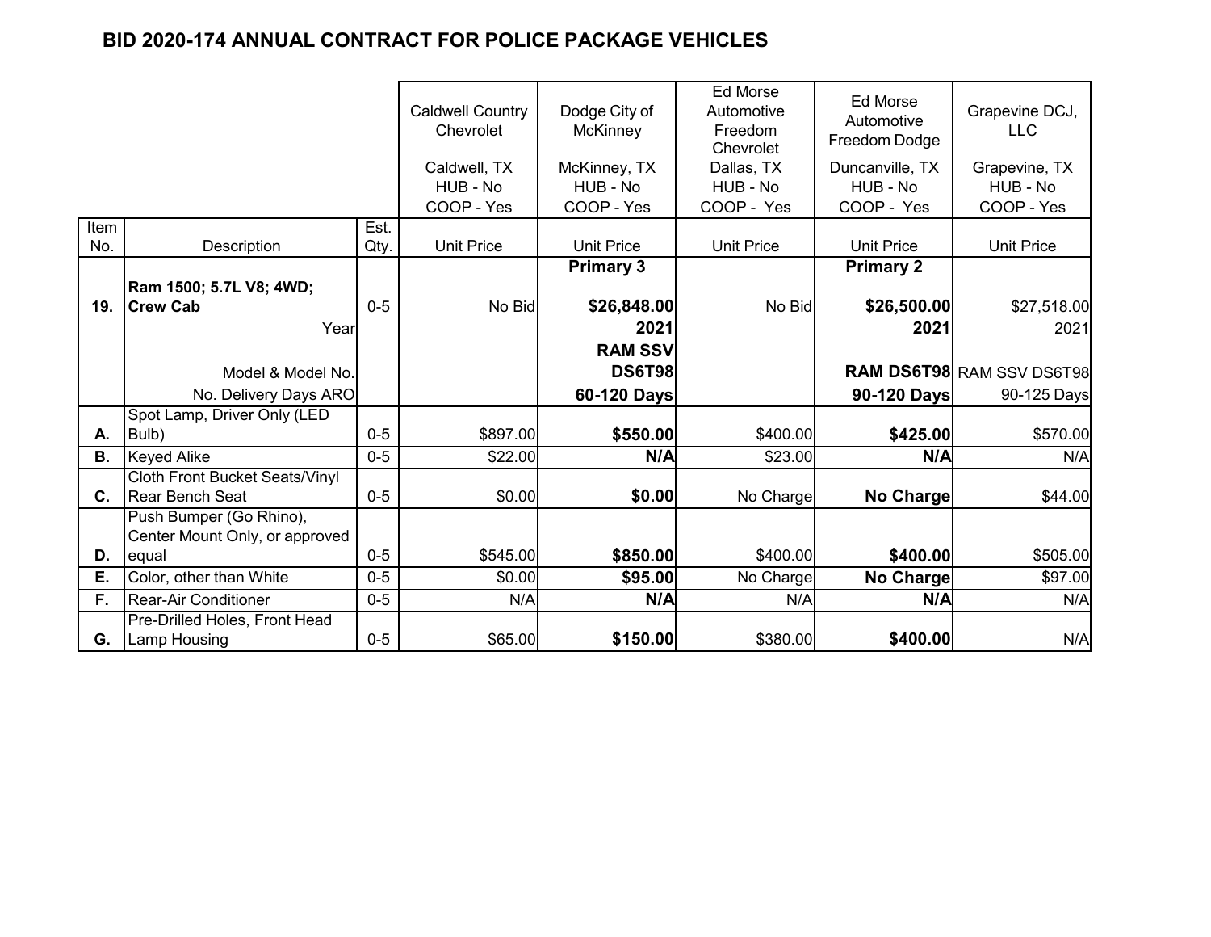## BID 2020-174 ANNUAL CONTRACT FOR POLICE PACKAGE VEHICLES

| Item No. | Description | Est. Qty. | Caldwell Country Chevrolet<br>Caldwell, TX<br>HUB - No<br>COOP - Yes<br>Unit Price | Dodge City of McKinney<br>McKinney, TX<br>HUB - No<br>COOP - Yes<br>Unit Price | Ed Morse Automotive Freedom Chevrolet<br>Dallas, TX<br>HUB - No<br>COOP - Yes<br>Unit Price | Ed Morse Automotive Freedom Dodge<br>Duncanville, TX<br>HUB - No<br>COOP - Yes<br>Unit Price | Grapevine DCJ, LLC<br>Grapevine, TX<br>HUB - No<br>COOP - Yes<br>Unit Price |
|---|---|---|---|---|---|---|---|
| | | | | **Primary 3** | | **Primary 2** | |
| **19.** | **Ram 1500; 5.7L V8; 4WD; Crew Cab** | 0-5 | No Bid | **$26,848.00** | No Bid | **$26,500.00** | $27,518.00 |
| | Year | | | **2021** | | **2021** | 2021 |
| | Model & Model No. | | | **RAM SSV DS6T98** | | **RAM DS6T98** | RAM SSV DS6T98 |
| | No. Delivery Days ARO | | | **60-120 Days** | | **90-120 Days** | 90-125 Days |
| **A.** | Spot Lamp, Driver Only (LED Bulb) | 0-5 | $897.00 | **$550.00** | $400.00 | **$425.00** | $570.00 |
| **B.** | Keyed Alike | 0-5 | $22.00 | **N/A** | $23.00 | **N/A** | N/A |
| **C.** | Cloth Front Bucket Seats/Vinyl Rear Bench Seat | 0-5 | $0.00 | **$0.00** | No Charge | **No Charge** | $44.00 |
| **D.** | Push Bumper (Go Rhino), Center Mount Only, or approved equal | 0-5 | $545.00 | **$850.00** | $400.00 | **$400.00** | $505.00 |
| **E.** | Color, other than White | 0-5 | $0.00 | **$95.00** | No Charge | **No Charge** | $97.00 |
| **F.** | Rear-Air Conditioner | 0-5 | N/A | **N/A** | N/A | **N/A** | N/A |
| **G.** | Pre-Drilled Holes, Front Head Lamp Housing | 0-5 | $65.00 | **$150.00** | $380.00 | **$400.00** | N/A |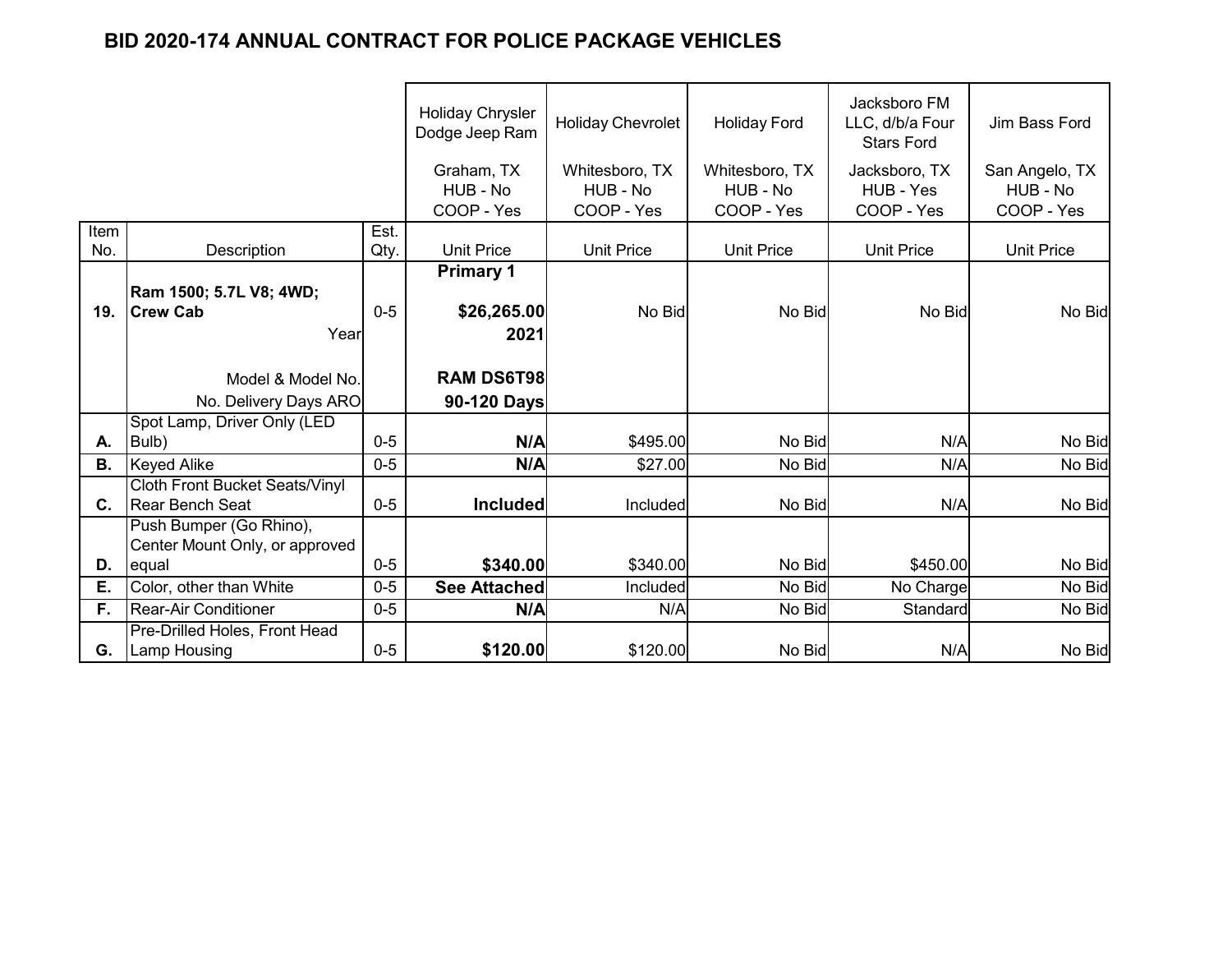# BID 2020-174 ANNUAL CONTRACT FOR POLICE PACKAGE VEHICLES

| Item No. | Description | Est. Qty. | Holiday Chrysler Dodge Jeep Ram<br>Graham, TX<br>HUB - No<br>COOP - Yes<br>Unit Price | Holiday Chevrolet<br>Whitesboro, TX<br>HUB - No<br>COOP - Yes<br>Unit Price | Holiday Ford<br>Whitesboro, TX<br>HUB - No<br>COOP - Yes<br>Unit Price | Jacksboro FM LLC, d/b/a Four Stars Ford<br>Jacksboro, TX<br>HUB - Yes<br>COOP - Yes<br>Unit Price | Jim Bass Ford<br>San Angelo, TX<br>HUB - No<br>COOP - Yes<br>Unit Price |
|---|---|---|---|---|---|---|---|
| **19.** | **Ram 1500; 5.7L V8; 4WD; Crew Cab** | 0-5 | **Primary 1**<br>**$26,265.00** | No Bid | No Bid | No Bid | No Bid |
| | Year | | **2021** | | | | |
| | Model & Model No. | | **RAM DS6T98** | | | | |
| | No. Delivery Days ARO | | **90-120 Days** | | | | |
| **A.** | Spot Lamp, Driver Only (LED Bulb) | 0-5 | **N/A** | $495.00 | No Bid | N/A | No Bid |
| **B.** | Keyed Alike | 0-5 | **N/A** | $27.00 | No Bid | N/A | No Bid |
| **C.** | Cloth Front Bucket Seats/Vinyl Rear Bench Seat | 0-5 | **Included** | Included | No Bid | N/A | No Bid |
| **D.** | Push Bumper (Go Rhino), Center Mount Only, or approved equal | 0-5 | **$340.00** | $340.00 | No Bid | $450.00 | No Bid |
| **E.** | Color, other than White | 0-5 | **See Attached** | Included | No Bid | No Charge | No Bid |
| **F.** | Rear-Air Conditioner | 0-5 | **N/A** | N/A | No Bid | Standard | No Bid |
| **G.** | Pre-Drilled Holes, Front Head Lamp Housing | 0-5 | **$120.00** | $120.00 | No Bid | N/A | No Bid |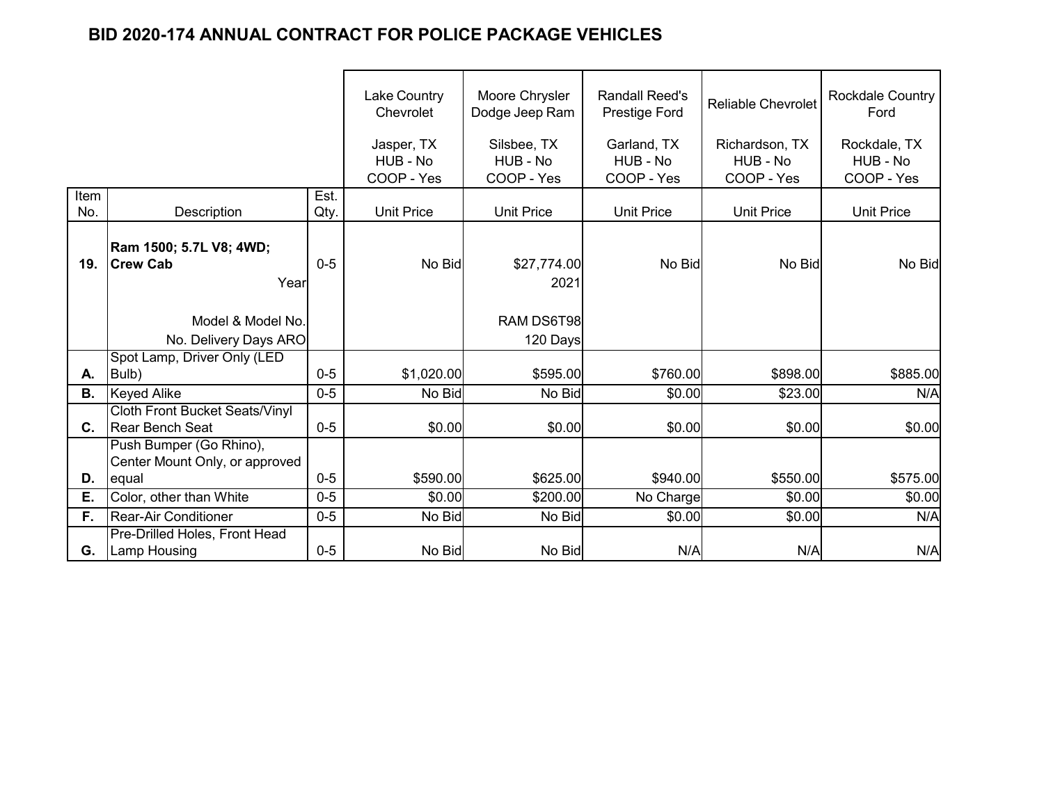# BID 2020-174 ANNUAL CONTRACT FOR POLICE PACKAGE VEHICLES

| Item No. | Description | Est. Qty. | Lake Country Chevrolet<br>Jasper, TX<br>HUB - No<br>COOP - Yes<br>Unit Price | Moore Chrysler Dodge Jeep Ram<br>Silsbee, TX<br>HUB - No<br>COOP - Yes<br>Unit Price | Randall Reed's Prestige Ford<br>Garland, TX<br>HUB - No<br>COOP - Yes<br>Unit Price | Reliable Chevrolet<br>Richardson, TX<br>HUB - No<br>COOP - Yes<br>Unit Price | Rockdale Country Ford<br>Rockdale, TX<br>HUB - No<br>COOP - Yes<br>Unit Price |
|---|---|---|---|---|---|---|---|
| **19.** | **Ram 1500; 5.7L V8; 4WD; Crew Cab** | 0-5 | No Bid | $27,774.00 | No Bid | No Bid | No Bid |
| | Year | | | 2021 | | | |
| | Model & Model No. | | | RAM DS6T98 | | | |
| | No. Delivery Days ARO | | | 120 Days | | | |
| **A.** | Spot Lamp, Driver Only (LED Bulb) | 0-5 | $1,020.00 | $595.00 | $760.00 | $898.00 | $885.00 |
| **B.** | Keyed Alike | 0-5 | No Bid | No Bid | $0.00 | $23.00 | N/A |
| **C.** | Cloth Front Bucket Seats/Vinyl Rear Bench Seat | 0-5 | $0.00 | $0.00 | $0.00 | $0.00 | $0.00 |
| **D.** | Push Bumper (Go Rhino), Center Mount Only, or approved equal | 0-5 | $590.00 | $625.00 | $940.00 | $550.00 | $575.00 |
| **E.** | Color, other than White | 0-5 | $0.00 | $200.00 | No Charge | $0.00 | $0.00 |
| **F.** | Rear-Air Conditioner | 0-5 | No Bid | No Bid | $0.00 | $0.00 | N/A |
| **G.** | Pre-Drilled Holes, Front Head Lamp Housing | 0-5 | No Bid | No Bid | N/A | N/A | N/A |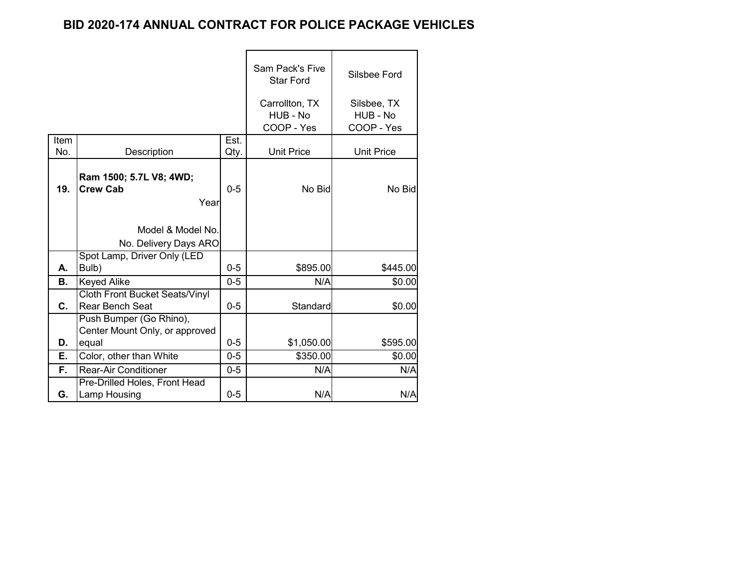# BID 2020-174 ANNUAL CONTRACT FOR POLICE PACKAGE VEHICLES

| Item No. | Description | Est. Qty. | Sam Pack's Five Star Ford<br>Carrollton, TX<br>HUB - No<br>COOP - Yes<br>Unit Price | Silsbee Ford<br>Silsbee, TX<br>HUB - No<br>COOP - Yes<br>Unit Price |
|---|---|---|---|---|
| **19.** | **Ram 1500; 5.7L V8; 4WD; Crew Cab**<br>Year<br><br>Model & Model No.<br>No. Delivery Days ARO | 0-5 | No Bid | No Bid |
| **A.** | Spot Lamp, Driver Only (LED Bulb) | 0-5 | $895.00 | $445.00 |
| **B.** | Keyed Alike | 0-5 | N/A | $0.00 |
| **C.** | Cloth Front Bucket Seats/Vinyl Rear Bench Seat | 0-5 | Standard | $0.00 |
| **D.** | Push Bumper (Go Rhino), Center Mount Only, or approved equal | 0-5 | $1,050.00 | $595.00 |
| **E.** | Color, other than White | 0-5 | $350.00 | $0.00 |
| **F.** | Rear-Air Conditioner | 0-5 | N/A | N/A |
| **G.** | Pre-Drilled Holes, Front Head Lamp Housing | 0-5 | N/A | N/A |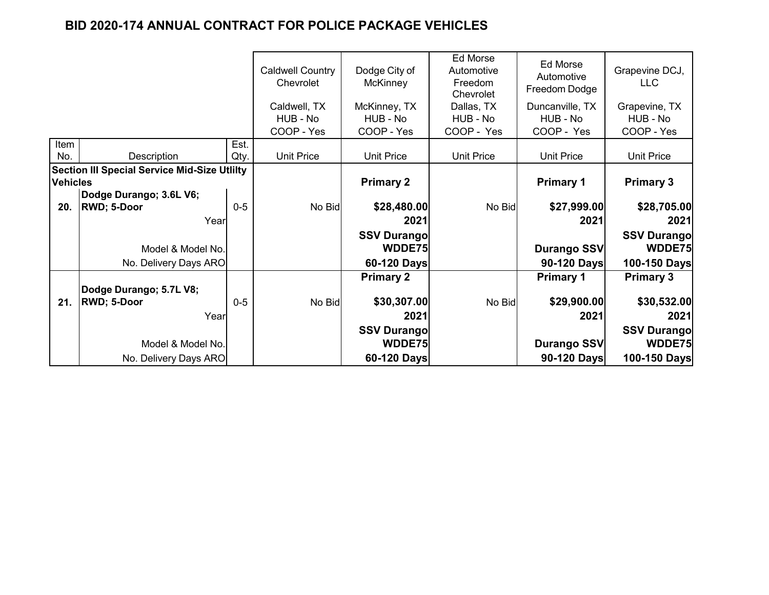# BID 2020-174 ANNUAL CONTRACT FOR POLICE PACKAGE VEHICLES

| Item No. | Description | Est. Qty. | Caldwell Country Chevrolet<br>Caldwell, TX<br>HUB - No<br>COOP - Yes<br>Unit Price | Dodge City of McKinney<br>McKinney, TX<br>HUB - No<br>COOP - Yes<br>Unit Price | Ed Morse Automotive Freedom Chevrolet<br>Dallas, TX<br>HUB - No<br>COOP - Yes<br>Unit Price | Ed Morse Automotive Freedom Dodge<br>Duncanville, TX<br>HUB - No<br>COOP - Yes<br>Unit Price | Grapevine DCJ, LLC<br>Grapevine, TX<br>HUB - No<br>COOP - Yes<br>Unit Price |
|---|---|---|---|---|---|---|---|
| **Section III Special Service Mid-Size Utlilty Vehicles** | | | | **Primary 2** | | **Primary 1** | **Primary 3** |
| **20.** | **Dodge Durango; 3.6L V6; RWD; 5-Door** | 0-5 | No Bid | **$28,480.00** | No Bid | **$27,999.00** | **$28,705.00** |
| | Year | | | **2021** | | **2021** | **2021** |
| | Model & Model No. | | | **SSV Durango WDDE75** | | **Durango SSV** | **SSV Durango WDDE75** |
| | No. Delivery Days ARO | | | **60-120 Days** | | **90-120 Days** | **100-150 Days** |
| | | | | **Primary 2** | | **Primary 1** | **Primary 3** |
| **21.** | **Dodge Durango; 5.7L V8; RWD; 5-Door** | 0-5 | No Bid | **$30,307.00** | No Bid | **$29,900.00** | **$30,532.00** |
| | Year | | | **2021** | | **2021** | **2021** |
| | Model & Model No. | | | **SSV Durango WDDE75** | | **Durango SSV** | **SSV Durango WDDE75** |
| | No. Delivery Days ARO | | | **60-120 Days** | | **90-120 Days** | **100-150 Days** |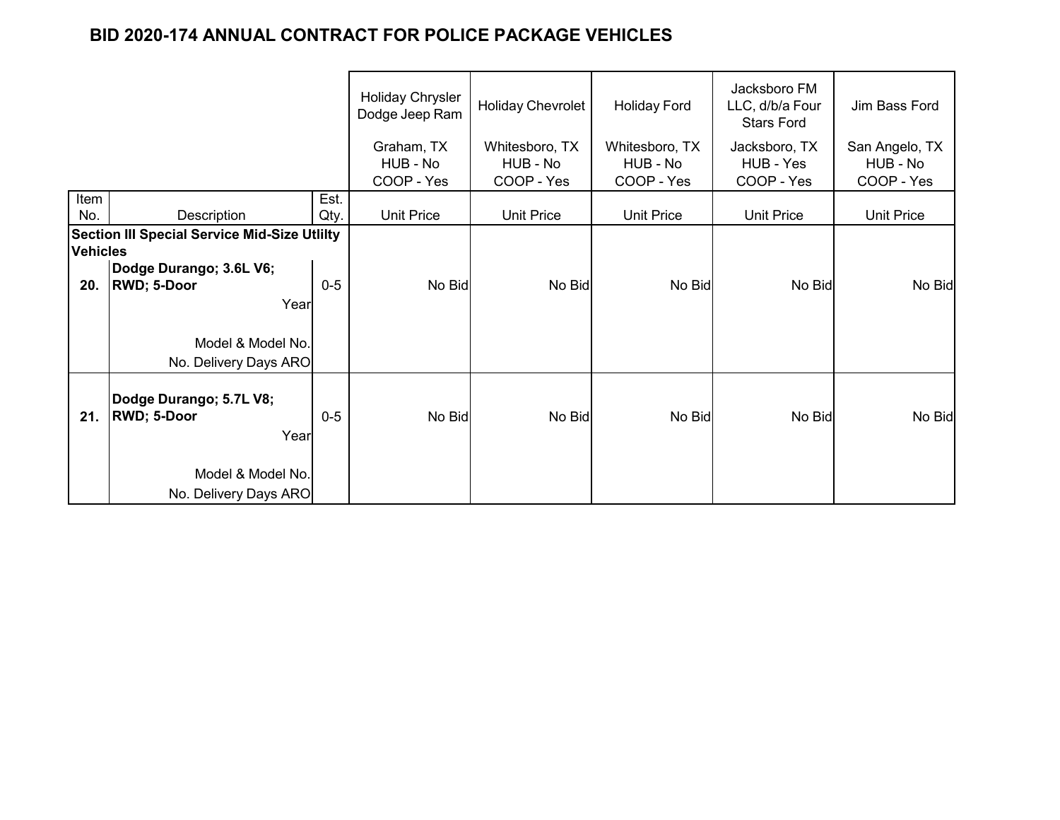# BID 2020-174 ANNUAL CONTRACT FOR POLICE PACKAGE VEHICLES

| Item No. | Description | Est. Qty. | Holiday Chrysler Dodge Jeep Ram<br>Graham, TX<br>HUB - No<br>COOP - Yes<br>Unit Price | Holiday Chevrolet<br>Whitesboro, TX<br>HUB - No<br>COOP - Yes<br>Unit Price | Holiday Ford<br>Whitesboro, TX<br>HUB - No<br>COOP - Yes<br>Unit Price | Jacksboro FM LLC, d/b/a Four Stars Ford<br>Jacksboro, TX<br>HUB - Yes<br>COOP - Yes<br>Unit Price | Jim Bass Ford<br>San Angelo, TX<br>HUB - No<br>COOP - Yes<br>Unit Price |
|---|---|---|---|---|---|---|---|
| **Section III Special Service Mid-Size Utlilty Vehicles** | | | | | | | |
| **20.** | **Dodge Durango; 3.6L V6; RWD; 5-Door**<br>Year<br>Model & Model No.<br>No. Delivery Days ARO | 0-5 | No Bid | No Bid | No Bid | No Bid | No Bid |
| **21.** | **Dodge Durango; 5.7L V8; RWD; 5-Door**<br>Year<br>Model & Model No.<br>No. Delivery Days ARO | 0-5 | No Bid | No Bid | No Bid | No Bid | No Bid |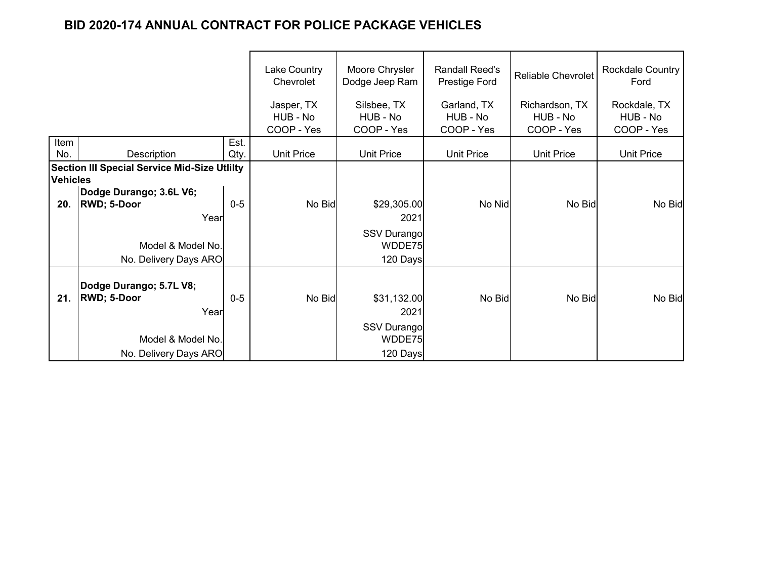# BID 2020-174 ANNUAL CONTRACT FOR POLICE PACKAGE VEHICLES

| Item No. | Description | Est. Qty. | Lake Country Chevrolet<br>Jasper, TX<br>HUB - No<br>COOP - Yes<br>Unit Price | Moore Chrysler Dodge Jeep Ram<br>Silsbee, TX<br>HUB - No<br>COOP - Yes<br>Unit Price | Randall Reed's Prestige Ford<br>Garland, TX<br>HUB - No<br>COOP - Yes<br>Unit Price | Reliable Chevrolet<br>Richardson, TX<br>HUB - No<br>COOP - Yes<br>Unit Price | Rockdale Country Ford<br>Rockdale, TX<br>HUB - No<br>COOP - Yes<br>Unit Price |
|---|---|---|---|---|---|---|---|
| **Section III Special Service Mid-Size Utlilty Vehicles** | | | | | | | |
| **20.** | **Dodge Durango; 3.6L V6; RWD; 5-Door** | 0-5 | No Bid | $29,305.00 | No Nid | No Bid | No Bid |
| | Year | | | 2021 | | | |
| | Model & Model No. | | | SSV Durango WDDE75 | | | |
| | No. Delivery Days ARO | | | 120 Days | | | |
| **21.** | **Dodge Durango; 5.7L V8; RWD; 5-Door** | 0-5 | No Bid | $31,132.00 | No Bid | No Bid | No Bid |
| | Year | | | 2021 | | | |
| | Model & Model No. | | | SSV Durango WDDE75 | | | |
| | No. Delivery Days ARO | | | 120 Days | | | |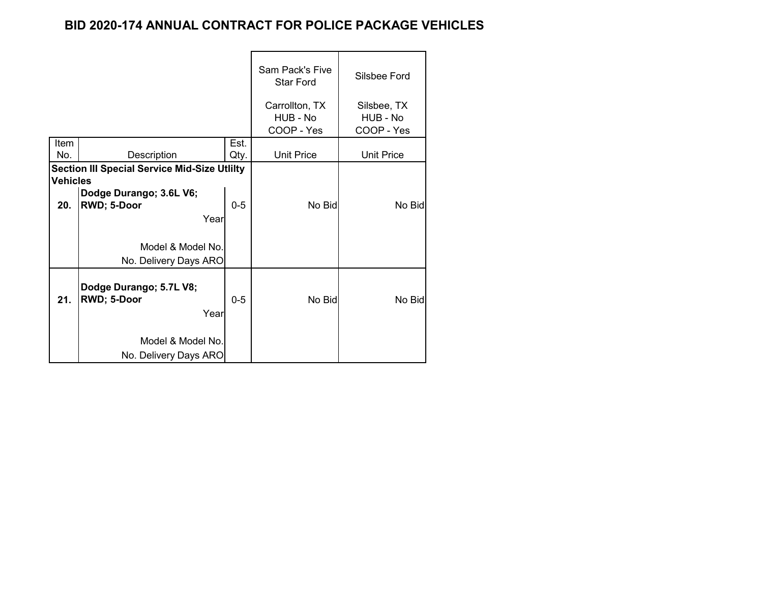# BID 2020-174 ANNUAL CONTRACT FOR POLICE PACKAGE VEHICLES

| Item No. | Description | Est. Qty. | Sam Pack's Five Star Ford<br>Carrollton, TX<br>HUB - No<br>COOP - Yes<br>Unit Price | Silsbee Ford<br>Silsbee, TX<br>HUB - No<br>COOP - Yes<br>Unit Price |
|---|---|---|---|---|
| **Section III Special Service Mid-Size Utlilty Vehicles** | | | | |
| **20.** | **Dodge Durango; 3.6L V6; RWD; 5-Door** | 0-5 | No Bid | No Bid |
| | Year | | | |
| | Model & Model No. | | | |
| | No. Delivery Days ARO | | | |
| **21.** | **Dodge Durango; 5.7L V8; RWD; 5-Door** | 0-5 | No Bid | No Bid |
| | Year | | | |
| | Model & Model No. | | | |
| | No. Delivery Days ARO | | | |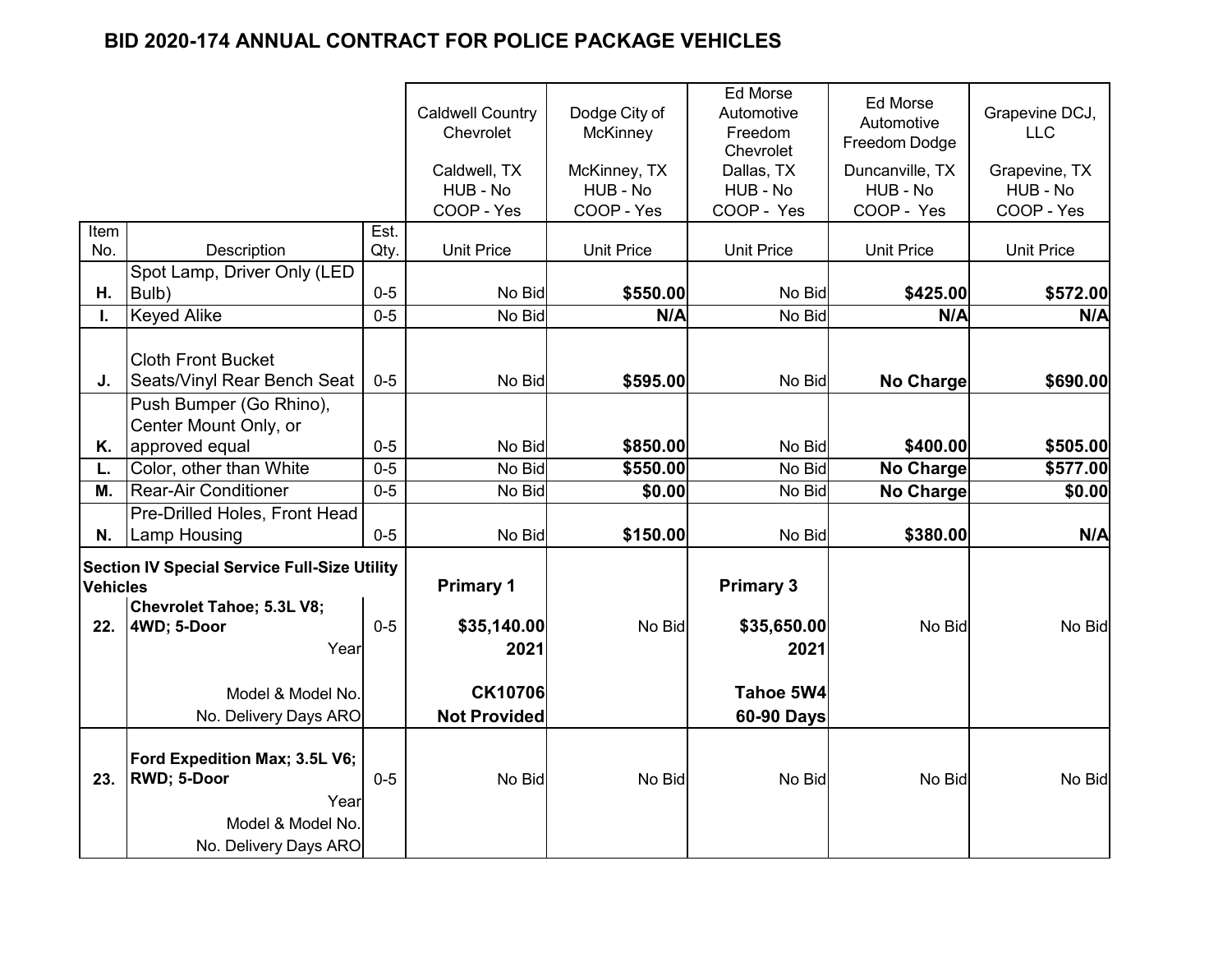# BID 2020-174 ANNUAL CONTRACT FOR POLICE PACKAGE VEHICLES

| Item No. | Description | Est. Qty. | Caldwell Country Chevrolet<br>Caldwell, TX<br>HUB - No<br>COOP - Yes<br>Unit Price | Dodge City of McKinney<br>McKinney, TX<br>HUB - No<br>COOP - Yes<br>Unit Price | Ed Morse Automotive Freedom Chevrolet<br>Dallas, TX<br>HUB - No<br>COOP - Yes<br>Unit Price | Ed Morse Automotive Freedom Dodge<br>Duncanville, TX<br>HUB - No<br>COOP - Yes<br>Unit Price | Grapevine DCJ, LLC<br>Grapevine, TX<br>HUB - No<br>COOP - Yes<br>Unit Price |
|---|---|---|---|---|---|---|---|
| **H.** | Spot Lamp, Driver Only (LED Bulb) | 0-5 | No Bid | **$550.00** | No Bid | **$425.00** | **$572.00** |
| **I.** | Keyed Alike | 0-5 | No Bid | **N/A** | No Bid | **N/A** | **N/A** |
| **J.** | Cloth Front Bucket Seats/Vinyl Rear Bench Seat | 0-5 | No Bid | **$595.00** | No Bid | **No Charge** | **$690.00** |
| **K.** | Push Bumper (Go Rhino), Center Mount Only, or approved equal | 0-5 | No Bid | **$850.00** | No Bid | **$400.00** | **$505.00** |
| **L.** | Color, other than White | 0-5 | No Bid | **$550.00** | No Bid | **No Charge** | **$577.00** |
| **M.** | Rear-Air Conditioner | 0-5 | No Bid | **$0.00** | No Bid | **No Charge** | **$0.00** |
| **N.** | Pre-Drilled Holes, Front Head Lamp Housing | 0-5 | No Bid | **$150.00** | No Bid | **$380.00** | **N/A** |
| **Section IV Special Service Full-Size Utility Vehicles** | | | **Primary 1** | | **Primary 3** | | |
| **22.** | **Chevrolet Tahoe; 5.3L V8; 4WD; 5-Door** | 0-5 | **$35,140.00** | No Bid | **$35,650.00** | No Bid | No Bid |
| | Year | | **2021** | | **2021** | | |
| | Model & Model No. | | **CK10706** | | **Tahoe 5W4** | | |
| | No. Delivery Days ARO | | **Not Provided** | | **60-90 Days** | | |
| **23.** | **Ford Expedition Max; 3.5L V6; RWD; 5-Door** | 0-5 | No Bid | No Bid | No Bid | No Bid | No Bid |
| | Year | | | | | | |
| | Model & Model No. | | | | | | |
| | No. Delivery Days ARO | | | | | | |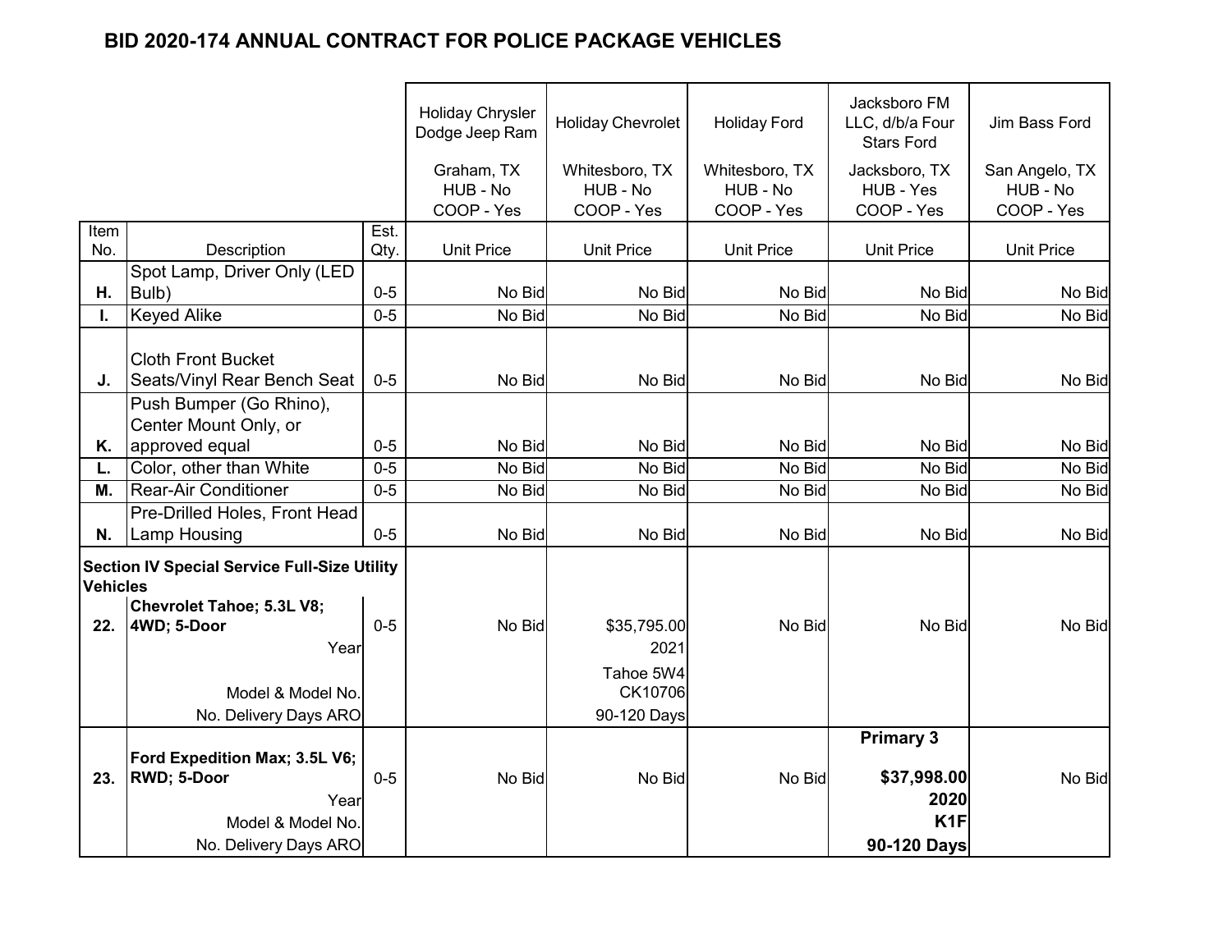# BID 2020-174 ANNUAL CONTRACT FOR POLICE PACKAGE VEHICLES

| Item No. | Description | Est. Qty. | Holiday Chrysler Dodge Jeep Ram<br>Graham, TX<br>HUB - No<br>COOP - Yes<br>Unit Price | Holiday Chevrolet<br>Whitesboro, TX<br>HUB - No<br>COOP - Yes<br>Unit Price | Holiday Ford<br>Whitesboro, TX<br>HUB - No<br>COOP - Yes<br>Unit Price | Jacksboro FM LLC, d/b/a Four Stars Ford<br>Jacksboro, TX<br>HUB - Yes<br>COOP - Yes<br>Unit Price | Jim Bass Ford<br>San Angelo, TX<br>HUB - No<br>COOP - Yes<br>Unit Price |
|---|---|---|---|---|---|---|---|
| H. | Spot Lamp, Driver Only (LED Bulb) | 0-5 | No Bid | No Bid | No Bid | No Bid | No Bid |
| I. | Keyed Alike | 0-5 | No Bid | No Bid | No Bid | No Bid | No Bid |
| J. | Cloth Front Bucket Seats/Vinyl Rear Bench Seat | 0-5 | No Bid | No Bid | No Bid | No Bid | No Bid |
| K. | Push Bumper (Go Rhino), Center Mount Only, or approved equal | 0-5 | No Bid | No Bid | No Bid | No Bid | No Bid |
| L. | Color, other than White | 0-5 | No Bid | No Bid | No Bid | No Bid | No Bid |
| M. | Rear-Air Conditioner | 0-5 | No Bid | No Bid | No Bid | No Bid | No Bid |
| N. | Pre-Drilled Holes, Front Head Lamp Housing | 0-5 | No Bid | No Bid | No Bid | No Bid | No Bid |
| **Section IV Special Service Full-Size Utility Vehicles** | | | | | | | |
| **22.** | **Chevrolet Tahoe; 5.3L V8; 4WD; 5-Door** | 0-5 | No Bid | $35,795.00 | No Bid | No Bid | No Bid |
| | Year | | | 2021 | | | |
| | Model & Model No. | | | Tahoe 5W4 CK10706 | | | |
| | No. Delivery Days ARO | | | 90-120 Days | | | |
| **23.** | **Ford Expedition Max; 3.5L V6; RWD; 5-Door** | 0-5 | No Bid | No Bid | No Bid | **Primary 3**<br>**$37,998.00** | No Bid |
| | Year | | | | | **2020** | |
| | Model & Model No. | | | | | **K1F** | |
| | No. Delivery Days ARO | | | | | **90-120 Days** | |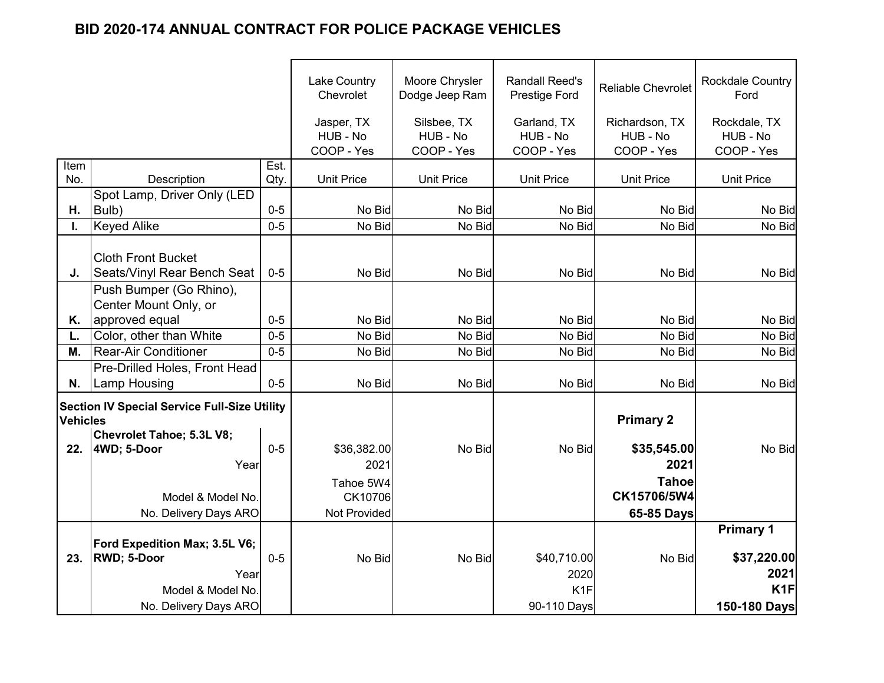# BID 2020-174 ANNUAL CONTRACT FOR POLICE PACKAGE VEHICLES

| Item No. | Description | Est. Qty. | Lake Country Chevrolet<br>Jasper, TX<br>HUB - No<br>COOP - Yes<br>Unit Price | Moore Chrysler Dodge Jeep Ram<br>Silsbee, TX<br>HUB - No<br>COOP - Yes<br>Unit Price | Randall Reed's Prestige Ford<br>Garland, TX<br>HUB - No<br>COOP - Yes<br>Unit Price | Reliable Chevrolet<br>Richardson, TX<br>HUB - No<br>COOP - Yes<br>Unit Price | Rockdale Country Ford<br>Rockdale, TX<br>HUB - No<br>COOP - Yes<br>Unit Price |
|---|---|---|---|---|---|---|---|
| **H.** | Spot Lamp, Driver Only (LED Bulb) | 0-5 | No Bid | No Bid | No Bid | No Bid | No Bid |
| **I.** | Keyed Alike | 0-5 | No Bid | No Bid | No Bid | No Bid | No Bid |
| **J.** | Cloth Front Bucket Seats/Vinyl Rear Bench Seat | 0-5 | No Bid | No Bid | No Bid | No Bid | No Bid |
| **K.** | Push Bumper (Go Rhino), Center Mount Only, or approved equal | 0-5 | No Bid | No Bid | No Bid | No Bid | No Bid |
| **L.** | Color, other than White | 0-5 | No Bid | No Bid | No Bid | No Bid | No Bid |
| **M.** | Rear-Air Conditioner | 0-5 | No Bid | No Bid | No Bid | No Bid | No Bid |
| **N.** | Pre-Drilled Holes, Front Head Lamp Housing | 0-5 | No Bid | No Bid | No Bid | No Bid | No Bid |
| **Section IV Special Service Full-Size Utility Vehicles** | | | | | | **Primary 2** | |
| **22.** | **Chevrolet Tahoe; 5.3L V8; 4WD; 5-Door** | 0-5 | $36,382.00 | No Bid | No Bid | **$35,545.00** | No Bid |
| | Year | | 2021 | | | **2021** | |
| | Model & Model No. | | Tahoe 5W4<br>CK10706 | | | **Tahoe<br>CK15706/5W4** | |
| | No. Delivery Days ARO | | Not Provided | | | **65-85 Days** | |
| | | | | | | | **Primary 1** |
| **23.** | **Ford Expedition Max; 3.5L V6; RWD; 5-Door** | 0-5 | No Bid | No Bid | $40,710.00 | No Bid | **$37,220.00** |
| | Year | | | | 2020 | | **2021** |
| | Model & Model No. | | | | K1F | | **K1F** |
| | No. Delivery Days ARO | | | | 90-110 Days | | **150-180 Days** |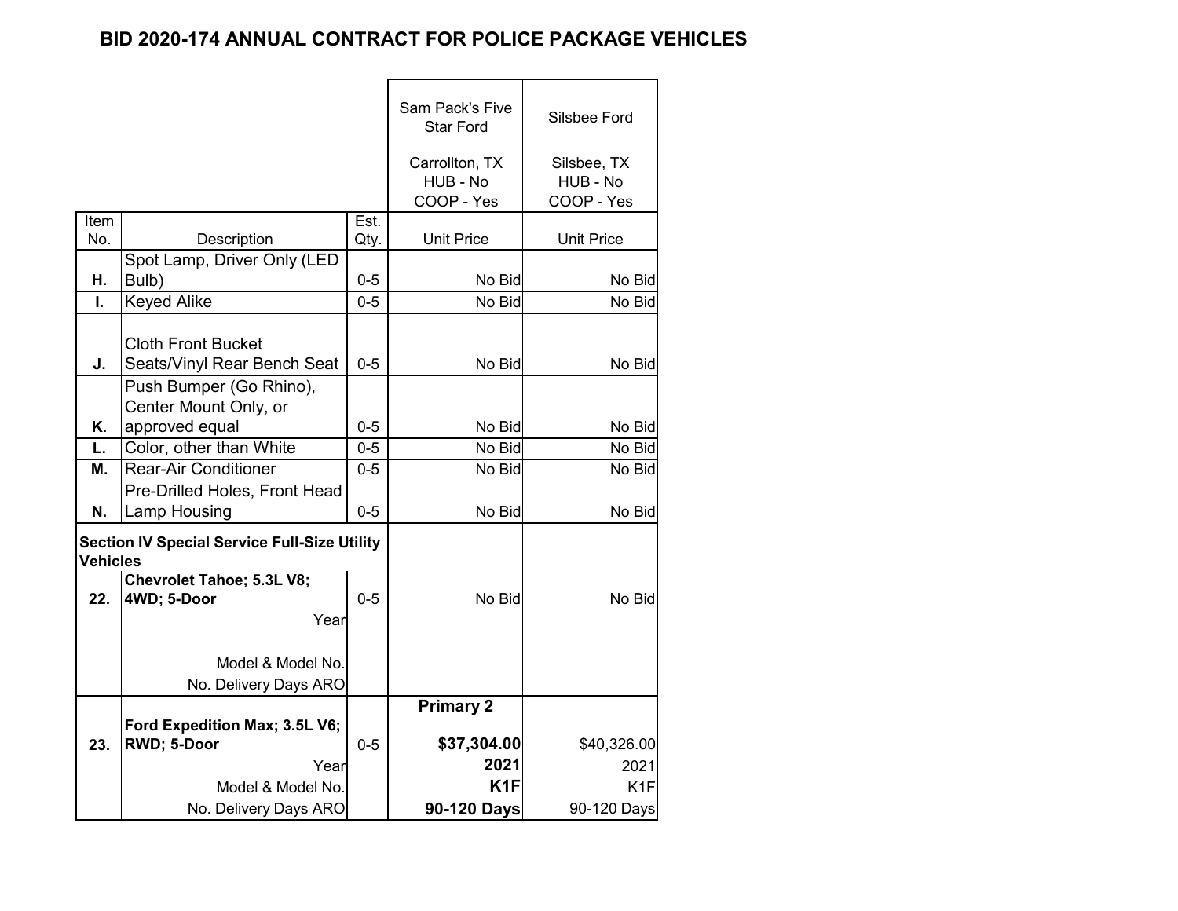# BID 2020-174 ANNUAL CONTRACT FOR POLICE PACKAGE VEHICLES

| Item No. | Description | Est. Qty. | Sam Pack's Five Star Ford<br>Carrollton, TX<br>HUB - No<br>COOP - Yes<br>Unit Price | Silsbee Ford<br>Silsbee, TX<br>HUB - No<br>COOP - Yes<br>Unit Price |
|---|---|---|---|---|
| **H.** | Spot Lamp, Driver Only (LED Bulb) | 0-5 | No Bid | No Bid |
| **I.** | Keyed Alike | 0-5 | No Bid | No Bid |
| **J.** | Cloth Front Bucket Seats/Vinyl Rear Bench Seat | 0-5 | No Bid | No Bid |
| **K.** | Push Bumper (Go Rhino), Center Mount Only, or approved equal | 0-5 | No Bid | No Bid |
| **L.** | Color, other than White | 0-5 | No Bid | No Bid |
| **M.** | Rear-Air Conditioner | 0-5 | No Bid | No Bid |
| **N.** | Pre-Drilled Holes, Front Head Lamp Housing | 0-5 | No Bid | No Bid |
| **Section IV Special Service Full-Size Utility Vehicles** | | | | |
| **22.** | **Chevrolet Tahoe; 5.3L V8; 4WD; 5-Door** | 0-5 | No Bid | No Bid |
| | Year | | | |
| | Model & Model No. | | | |
| | No. Delivery Days ARO | | | |
| | | | **Primary 2** | |
| **23.** | **Ford Expedition Max; 3.5L V6; RWD; 5-Door** | 0-5 | **$37,304.00** | $40,326.00 |
| | Year | | **2021** | 2021 |
| | Model & Model No. | | **K1F** | K1F |
| | No. Delivery Days ARO | | **90-120 Days** | 90-120 Days |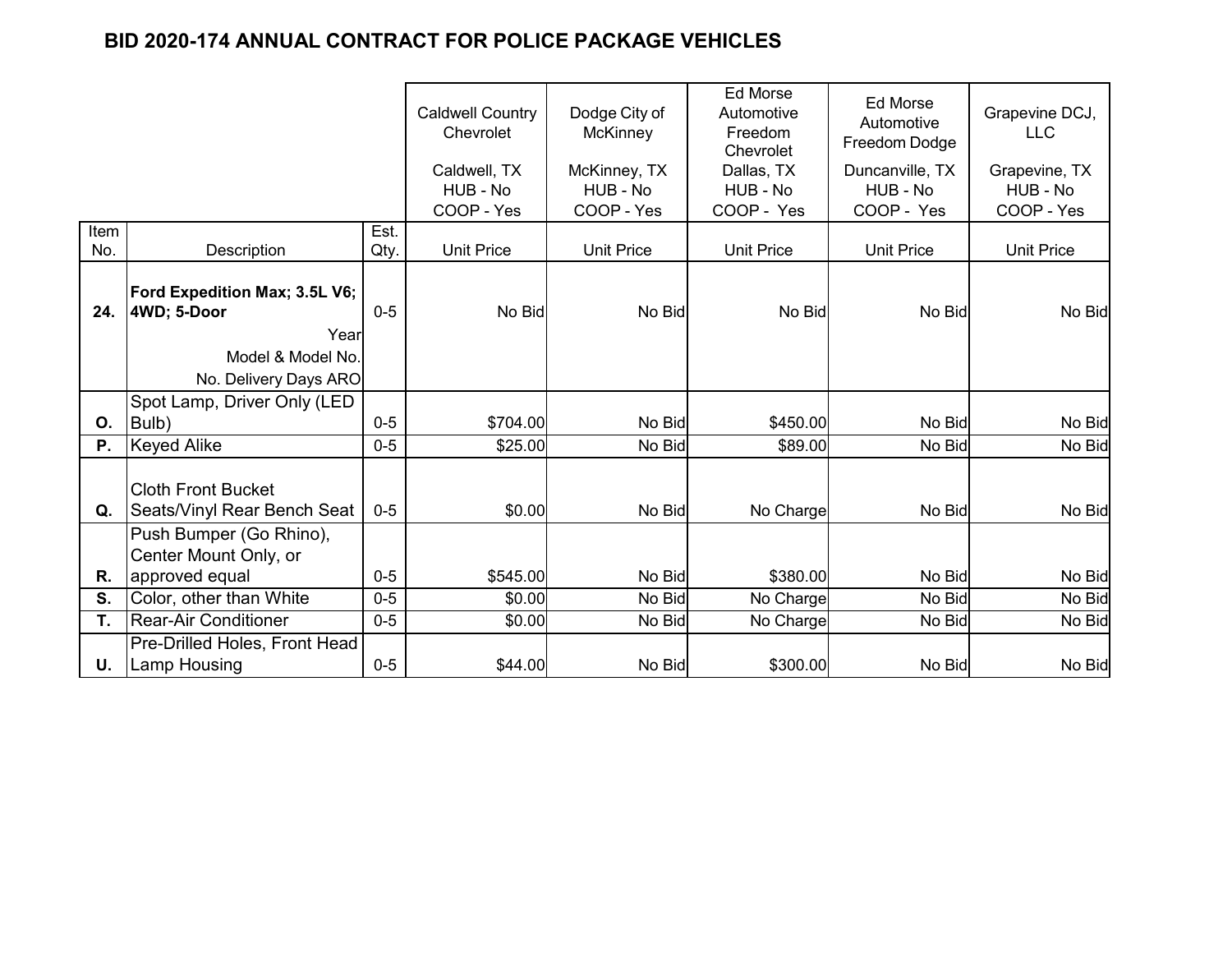# BID 2020-174 ANNUAL CONTRACT FOR POLICE PACKAGE VEHICLES

| Item No. | Description | Est. Qty. | Caldwell Country Chevrolet<br>Caldwell, TX<br>HUB - No<br>COOP - Yes<br>Unit Price | Dodge City of McKinney<br>McKinney, TX<br>HUB - No<br>COOP - Yes<br>Unit Price | Ed Morse Automotive Freedom Chevrolet<br>Dallas, TX<br>HUB - No<br>COOP - Yes<br>Unit Price | Ed Morse Automotive Freedom Dodge<br>Duncanville, TX<br>HUB - No<br>COOP - Yes<br>Unit Price | Grapevine DCJ, LLC<br>Grapevine, TX<br>HUB - No<br>COOP - Yes<br>Unit Price |
|---|---|---|---|---|---|---|---|
| **24.** | **Ford Expedition Max; 3.5L V6; 4WD; 5-Door**<br>Year<br>Model & Model No.<br>No. Delivery Days ARO | 0-5 | No Bid | No Bid | No Bid | No Bid | No Bid |
| **O.** | Spot Lamp, Driver Only (LED Bulb) | 0-5 | $704.00 | No Bid | $450.00 | No Bid | No Bid |
| **P.** | Keyed Alike | 0-5 | $25.00 | No Bid | $89.00 | No Bid | No Bid |
| **Q.** | Cloth Front Bucket Seats/Vinyl Rear Bench Seat | 0-5 | $0.00 | No Bid | No Charge | No Bid | No Bid |
| **R.** | Push Bumper (Go Rhino), Center Mount Only, or approved equal | 0-5 | $545.00 | No Bid | $380.00 | No Bid | No Bid |
| **S.** | Color, other than White | 0-5 | $0.00 | No Bid | No Charge | No Bid | No Bid |
| **T.** | Rear-Air Conditioner | 0-5 | $0.00 | No Bid | No Charge | No Bid | No Bid |
| **U.** | Pre-Drilled Holes, Front Head Lamp Housing | 0-5 | $44.00 | No Bid | $300.00 | No Bid | No Bid |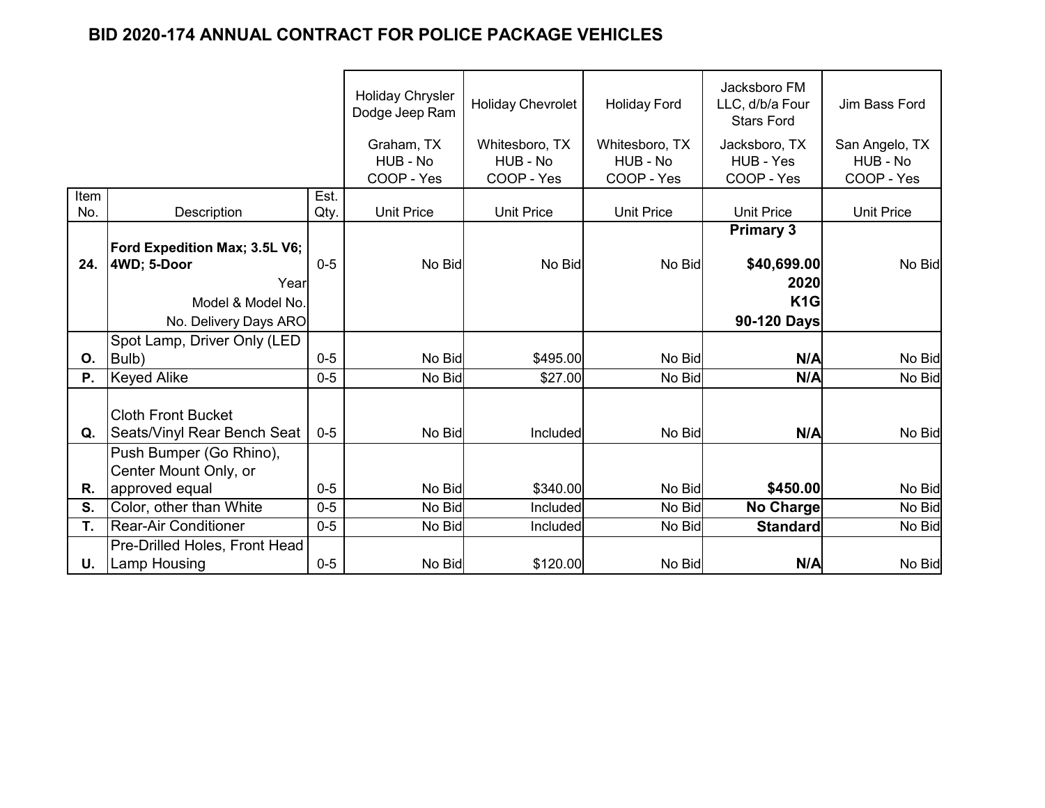# BID 2020-174 ANNUAL CONTRACT FOR POLICE PACKAGE VEHICLES

| | | | Holiday Chrysler Dodge Jeep Ram | Holiday Chevrolet | Holiday Ford | Jacksboro FM LLC, d/b/a Four Stars Ford | Jim Bass Ford |
|---|---|---|---|---|---|---|---|
| | | | Graham, TX<br>HUB - No<br>COOP - Yes | Whitesboro, TX<br>HUB - No<br>COOP - Yes | Whitesboro, TX<br>HUB - No<br>COOP - Yes | Jacksboro, TX<br>HUB - Yes<br>COOP - Yes | San Angelo, TX<br>HUB - No<br>COOP - Yes |
| Item No. | Description | Est. Qty. | Unit Price | Unit Price | Unit Price | Unit Price | Unit Price |
| | | | | | | **Primary 3** | |
| **24.** | **Ford Expedition Max; 3.5L V6; 4WD; 5-Door** | 0-5 | No Bid | No Bid | No Bid | **$40,699.00** | No Bid |
| | Year | | | | | **2020** | |
| | Model & Model No. | | | | | **K1G** | |
| | No. Delivery Days ARO | | | | | **90-120 Days** | |
| **O.** | Spot Lamp, Driver Only (LED Bulb) | 0-5 | No Bid | $495.00 | No Bid | **N/A** | No Bid |
| **P.** | Keyed Alike | 0-5 | No Bid | $27.00 | No Bid | **N/A** | No Bid |
| **Q.** | Cloth Front Bucket Seats/Vinyl Rear Bench Seat | 0-5 | No Bid | Included | No Bid | **N/A** | No Bid |
| **R.** | Push Bumper (Go Rhino), Center Mount Only, or approved equal | 0-5 | No Bid | $340.00 | No Bid | **$450.00** | No Bid |
| **S.** | Color, other than White | 0-5 | No Bid | Included | No Bid | **No Charge** | No Bid |
| **T.** | Rear-Air Conditioner | 0-5 | No Bid | Included | No Bid | **Standard** | No Bid |
| **U.** | Pre-Drilled Holes, Front Head Lamp Housing | 0-5 | No Bid | $120.00 | No Bid | **N/A** | No Bid |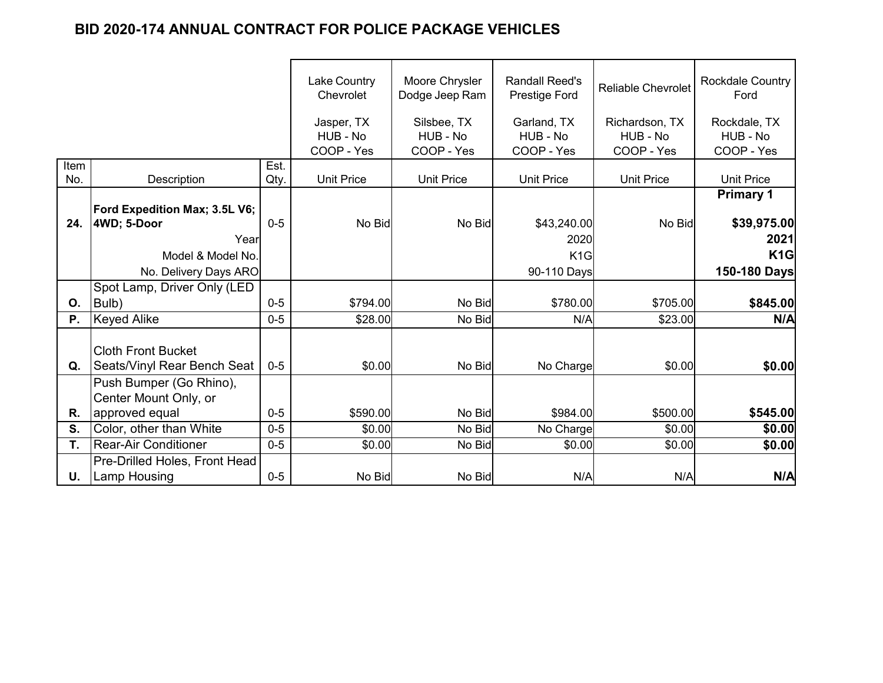# BID 2020-174 ANNUAL CONTRACT FOR POLICE PACKAGE VEHICLES

| Item No. | Description | Est. Qty. | Lake Country Chevrolet<br>Jasper, TX<br>HUB - No<br>COOP - Yes<br>Unit Price | Moore Chrysler Dodge Jeep Ram<br>Silsbee, TX<br>HUB - No<br>COOP - Yes<br>Unit Price | Randall Reed's Prestige Ford<br>Garland, TX<br>HUB - No<br>COOP - Yes<br>Unit Price | Reliable Chevrolet<br>Richardson, TX<br>HUB - No<br>COOP - Yes<br>Unit Price | Rockdale Country Ford<br>Rockdale, TX<br>HUB - No<br>COOP - Yes<br>Unit Price |
|---|---|---|---|---|---|---|---|
| | | | | | | | **Primary 1** |
| **24.** | **Ford Expedition Max; 3.5L V6; 4WD; 5-Door** | 0-5 | No Bid | No Bid | $43,240.00 | No Bid | **$39,975.00** |
| | Year | | | | 2020 | | **2021** |
| | Model & Model No. | | | | K1G | | **K1G** |
| | No. Delivery Days ARO | | | | 90-110 Days | | **150-180 Days** |
| **O.** | Spot Lamp, Driver Only (LED Bulb) | 0-5 | $794.00 | No Bid | $780.00 | $705.00 | **$845.00** |
| **P.** | Keyed Alike | 0-5 | $28.00 | No Bid | N/A | $23.00 | **N/A** |
| **Q.** | Cloth Front Bucket Seats/Vinyl Rear Bench Seat | 0-5 | $0.00 | No Bid | No Charge | $0.00 | **$0.00** |
| **R.** | Push Bumper (Go Rhino), Center Mount Only, or approved equal | 0-5 | $590.00 | No Bid | $984.00 | $500.00 | **$545.00** |
| **S.** | Color, other than White | 0-5 | $0.00 | No Bid | No Charge | $0.00 | **$0.00** |
| **T.** | Rear-Air Conditioner | 0-5 | $0.00 | No Bid | $0.00 | $0.00 | **$0.00** |
| **U.** | Pre-Drilled Holes, Front Head Lamp Housing | 0-5 | No Bid | No Bid | N/A | N/A | **N/A** |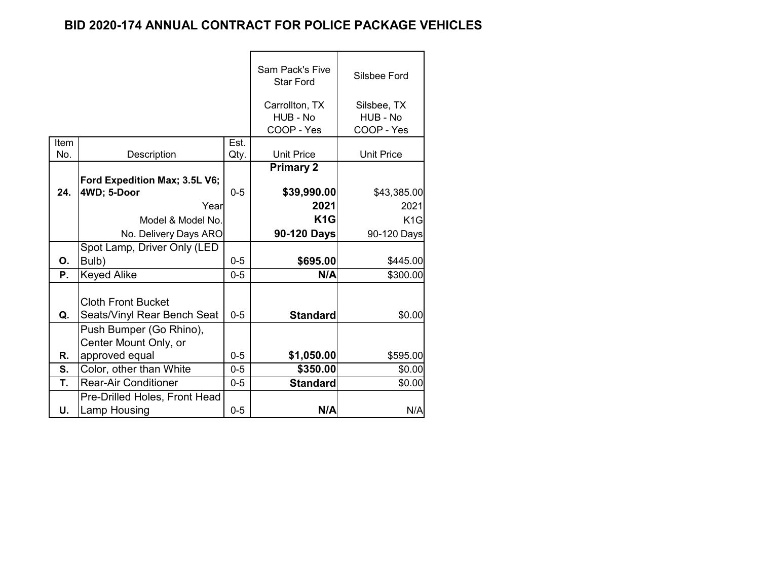# BID 2020-174 ANNUAL CONTRACT FOR POLICE PACKAGE VEHICLES

| Item No. | Description | Est. Qty. | Sam Pack's Five Star Ford<br>Carrollton, TX<br>HUB - No<br>COOP - Yes<br>Unit Price | Silsbee Ford<br>Silsbee, TX<br>HUB - No<br>COOP - Yes<br>Unit Price |
|---|---|---|---|---|
| | | | **Primary 2** | |
| **24.** | **Ford Expedition Max; 3.5L V6; 4WD; 5-Door** | 0-5 | **$39,990.00** | $43,385.00 |
| | Year | | **2021** | 2021 |
| | Model & Model No. | | **K1G** | K1G |
| | No. Delivery Days ARO | | **90-120 Days** | 90-120 Days |
| **O.** | Spot Lamp, Driver Only (LED Bulb) | 0-5 | **$695.00** | $445.00 |
| **P.** | Keyed Alike | 0-5 | **N/A** | $300.00 |
| **Q.** | Cloth Front Bucket Seats/Vinyl Rear Bench Seat | 0-5 | **Standard** | $0.00 |
| **R.** | Push Bumper (Go Rhino), Center Mount Only, or approved equal | 0-5 | **$1,050.00** | $595.00 |
| **S.** | Color, other than White | 0-5 | **$350.00** | $0.00 |
| **T.** | Rear-Air Conditioner | 0-5 | **Standard** | $0.00 |
| **U.** | Pre-Drilled Holes, Front Head Lamp Housing | 0-5 | **N/A** | N/A |